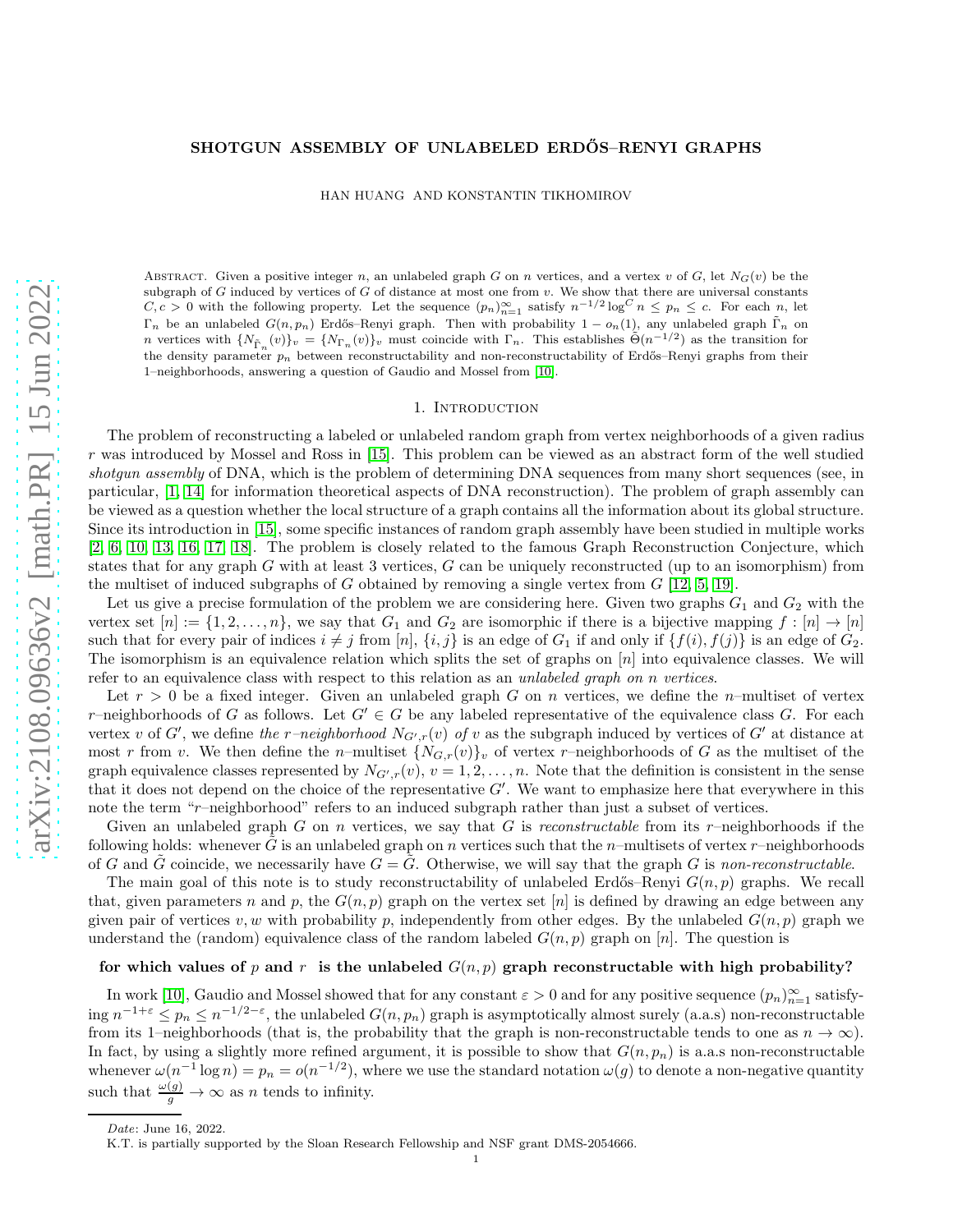# SHOTGUN ASSEMBLY OF UNLABELED ERDŐS–RENYI GRAPHS

HAN HUANG AND KONSTANTIN TIKHOMIROV

Abstract. Given a positive integer $n$, an unlabeled graph $G$ on $n$ vertices, and a vertex $v$ of $G$, let $N_G(v)$ be the subgraph of $G$ induced by vertices of $G$ of distance at most one from $v$. We show that there are universal constants $C, c > 0$ with the following property. Let the sequence $(p_n)_{n=1}^{\infty}$ satisfy $n^{-1/2}\log^C n \le p_n \le c$. For each $n$, let $\Gamma_n$ be an unlabeled $G(n, p_n)$ Erdős–Renyi graph. Then with probability $1 - o_n(1)$, any unlabeled graph $\tilde{\Gamma}_n$ on $n$ vertices with $\{N_{\tilde{\Gamma}_n}(v)\}_v = \{N_{\Gamma_n}(v)\}_v$ must coincide with $\Gamma_n$. This establishes $\tilde{\Theta}(n^{-1/2})$ as the transition for the density parameter $p_n$ between reconstructability and non-reconstructability of Erdős–Renyi graphs from their 1–neighborhoods, answering a question of Gaudio and Mossel from [10].

## 1. Introduction

The problem of reconstructing a labeled or unlabeled random graph from vertex neighborhoods of a given radius $r$ was introduced by Mossel and Ross in [15]. This problem can be viewed as an abstract form of the well studied *shotgun assembly* of DNA, which is the problem of determining DNA sequences from many short sequences (see, in particular, [1, 14] for information theoretical aspects of DNA reconstruction). The problem of graph assembly can be viewed as a question whether the local structure of a graph contains all the information about its global structure. Since its introduction in [15], some specific instances of random graph assembly have been studied in multiple works [2, 6, 10, 13, 16, 17, 18]. The problem is closely related to the famous Graph Reconstruction Conjecture, which states that for any graph $G$ with at least 3 vertices, $G$ can be uniquely reconstructed (up to an isomorphism) from the multiset of induced subgraphs of $G$ obtained by removing a single vertex from $G$ [12, 5, 19].

Let us give a precise formulation of the problem we are considering here. Given two graphs $G_1$ and $G_2$ with the vertex set $[n] := \{1, 2, \dots, n\}$, we say that $G_1$ and $G_2$ are isomorphic if there is a bijective mapping $f : [n] \to [n]$ such that for every pair of indices $i \ne j$ from $[n]$, $\{i, j\}$ is an edge of $G_1$ if and only if $\{f(i), f(j)\}$ is an edge of $G_2$. The isomorphism is an equivalence relation which splits the set of graphs on $[n]$ into equivalence classes. We will refer to an equivalence class with respect to this relation as an *unlabeled graph on n vertices*.

Let $r > 0$ be a fixed integer. Given an unlabeled graph $G$ on $n$ vertices, we define the $n$–multiset of vertex $r$–neighborhoods of $G$ as follows. Let $G' \in G$ be any labeled representative of the equivalence class $G$. For each vertex $v$ of $G'$, we define *the r–neighborhood* $N_{G',r}(v)$ *of* $v$ as the subgraph induced by vertices of $G'$ at distance at most $r$ from $v$. We then define the $n$–multiset $\{N_{G,r}(v)\}_v$ of vertex $r$–neighborhoods of $G$ as the multiset of the graph equivalence classes represented by $N_{G',r}(v)$, $v = 1, 2, \dots, n$. Note that the definition is consistent in the sense that it does not depend on the choice of the representative $G'$. We want to emphasize here that everywhere in this note the term "$r$–neighborhood" refers to an induced subgraph rather than just a subset of vertices.

Given an unlabeled graph $G$ on $n$ vertices, we say that $G$ is *reconstructable* from its $r$–neighborhoods if the following holds: whenever $\tilde{G}$ is an unlabeled graph on $n$ vertices such that the $n$–multisets of vertex $r$–neighborhoods of $G$ and $\tilde{G}$ coincide, we necessarily have $G = \tilde{G}$. Otherwise, we will say that the graph $G$ is *non-reconstructable*.

The main goal of this note is to study reconstructability of unlabeled Erdős–Renyi $G(n, p)$ graphs. We recall that, given parameters $n$ and $p$, the $G(n, p)$ graph on the vertex set $[n]$ is defined by drawing an edge between any given pair of vertices $v, w$ with probability $p$, independently from other edges. By the unlabeled $G(n, p)$ graph we understand the (random) equivalence class of the random labeled $G(n, p)$ graph on $[n]$. The question is

**for which values of $p$ and $r$ is the unlabeled $G(n, p)$ graph reconstructable with high probability?**

In work [10], Gaudio and Mossel showed that for any constant $\varepsilon > 0$ and for any positive sequence $(p_n)_{n=1}^{\infty}$ satisfying $n^{-1+\varepsilon} \le p_n \le n^{-1/2-\varepsilon}$, the unlabeled $G(n, p_n)$ graph is asymptotically almost surely (a.a.s) non-reconstructable from its 1–neighborhoods (that is, the probability that the graph is non-reconstructable tends to one as $n \to \infty$). In fact, by using a slightly more refined argument, it is possible to show that $G(n, p_n)$ is a.a.s non-reconstructable whenever $\omega(n^{-1}\log n) = p_n = o(n^{-1/2})$, where we use the standard notation $\omega(g)$ to denote a non-negative quantity such that $\frac{\omega(g)}{g} \to \infty$ as $n$ tends to infinity.

---

*Date*: June 16, 2022.

K.T. is partially supported by the Sloan Research Fellowship and NSF grant DMS-2054666.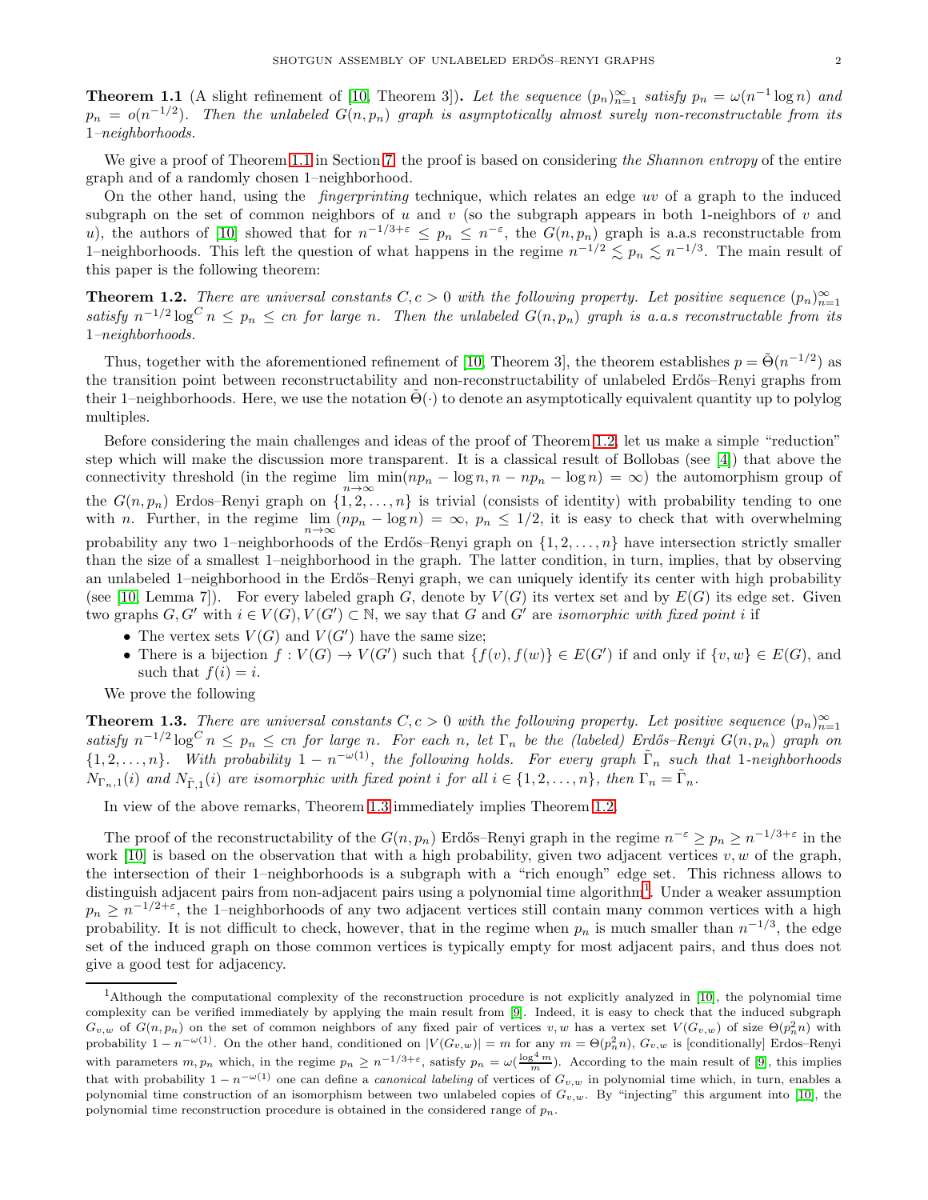**Theorem 1.1** (A slight refinement of [10, Theorem 3]). *Let the sequence $(p_n)_{n=1}^\infty$ satisfy $p_n = \omega(n^{-1}\log n)$ and $p_n = o(n^{-1/2})$. Then the unlabeled $G(n,p_n)$ graph is asymptotically almost surely non-reconstructable from its 1–neighborhoods.*

We give a proof of Theorem 1.1 in Section 7; the proof is based on considering *the Shannon entropy* of the entire graph and of a randomly chosen 1–neighborhood.

On the other hand, using the *fingerprinting* technique, which relates an edge $uv$ of a graph to the induced subgraph on the set of common neighbors of $u$ and $v$ (so the subgraph appears in both 1-neighbors of $v$ and $u$), the authors of [10] showed that for $n^{-1/3+\varepsilon} \le p_n \le n^{-\varepsilon}$, the $G(n,p_n)$ graph is a.a.s reconstructable from 1–neighborhoods. This left the question of what happens in the regime $n^{-1/2} \lesssim p_n \lesssim n^{-1/3}$. The main result of this paper is the following theorem:

**Theorem 1.2.** *There are universal constants $C, c > 0$ with the following property. Let positive sequence $(p_n)_{n=1}^\infty$ satisfy $n^{-1/2}\log^C n \le p_n \le cn$ for large $n$. Then the unlabeled $G(n,p_n)$ graph is a.a.s reconstructable from its 1–neighborhoods.*

Thus, together with the aforementioned refinement of [10, Theorem 3], the theorem establishes $p = \tilde\Theta(n^{-1/2})$ as the transition point between reconstructability and non-reconstructability of unlabeled Erdős–Renyi graphs from their 1–neighborhoods. Here, we use the notation $\tilde\Theta(\cdot)$ to denote an asymptotically equivalent quantity up to polylog multiples.

Before considering the main challenges and ideas of the proof of Theorem 1.2, let us make a simple "reduction" step which will make the discussion more transparent. It is a classical result of Bollobas (see [4]) that above the connectivity threshold (in the regime $\lim\limits_{n\to\infty} \min(np_n - \log n, n - np_n - \log n) = \infty$) the automorphism group of the $G(n,p_n)$ Erdos–Renyi graph on $\{1,2,\dots,n\}$ is trivial (consists of identity) with probability tending to one with $n$. Further, in the regime $\lim\limits_{n\to\infty}(np_n - \log n) = \infty$, $p_n \le 1/2$, it is easy to check that with overwhelming probability any two 1–neighborhoods of the Erdős–Renyi graph on $\{1,2,\dots,n\}$ have intersection strictly smaller than the size of a smallest 1–neighborhood in the graph. The latter condition, in turn, implies, that by observing an unlabeled 1–neighborhood in the Erdős–Renyi graph, we can uniquely identify its center with high probability (see [10, Lemma 7]). For every labeled graph $G$, denote by $V(G)$ its vertex set and by $E(G)$ its edge set. Given two graphs $G, G'$ with $i \in V(G), V(G') \subset \mathbb{N}$, we say that $G$ and $G'$ are *isomorphic with fixed point $i$* if

- The vertex sets $V(G)$ and $V(G')$ have the same size;
- There is a bijection $f : V(G) \to V(G')$ such that $\{f(v), f(w)\} \in E(G')$ if and only if $\{v,w\} \in E(G)$, and such that $f(i) = i$.

We prove the following

**Theorem 1.3.** *There are universal constants $C, c > 0$ with the following property. Let positive sequence $(p_n)_{n=1}^\infty$ satisfy $n^{-1/2}\log^C n \le p_n \le cn$ for large $n$. For each $n$, let $\Gamma_n$ be the (labeled) Erdős–Renyi $G(n,p_n)$ graph on $\{1,2,\dots,n\}$. With probability $1 - n^{-\omega(1)}$, the following holds. For every graph $\tilde\Gamma_n$ such that 1-neighborhoods $N_{\Gamma_n,1}(i)$ and $N_{\tilde\Gamma,1}(i)$ are isomorphic with fixed point $i$ for all $i \in \{1,2,\dots,n\}$, then $\Gamma_n = \tilde\Gamma_n$.*

In view of the above remarks, Theorem 1.3 immediately implies Theorem 1.2.

The proof of the reconstructability of the $G(n,p_n)$ Erdős–Renyi graph in the regime $n^{-\varepsilon} \ge p_n \ge n^{-1/3+\varepsilon}$ in the work [10] is based on the observation that with a high probability, given two adjacent vertices $v, w$ of the graph, the intersection of their 1–neighborhoods is a subgraph with a "rich enough" edge set. This richness allows to distinguish adjacent pairs from non-adjacent pairs using a polynomial time algorithm[1]. Under a weaker assumption $p_n \ge n^{-1/2+\varepsilon}$, the 1–neighborhoods of any two adjacent vertices still contain many common vertices with a high probability. It is not difficult to check, however, that in the regime when $p_n$ is much smaller than $n^{-1/3}$, the edge set of the induced graph on those common vertices is typically empty for most adjacent pairs, and thus does not give a good test for adjacency.

[1] Although the computational complexity of the reconstruction procedure is not explicitly analyzed in [10], the polynomial time complexity can be verified immediately by applying the main result from [9]. Indeed, it is easy to check that the induced subgraph $G_{v,w}$ of $G(n,p_n)$ on the set of common neighbors of any fixed pair of vertices $v, w$ has a vertex set $V(G_{v,w})$ of size $\Theta(p_n^2 n)$ with probability $1 - n^{-\omega(1)}$. On the other hand, conditioned on $|V(G_{v,w})| = m$ for any $m = \Theta(p_n^2 n)$, $G_{v,w}$ is [conditionally] Erdos–Renyi with parameters $m, p_n$ which, in the regime $p_n \ge n^{-1/3+\varepsilon}$, satisfy $p_n = \omega(\frac{\log^4 m}{m})$. According to the main result of [9], this implies that with probability $1 - n^{-\omega(1)}$ one can define a *canonical labeling* of vertices of $G_{v,w}$ in polynomial time which, in turn, enables a polynomial time construction of an isomorphism between two unlabeled copies of $G_{v,w}$. By "injecting" this argument into [10], the polynomial time reconstruction procedure is obtained in the considered range of $p_n$.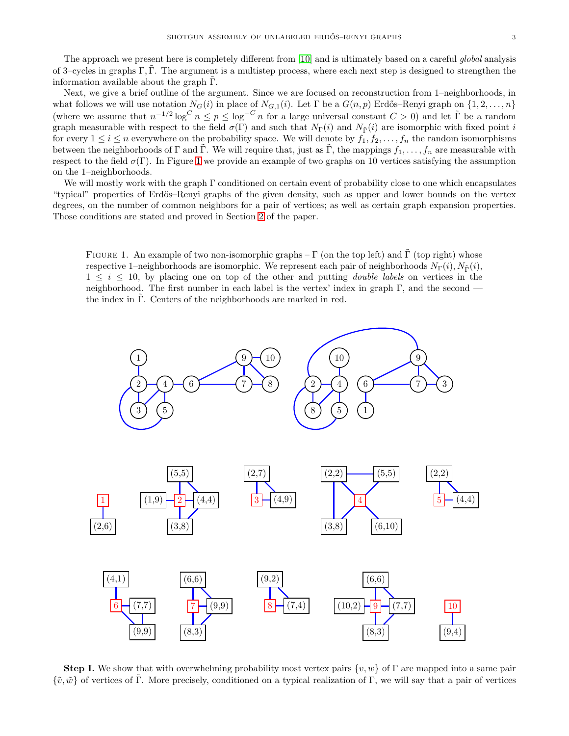The approach we present here is completely different from [10] and is ultimately based on a careful *global* analysis of 3–cycles in graphs $\Gamma, \tilde{\Gamma}$. The argument is a multistep process, where each next step is designed to strengthen the information available about the graph $\tilde{\Gamma}$.

Next, we give a brief outline of the argument. Since we are focused on reconstruction from 1–neighborhoods, in what follows we will use notation $N_G(i)$ in place of $N_{G,1}(i)$. Let $\Gamma$ be a $G(n,p)$ Erdős–Renyi graph on $\{1,2,\dots,n\}$ (where we assume that $n^{-1/2}\log^C n \le p \le \log^{-C} n$ for a large universal constant $C>0$) and let $\tilde{\Gamma}$ be a random graph measurable with respect to the field $\sigma(\Gamma)$ and such that $N_\Gamma(i)$ and $N_{\tilde{\Gamma}}(i)$ are isomorphic with fixed point $i$ for every $1\le i\le n$ everywhere on the probability space. We will denote by $f_1, f_2, \dots, f_n$ the random isomorphisms between the neighborhoods of $\Gamma$ and $\tilde{\Gamma}$. We will require that, just as $\tilde{\Gamma}$, the mappings $f_1,\dots,f_n$ are measurable with respect to the field $\sigma(\Gamma)$. In Figure 1 we provide an example of two graphs on 10 vertices satisfying the assumption on the 1–neighborhoods.

We will mostly work with the graph $\Gamma$ conditioned on certain event of probability close to one which encapsulates "typical" properties of Erdős–Renyi graphs of the given density, such as upper and lower bounds on the vertex degrees, on the number of common neighbors for a pair of vertices; as well as certain graph expansion properties. Those conditions are stated and proved in Section 2 of the paper.

Figure 1. An example of two non-isomorphic graphs – $\Gamma$ (on the top left) and $\tilde{\Gamma}$ (top right) whose respective 1–neighborhoods are isomorphic. We represent each pair of neighborhoods $N_\Gamma(i), N_{\tilde{\Gamma}}(i)$, $1\le i\le 10$, by placing one on top of the other and putting *double labels* on vertices in the neighborhood. The first number in each label is the vertex' index in graph $\Gamma$, and the second — the index in $\tilde{\Gamma}$. Centers of the neighborhoods are marked in red.

**Step I.** We show that with overwhelming probability most vertex pairs $\{v,w\}$ of $\Gamma$ are mapped into a same pair $\{\tilde{v},\tilde{w}\}$ of vertices of $\tilde{\Gamma}$. More precisely, conditioned on a typical realization of $\Gamma$, we will say that a pair of vertices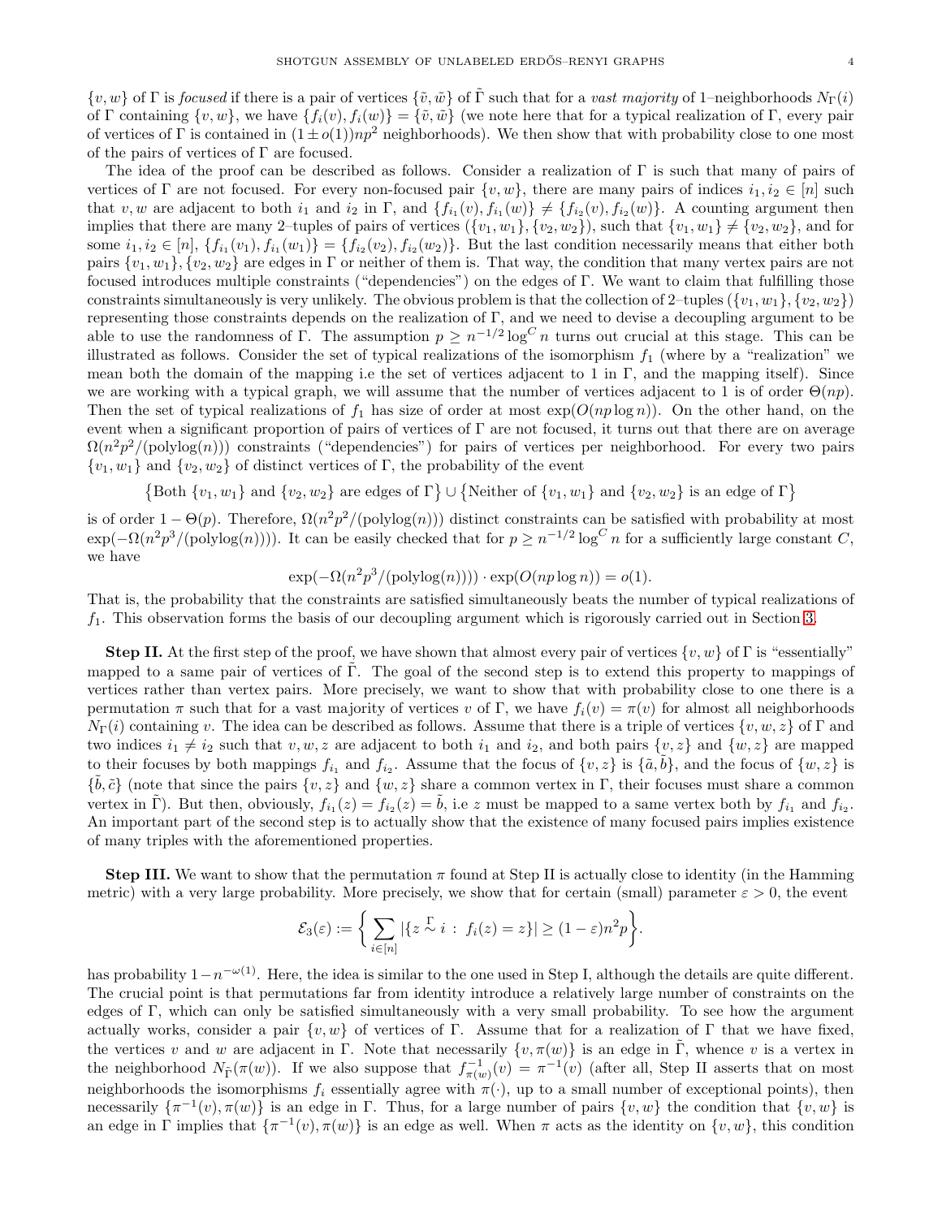$\{v,w\}$ of $\Gamma$ is *focused* if there is a pair of vertices $\{\tilde{v},\tilde{w}\}$ of $\tilde{\Gamma}$ such that for a *vast majority* of 1–neighborhoods $N_\Gamma(i)$ of $\Gamma$ containing $\{v,w\}$, we have $\{f_i(v),f_i(w)\}=\{\tilde{v},\tilde{w}\}$ (we note here that for a typical realization of $\Gamma$, every pair of vertices of $\Gamma$ is contained in $(1\pm o(1))np^2$ neighborhoods). We then show that with probability close to one most of the pairs of vertices of $\Gamma$ are focused.

The idea of the proof can be described as follows. Consider a realization of $\Gamma$ is such that many of pairs of vertices of $\Gamma$ are not focused. For every non-focused pair $\{v,w\}$, there are many pairs of indices $i_1,i_2\in[n]$ such that $v,w$ are adjacent to both $i_1$ and $i_2$ in $\Gamma$, and $\{f_{i_1}(v),f_{i_1}(w)\}\neq\{f_{i_2}(v),f_{i_2}(w)\}$. A counting argument then implies that there are many 2–tuples of pairs of vertices $(\{v_1,w_1\},\{v_2,w_2\})$, such that $\{v_1,w_1\}\neq\{v_2,w_2\}$, and for some $i_1,i_2\in[n]$, $\{f_{i_1}(v_1),f_{i_1}(w_1)\}=\{f_{i_2}(v_2),f_{i_2}(w_2)\}$. But the last condition necessarily means that either both pairs $\{v_1,w_1\},\{v_2,w_2\}$ are edges in $\Gamma$ or neither of them is. That way, the condition that many vertex pairs are not focused introduces multiple constraints ("dependencies") on the edges of $\Gamma$. We want to claim that fulfilling those constraints simultaneously is very unlikely. The obvious problem is that the collection of 2–tuples $(\{v_1,w_1\},\{v_2,w_2\})$ representing those constraints depends on the realization of $\Gamma$, and we need to devise a decoupling argument to be able to use the randomness of $\Gamma$. The assumption $p\geq n^{-1/2}\log^C n$ turns out crucial at this stage. This can be illustrated as follows. Consider the set of typical realizations of the isomorphism $f_1$ (where by a "realization" we mean both the domain of the mapping i.e the set of vertices adjacent to 1 in $\Gamma$, and the mapping itself). Since we are working with a typical graph, we will assume that the number of vertices adjacent to 1 is of order $\Theta(np)$. Then the set of typical realizations of $f_1$ has size of order at most $\exp(O(np\log n))$. On the other hand, on the event when a significant proportion of pairs of vertices of $\Gamma$ are not focused, it turns out that there are on average $\Omega(n^2p^2/(\text{polylog}(n)))$ constraints ("dependencies") for pairs of vertices per neighborhood. For every two pairs $\{v_1,w_1\}$ and $\{v_2,w_2\}$ of distinct vertices of $\Gamma$, the probability of the event

$$\big\{\text{Both } \{v_1,w_1\} \text{ and } \{v_2,w_2\} \text{ are edges of } \Gamma\big\}\cup\big\{\text{Neither of } \{v_1,w_1\} \text{ and } \{v_2,w_2\} \text{ is an edge of } \Gamma\big\}$$

is of order $1-\Theta(p)$. Therefore, $\Omega(n^2p^2/(\text{polylog}(n)))$ distinct constraints can be satisfied with probability at most $\exp(-\Omega(n^2p^3/(\text{polylog}(n))))$. It can be easily checked that for $p\geq n^{-1/2}\log^C n$ for a sufficiently large constant $C$, we have

$$\exp(-\Omega(n^2p^3/(\text{polylog}(n))))\cdot\exp(O(np\log n))=o(1).$$

That is, the probability that the constraints are satisfied simultaneously beats the number of typical realizations of $f_1$. This observation forms the basis of our decoupling argument which is rigorously carried out in Section 3.

**Step II.** At the first step of the proof, we have shown that almost every pair of vertices $\{v,w\}$ of $\Gamma$ is "essentially" mapped to a same pair of vertices of $\tilde{\Gamma}$. The goal of the second step is to extend this property to mappings of vertices rather than vertex pairs. More precisely, we want to show that with probability close to one there is a permutation $\pi$ such that for a vast majority of vertices $v$ of $\Gamma$, we have $f_i(v)=\pi(v)$ for almost all neighborhoods $N_\Gamma(i)$ containing $v$. The idea can be described as follows. Assume that there is a triple of vertices $\{v,w,z\}$ of $\Gamma$ and two indices $i_1\neq i_2$ such that $v,w,z$ are adjacent to both $i_1$ and $i_2$, and both pairs $\{v,z\}$ and $\{w,z\}$ are mapped to their focuses by both mappings $f_{i_1}$ and $f_{i_2}$. Assume that the focus of $\{v,z\}$ is $\{\tilde{a},\tilde{b}\}$, and the focus of $\{w,z\}$ is $\{\tilde{b},\tilde{c}\}$ (note that since the pairs $\{v,z\}$ and $\{w,z\}$ share a common vertex in $\Gamma$, their focuses must share a common vertex in $\tilde{\Gamma}$). But then, obviously, $f_{i_1}(z)=f_{i_2}(z)=\tilde{b}$, i.e $z$ must be mapped to a same vertex both by $f_{i_1}$ and $f_{i_2}$. An important part of the second step is to actually show that the existence of many focused pairs implies existence of many triples with the aforementioned properties.

**Step III.** We want to show that the permutation $\pi$ found at Step II is actually close to identity (in the Hamming metric) with a very large probability. More precisely, we show that for certain (small) parameter $\varepsilon>0$, the event

$$\mathcal{E}_3(\varepsilon):=\bigg\{\sum_{i\in[n]}|\{z\overset{\Gamma}{\sim}i\,:\,f_i(z)=z\}|\geq(1-\varepsilon)n^2p\bigg\}.$$

has probability $1-n^{-\omega(1)}$. Here, the idea is similar to the one used in Step I, although the details are quite different. The crucial point is that permutations far from identity introduce a relatively large number of constraints on the edges of $\Gamma$, which can only be satisfied simultaneously with a very small probability. To see how the argument actually works, consider a pair $\{v,w\}$ of vertices of $\Gamma$. Assume that for a realization of $\Gamma$ that we have fixed, the vertices $v$ and $w$ are adjacent in $\Gamma$. Note that necessarily $\{v,\pi(w)\}$ is an edge in $\tilde{\Gamma}$, whence $v$ is a vertex in the neighborhood $N_{\tilde{\Gamma}}(\pi(w))$. If we also suppose that $f^{-1}_{\pi(w)}(v)=\pi^{-1}(v)$ (after all, Step II asserts that on most neighborhoods the isomorphisms $f_i$ essentially agree with $\pi(\cdot)$, up to a small number of exceptional points), then necessarily $\{\pi^{-1}(v),\pi(w)\}$ is an edge in $\Gamma$. Thus, for a large number of pairs $\{v,w\}$ the condition that $\{v,w\}$ is an edge in $\Gamma$ implies that $\{\pi^{-1}(v),\pi(w)\}$ is an edge as well. When $\pi$ acts as the identity on $\{v,w\}$, this condition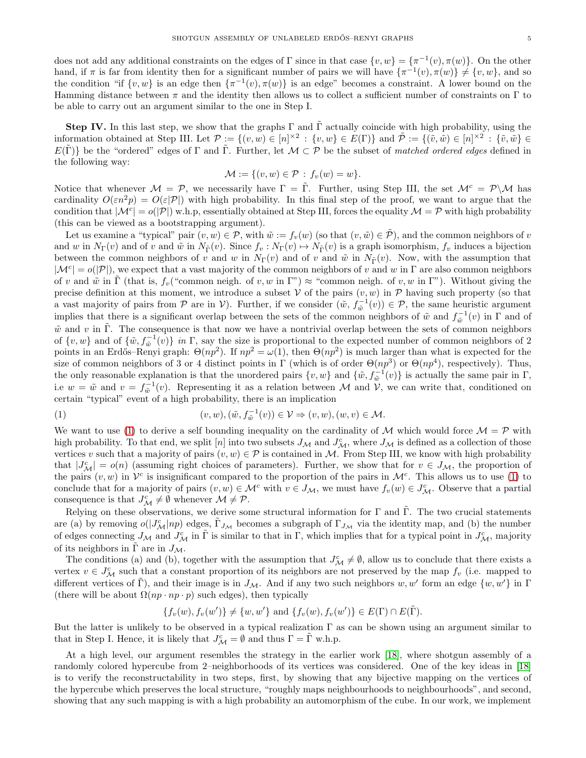does not add any additional constraints on the edges of $\Gamma$ since in that case $\{v,w\} = \{\pi^{-1}(v), \pi(w)\}$. On the other hand, if $\pi$ is far from identity then for a significant number of pairs we will have $\{\pi^{-1}(v), \pi(w)\} \neq \{v,w\}$, and so the condition "if $\{v,w\}$ is an edge then $\{\pi^{-1}(v), \pi(w)\}$ is an edge" becomes a constraint. A lower bound on the Hamming distance between $\pi$ and the identity then allows us to collect a sufficient number of constraints on $\Gamma$ to be able to carry out an argument similar to the one in Step I.

**Step IV.** In this last step, we show that the graphs $\Gamma$ and $\tilde{\Gamma}$ actually coincide with high probability, using the information obtained at Step III. Let $\mathcal{P} := \{(v,w) \in [n]^{\times 2} : \{v,w\} \in E(\Gamma)\}$ and $\tilde{\mathcal{P}} := \{(\tilde{v},\tilde{w}) \in [n]^{\times 2} : \{\tilde{v},\tilde{w}\} \in E(\tilde{\Gamma})\}$ be the "ordered" edges of $\Gamma$ and $\tilde{\Gamma}$. Further, let $\mathcal{M} \subset \mathcal{P}$ be the subset of *matched ordered edges* defined in the following way:

$$\mathcal{M} := \{(v,w) \in \mathcal{P} : f_v(w) = w\}.$$

Notice that whenever $\mathcal{M} = \mathcal{P}$, we necessarily have $\Gamma = \tilde{\Gamma}$. Further, using Step III, the set $\mathcal{M}^c = \mathcal{P} \backslash \mathcal{M}$ has cardinality $O(\varepsilon n^2 p) = O(\varepsilon |\mathcal{P}|)$ with high probability. In this final step of the proof, we want to argue that the condition that $|\mathcal{M}^c| = o(|\mathcal{P}|)$ w.h.p, essentially obtained at Step III, forces the equality $\mathcal{M} = \mathcal{P}$ with high probability (this can be viewed as a bootstrapping argument).

Let us examine a "typical" pair $(v,w) \in \mathcal{P}$, with $\tilde{w} := f_v(w)$ (so that $(v,\tilde{w}) \in \tilde{\mathcal{P}}$), and the common neighbors of $v$ and $w$ in $N_\Gamma(v)$ and of $v$ and $\tilde{w}$ in $N_{\tilde{\Gamma}}(v)$. Since $f_v : N_\Gamma(v) \mapsto N_{\tilde{\Gamma}}(v)$ is a graph isomorphism, $f_v$ induces a bijection between the common neighbors of $v$ and $w$ in $N_\Gamma(v)$ and of $v$ and $\tilde{w}$ in $N_{\tilde{\Gamma}}(v)$. Now, with the assumption that $|\mathcal{M}^c| = o(|\mathcal{P}|)$, we expect that a vast majority of the common neighbors of $v$ and $w$ in $\Gamma$ are also common neighbors of $v$ and $\tilde{w}$ in $\tilde{\Gamma}$ (that is, $f_v$("common neigh. of $v,w$ in $\Gamma$") $\approx$ "common neigh. of $v,w$ in $\Gamma$"). Without giving the precise definition at this moment, we introduce a subset $\mathcal{V}$ of the pairs $(v,w)$ in $\mathcal{P}$ having such property (so that a vast majority of pairs from $\mathcal{P}$ are in $\mathcal{V}$). Further, if we consider $(\tilde{w}, f_{\tilde{w}}^{-1}(v)) \in \mathcal{P}$, the same heuristic argument implies that there is a significant overlap between the sets of the common neighbors of $\tilde{w}$ and $f_{\tilde{w}}^{-1}(v)$ in $\Gamma$ and of $\tilde{w}$ and $v$ in $\tilde{\Gamma}$. The consequence is that now we have a nontrivial overlap between the sets of common neighbors of $\{v,w\}$ and of $\{\tilde{w}, f_{\tilde{w}}^{-1}(v)\}$ *in* $\Gamma$, say the size is proportional to the expected number of common neighbors of 2 points in an Erdős–Renyi graph: $\Theta(np^2)$. If $np^2 = \omega(1)$, then $\Theta(np^2)$ is much larger than what is expected for the size of common neighbors of 3 or 4 distinct points in $\Gamma$ (which is of order $\Theta(np^3)$ or $\Theta(np^4)$, respectively). Thus, the only reasonable explanation is that the unordered pairs $\{v,w\}$ and $\{\tilde{w}, f_{\tilde{w}}^{-1}(v)\}$ is actually the same pair in $\Gamma$, i.e $w = \tilde{w}$ and $v = f_{\tilde{w}}^{-1}(v)$. Representing it as a relation between $\mathcal{M}$ and $\mathcal{V}$, we can write that, conditioned on certain "typical" event of a high probability, there is an implication

$$(v,w), (\tilde{w}, f_{\tilde{w}}^{-1}(v)) \in \mathcal{V} \Rightarrow (v,w), (w,v) \in \mathcal{M}. \tag{1}$$

We want to use (1) to derive a self bounding inequality on the cardinality of $\mathcal{M}$ which would force $\mathcal{M} = \mathcal{P}$ with high probability. To that end, we split $[n]$ into two subsets $J_\mathcal{M}$ and $J_\mathcal{M}^c$, where $J_\mathcal{M}$ is defined as a collection of those vertices $v$ such that a majority of pairs $(v,w) \in \mathcal{P}$ is contained in $\mathcal{M}$. From Step III, we know with high probability that $|J_\mathcal{M}^c| = o(n)$ (assuming right choices of parameters). Further, we show that for $v \in J_\mathcal{M}$, the proportion of the pairs $(v,w)$ in $\mathcal{V}^c$ is insignificant compared to the proportion of the pairs in $\mathcal{M}^c$. This allows us to use (1) to conclude that for a majority of pairs $(v,w) \in \mathcal{M}^c$ with $v \in J_\mathcal{M}$, we must have $f_v(w) \in J_\mathcal{M}^c$. Observe that a partial consequence is that $J_\mathcal{M}^c \neq \emptyset$ whenever $\mathcal{M} \neq \mathcal{P}$.

Relying on these observations, we derive some structural information for $\Gamma$ and $\tilde{\Gamma}$. The two crucial statements are (a) by removing $o(|J_\mathcal{M}^c|np)$ edges, $\tilde{\Gamma}_{J_\mathcal{M}}$ becomes a subgraph of $\Gamma_{J_\mathcal{M}}$ via the identity map, and (b) the number of edges connecting $J_\mathcal{M}$ and $J_\mathcal{M}^c$ in $\tilde{\Gamma}$ is similar to that in $\Gamma$, which implies that for a typical point in $J_\mathcal{M}^c$, majority of its neighbors in $\tilde{\Gamma}$ are in $J_\mathcal{M}$.

The conditions (a) and (b), together with the assumption that $J_\mathcal{M}^c \neq \emptyset$, allow us to conclude that there exists a vertex $v \in J_\mathcal{M}^c$ such that a constant proportion of its neighbors are not preserved by the map $f_v$ (i.e. mapped to different vertices of $\tilde{\Gamma}$), and their image is in $J_\mathcal{M}$. And if any two such neighbors $w, w'$ form an edge $\{w,w'\}$ in $\Gamma$ (there will be about $\Omega(np \cdot np \cdot p)$ such edges), then typically

$$\{f_v(w), f_v(w')\} \neq \{w,w'\} \text{ and } \{f_v(w), f_v(w')\} \in E(\Gamma) \cap E(\tilde{\Gamma}).$$

But the latter is unlikely to be observed in a typical realization $\Gamma$ as can be shown using an argument similar to that in Step I. Hence, it is likely that $J_\mathcal{M}^c = \emptyset$ and thus $\Gamma = \tilde{\Gamma}$ w.h.p.

At a high level, our argument resembles the strategy in the earlier work [18], where shotgun assembly of a randomly colored hypercube from 2–neighborhoods of its vertices was considered. One of the key ideas in [18] is to verify the reconstructability in two steps, first, by showing that any bijective mapping on the vertices of the hypercube which preserves the local structure, "roughly maps neighbourhoods to neighbourhoods", and second, showing that any such mapping is with a high probability an automorphism of the cube. In our work, we implement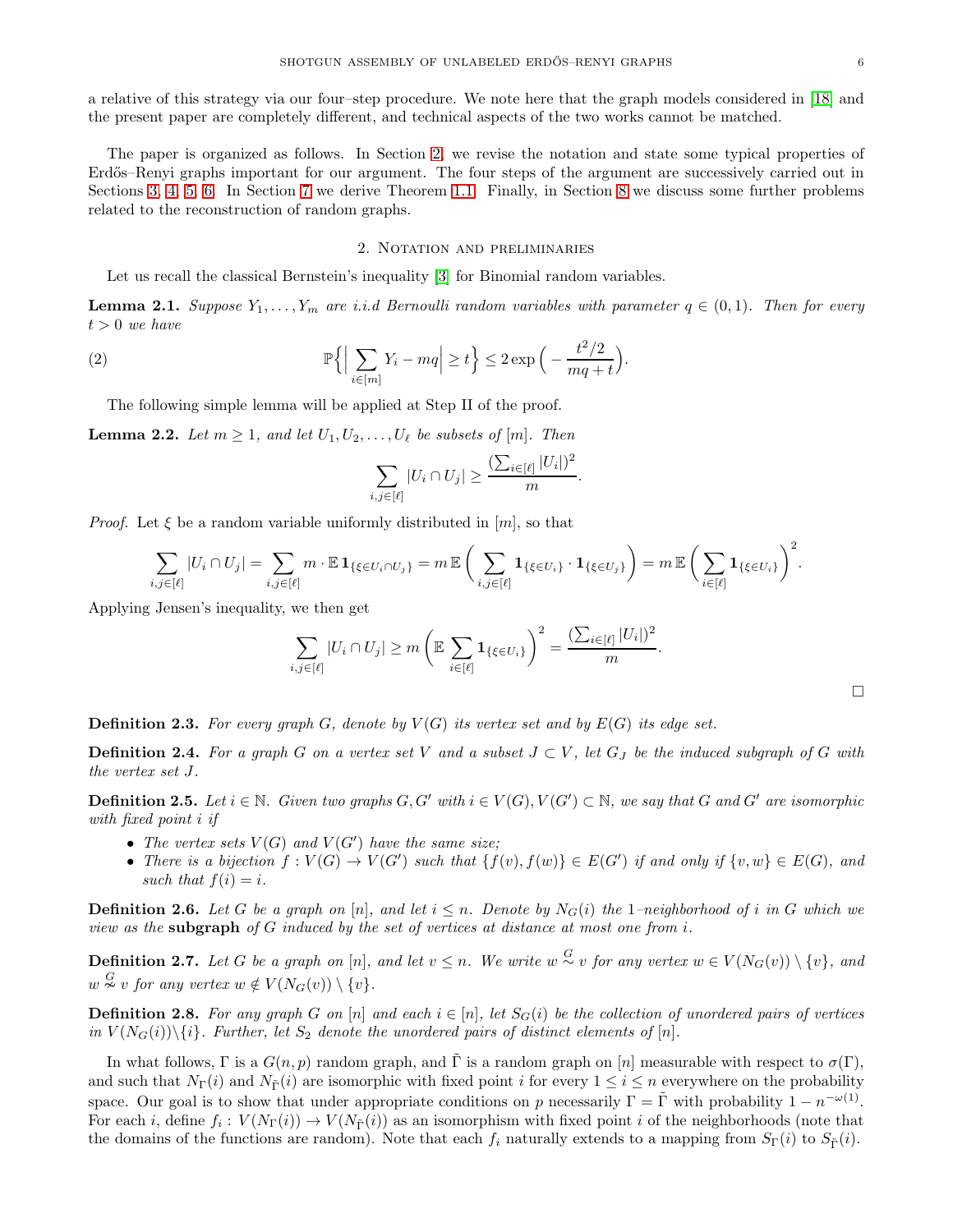a relative of this strategy via our four–step procedure. We note here that the graph models considered in [18] and the present paper are completely different, and technical aspects of the two works cannot be matched.

The paper is organized as follows. In Section 2, we revise the notation and state some typical properties of Erdős–Renyi graphs important for our argument. The four steps of the argument are successively carried out in Sections 3, 4, 5, 6. In Section 7 we derive Theorem 1.1. Finally, in Section 8 we discuss some further problems related to the reconstruction of random graphs.

## 2. Notation and preliminaries

Let us recall the classical Bernstein's inequality [3] for Binomial random variables.

**Lemma 2.1.** *Suppose $Y_1, \dots, Y_m$ are i.i.d Bernoulli random variables with parameter $q \in (0,1)$. Then for every $t > 0$ we have*

$$\mathbb{P}\Big\{\Big|\sum_{i\in[m]} Y_i - mq\Big| \geq t\Big\} \leq 2\exp\Big(-\frac{t^2/2}{mq+t}\Big). \tag{2}$$

The following simple lemma will be applied at Step II of the proof.

**Lemma 2.2.** *Let $m \geq 1$, and let $U_1, U_2, \dots, U_\ell$ be subsets of $[m]$. Then*

$$\sum_{i,j\in[\ell]} |U_i \cap U_j| \geq \frac{(\sum_{i\in[\ell]} |U_i|)^2}{m}.$$

*Proof.* Let $\xi$ be a random variable uniformly distributed in $[m]$, so that

$$\sum_{i,j\in[\ell]} |U_i \cap U_j| = \sum_{i,j\in[\ell]} m \cdot \mathbb{E}\,\mathbf{1}_{\{\xi\in U_i\cap U_j\}} = m\,\mathbb{E}\Big(\sum_{i,j\in[\ell]} \mathbf{1}_{\{\xi\in U_i\}}\cdot \mathbf{1}_{\{\xi\in U_j\}}\Big) = m\,\mathbb{E}\Big(\sum_{i\in[\ell]} \mathbf{1}_{\{\xi\in U_i\}}\Big)^2.$$

Applying Jensen's inequality, we then get

$$\sum_{i,j\in[\ell]} |U_i \cap U_j| \geq m\Big(\mathbb{E}\sum_{i\in[\ell]} \mathbf{1}_{\{\xi\in U_i\}}\Big)^2 = \frac{(\sum_{i\in[\ell]} |U_i|)^2}{m}.$$

□

**Definition 2.3.** *For every graph $G$, denote by $V(G)$ its vertex set and by $E(G)$ its edge set.*

**Definition 2.4.** *For a graph $G$ on a vertex set $V$ and a subset $J \subset V$, let $G_J$ be the induced subgraph of $G$ with the vertex set $J$.*

**Definition 2.5.** *Let $i \in \mathbb{N}$. Given two graphs $G, G'$ with $i \in V(G), V(G') \subset \mathbb{N}$, we say that $G$ and $G'$ are isomorphic with fixed point $i$ if*

- *The vertex sets $V(G)$ and $V(G')$ have the same size;*
- *There is a bijection $f : V(G) \to V(G')$ such that $\{f(v), f(w)\} \in E(G')$ if and only if $\{v, w\} \in E(G)$, and such that $f(i) = i$.*

**Definition 2.6.** *Let $G$ be a graph on $[n]$, and let $i \leq n$. Denote by $N_G(i)$ the 1–neighborhood of $i$ in $G$ which we view as the* **subgraph** *of $G$ induced by the set of vertices at distance at most one from $i$.*

**Definition 2.7.** *Let $G$ be a graph on $[n]$, and let $v \leq n$. We write $w \overset{G}{\sim} v$ for any vertex $w \in V(N_G(v)) \setminus \{v\}$, and $w \overset{G}{\nsim} v$ for any vertex $w \notin V(N_G(v)) \setminus \{v\}$.*

**Definition 2.8.** *For any graph $G$ on $[n]$ and each $i \in [n]$, let $S_G(i)$ be the collection of unordered pairs of vertices in $V(N_G(i))\setminus\{i\}$. Further, let $S_2$ denote the unordered pairs of distinct elements of $[n]$.*

In what follows, $\Gamma$ is a $G(n,p)$ random graph, and $\tilde{\Gamma}$ is a random graph on $[n]$ measurable with respect to $\sigma(\Gamma)$, and such that $N_\Gamma(i)$ and $N_{\tilde{\Gamma}}(i)$ are isomorphic with fixed point $i$ for every $1 \leq i \leq n$ everywhere on the probability space. Our goal is to show that under appropriate conditions on $p$ necessarily $\Gamma = \tilde{\Gamma}$ with probability $1 - n^{-\omega(1)}$. For each $i$, define $f_i : V(N_\Gamma(i)) \to V(N_{\tilde{\Gamma}}(i))$ as an isomorphism with fixed point $i$ of the neighborhoods (note that the domains of the functions are random). Note that each $f_i$ naturally extends to a mapping from $S_\Gamma(i)$ to $S_{\tilde{\Gamma}}(i)$.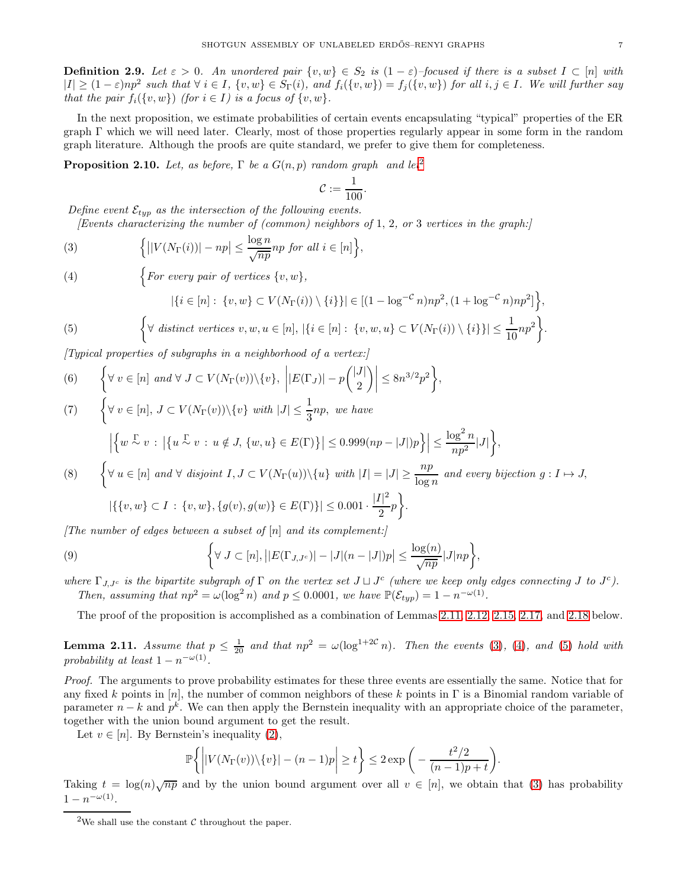**Definition 2.9.** *Let $\varepsilon > 0$. An unordered pair $\{v, w\} \in S_2$ is $(1-\varepsilon)$–focused if there is a subset $I \subset [n]$ with $|I| \geq (1-\varepsilon)np^2$ such that $\forall\, i \in I$, $\{v, w\} \in S_\Gamma(i)$, and $f_i(\{v, w\}) = f_j(\{v, w\})$ for all $i, j \in I$. We will further say that the pair $f_i(\{v, w\})$ (for $i \in I$) is a focus of $\{v, w\}$.*

In the next proposition, we estimate probabilities of certain events encapsulating "typical" properties of the ER graph $\Gamma$ which we will need later. Clearly, most of those properties regularly appear in some form in the random graph literature. Although the proofs are quite standard, we prefer to give them for completeness.

**Proposition 2.10.** *Let, as before, $\Gamma$ be a $G(n,p)$ random graph and let*[2]

$$\mathcal{C} := \frac{1}{100}.$$

*Define event $\mathcal{E}_{typ}$ as the intersection of the following events.*

*[Events characterizing the number of (common) neighbors of 1, 2, or 3 vertices in the graph:]*

$$\Big\{ \big| |V(N_\Gamma(i))| - np \big| \leq \frac{\log n}{\sqrt{np}} np \text{ for all } i \in [n] \Big\}, \tag{3}$$

$$\Big\{ \text{For every pair of vertices } \{v, w\}, \tag{4}$$
$$|\{i \in [n] :\, \{v, w\} \subset V(N_\Gamma(i)) \setminus \{i\}\}| \in [(1 - \log^{-\mathcal{C}} n)np^2, (1 + \log^{-\mathcal{C}} n)np^2] \Big\},$$

$$\Big\{ \forall \text{ distinct vertices } v, w, u \in [n],\ |\{i \in [n] :\, \{v, w, u\} \subset V(N_\Gamma(i)) \setminus \{i\}\}| \leq \frac{1}{10} np^2 \Big\}. \tag{5}$$

*[Typical properties of subgraphs in a neighborhood of a vertex:]*

$$\Big\{ \forall\, v \in [n] \text{ and } \forall\, J \subset V(N_\Gamma(v)) \backslash \{v\},\ \Big| |E(\Gamma_J)| - p\binom{|J|}{2} \Big| \leq 8n^{3/2}p^2 \Big\}, \tag{6}$$

$$\Big\{ \forall\, v \in [n],\ J \subset V(N_\Gamma(v)) \backslash \{v\} \text{ with } |J| \leq \frac{1}{3}np, \text{ we have} \tag{7}$$
$$\Big| \Big\{ w \overset{\Gamma}{\sim} v :\, \big|\{ u \overset{\Gamma}{\sim} v :\, u \notin J,\, \{w, u\} \in E(\Gamma)\}\big| \leq 0.999(np - |J|)p \Big\} \Big| \leq \frac{\log^2 n}{np^2} |J| \Big\},$$

$$\Big\{ \forall\, u \in [n] \text{ and } \forall \text{ disjoint } I, J \subset V(N_\Gamma(u)) \backslash \{u\} \text{ with } |I| = |J| \geq \frac{np}{\log n} \text{ and every bijection } g : I \mapsto J, \tag{8}$$
$$|\{\{v, w\} \subset I :\, \{v, w\}, \{g(v), g(w)\} \in E(\Gamma)\}| \leq 0.001 \cdot \frac{|I|^2}{2} p \Big\}.$$

*[The number of edges between a subset of $[n]$ and its complement:]*

$$\Big\{ \forall\, J \subset [n],\ \big| |E(\Gamma_{J,J^c})| - |J|(n - |J|)p \big| \leq \frac{\log(n)}{\sqrt{np}} |J| np \Big\}, \tag{9}$$

*where $\Gamma_{J,J^c}$ is the bipartite subgraph of $\Gamma$ on the vertex set $J \sqcup J^c$ (where we keep only edges connecting $J$ to $J^c$).*

*Then, assuming that $np^2 = \omega(\log^2 n)$ and $p \leq 0.0001$, we have $\mathbb{P}(\mathcal{E}_{typ}) = 1 - n^{-\omega(1)}$.*

The proof of the proposition is accomplished as a combination of Lemmas 2.11, 2.12, 2.15, 2.17, and 2.18 below.

**Lemma 2.11.** *Assume that $p \leq \frac{1}{20}$ and that $np^2 = \omega(\log^{1+2\mathcal{C}} n)$. Then the events (3), (4), and (5) hold with probability at least $1 - n^{-\omega(1)}$.*

*Proof.* The arguments to prove probability estimates for these three events are essentially the same. Notice that for any fixed $k$ points in $[n]$, the number of common neighbors of these $k$ points in $\Gamma$ is a Binomial random variable of parameter $n - k$ and $p^k$. We can then apply the Bernstein inequality with an appropriate choice of the parameter, together with the union bound argument to get the result.

Let $v \in [n]$. By Bernstein's inequality (2),

$$\mathbb{P}\bigg\{ \Big| |V(N_\Gamma(v)) \backslash \{v\}| - (n-1)p \Big| \geq t \bigg\} \leq 2\exp\bigg( -\frac{t^2/2}{(n-1)p + t} \bigg).$$

Taking $t = \log(n)\sqrt{np}$ and by the union bound argument over all $v \in [n]$, we obtain that (3) has probability $1 - n^{-\omega(1)}$.

---

[2] We shall use the constant $\mathcal{C}$ throughout the paper.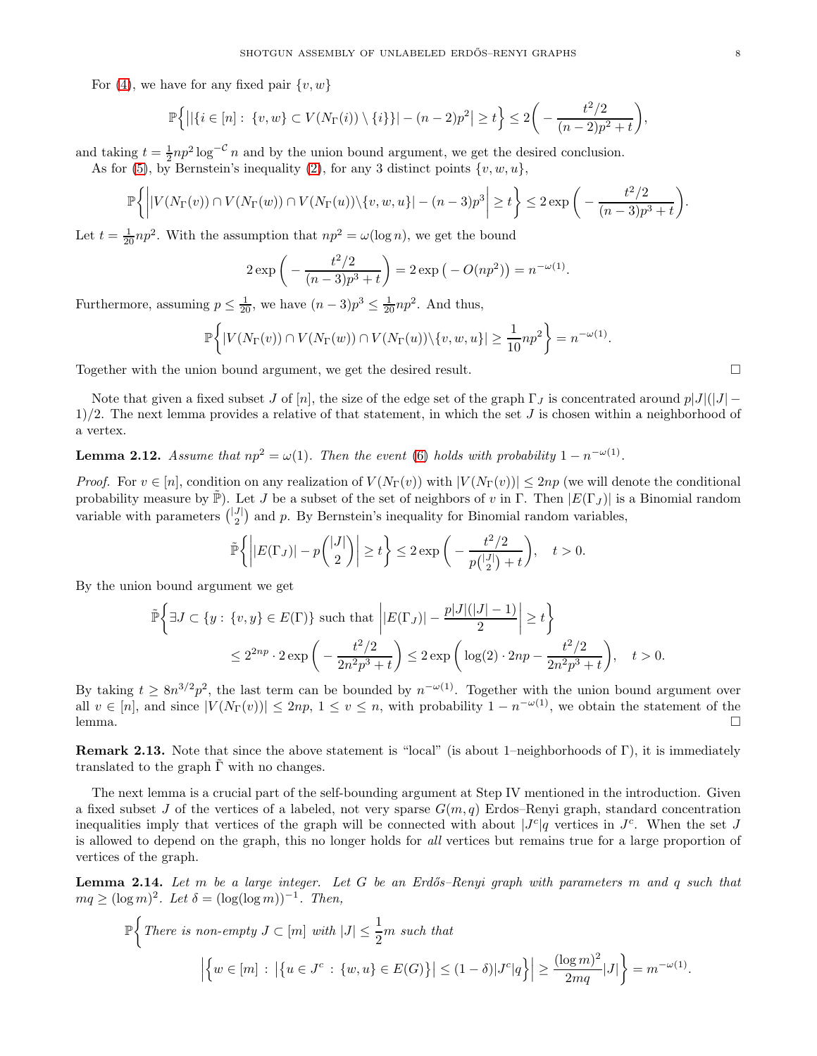For (4), we have for any fixed pair $\{v, w\}$

$$\mathbb{P}\Big\{\big||\{i \in [n] :\ \{v,w\} \subset V(N_\Gamma(i)) \setminus \{i\}\}| - (n-2)p^2\big| \geq t\Big\} \leq 2\bigg( - \frac{t^2/2}{(n-2)p^2 + t}\bigg),$$

and taking $t = \frac{1}{2}np^2 \log^{-\mathcal{C}} n$ and by the union bound argument, we get the desired conclusion.

As for (5), by Bernstein's inequality (2), for any 3 distinct points $\{v, w, u\}$,

$$\mathbb{P}\bigg\{\bigg||V(N_\Gamma(v)) \cap V(N_\Gamma(w)) \cap V(N_\Gamma(u)) \backslash \{v,w,u\}| - (n-3)p^3\bigg| \geq t\bigg\} \leq 2\exp\bigg( - \frac{t^2/2}{(n-3)p^3 + t}\bigg).$$

Let $t = \frac{1}{20}np^2$. With the assumption that $np^2 = \omega(\log n)$, we get the bound

$$2\exp\bigg( - \frac{t^2/2}{(n-3)p^3 + t}\bigg) = 2\exp\big( - O(np^2)\big) = n^{-\omega(1)}.$$

Furthermore, assuming $p \leq \frac{1}{20}$, we have $(n-3)p^3 \leq \frac{1}{20}np^2$. And thus,

$$\mathbb{P}\bigg\{|V(N_\Gamma(v)) \cap V(N_\Gamma(w)) \cap V(N_\Gamma(u)) \backslash \{v,w,u\}| \geq \frac{1}{10}np^2\bigg\} = n^{-\omega(1)}.$$

Together with the union bound argument, we get the desired result. □

Note that given a fixed subset $J$ of $[n]$, the size of the edge set of the graph $\Gamma_J$ is concentrated around $p|J|(|J|-1)/2$. The next lemma provides a relative of that statement, in which the set $J$ is chosen within a neighborhood of a vertex.

**Lemma 2.12.** *Assume that $np^2 = \omega(1)$. Then the event (6) holds with probability $1 - n^{-\omega(1)}$.*

*Proof.* For $v \in [n]$, condition on any realization of $V(N_\Gamma(v))$ with $|V(N_\Gamma(v))| \leq 2np$ (we will denote the conditional probability measure by $\tilde{\mathbb{P}}$). Let $J$ be a subset of the set of neighbors of $v$ in $\Gamma$. Then $|E(\Gamma_J)|$ is a Binomial random variable with parameters $\binom{|J|}{2}$ and $p$. By Bernstein's inequality for Binomial random variables,

$$\tilde{\mathbb{P}}\bigg\{\bigg||E(\Gamma_J)| - p\binom{|J|}{2}\bigg| \geq t\bigg\} \leq 2\exp\bigg( - \frac{t^2/2}{p\binom{|J|}{2} + t}\bigg), \quad t > 0.$$

By the union bound argument we get

$$\begin{aligned}
\tilde{\mathbb{P}}\bigg\{&\exists J \subset \{y :\ \{v,y\} \in E(\Gamma)\} \text{ such that } \bigg||E(\Gamma_J)| - \frac{p|J|(|J|-1)}{2}\bigg| \geq t\bigg\} \\
&\leq 2^{2np} \cdot 2\exp\bigg( - \frac{t^2/2}{2n^2p^3 + t}\bigg) \leq 2\exp\bigg(\log(2)\cdot 2np - \frac{t^2/2}{2n^2p^3 + t}\bigg), \quad t > 0.
\end{aligned}$$

By taking $t \geq 8n^{3/2}p^2$, the last term can be bounded by $n^{-\omega(1)}$. Together with the union bound argument over all $v \in [n]$, and since $|V(N_\Gamma(v))| \leq 2np$, $1 \leq v \leq n$, with probability $1 - n^{-\omega(1)}$, we obtain the statement of the lemma. □

**Remark 2.13.** Note that since the above statement is "local" (is about 1–neighborhoods of $\Gamma$), it is immediately translated to the graph $\tilde{\Gamma}$ with no changes.

The next lemma is a crucial part of the self-bounding argument at Step IV mentioned in the introduction. Given a fixed subset $J$ of the vertices of a labeled, not very sparse $G(m,q)$ Erdos–Renyi graph, standard concentration inequalities imply that vertices of the graph will be connected with about $|J^c|q$ vertices in $J^c$. When the set $J$ is allowed to depend on the graph, this no longer holds for *all* vertices but remains true for a large proportion of vertices of the graph.

**Lemma 2.14.** *Let $m$ be a large integer. Let $G$ be an Erdős–Renyi graph with parameters $m$ and $q$ such that $mq \geq (\log m)^2$. Let $\delta = (\log(\log m))^{-1}$. Then,*

$$\begin{aligned}
\mathbb{P}\bigg\{&\text{There is non-empty } J \subset [m] \text{ with } |J| \leq \frac{1}{2}m \text{ such that} \\
&\bigg|\Big\{w \in [m] \,:\, \big|\big\{u \in J^c \,:\, \{w,u\} \in E(G)\big\}\big| \leq (1-\delta)|J^c|q\Big\}\bigg| \geq \frac{(\log m)^2}{2mq}|J|\bigg\} = m^{-\omega(1)}.
\end{aligned}$$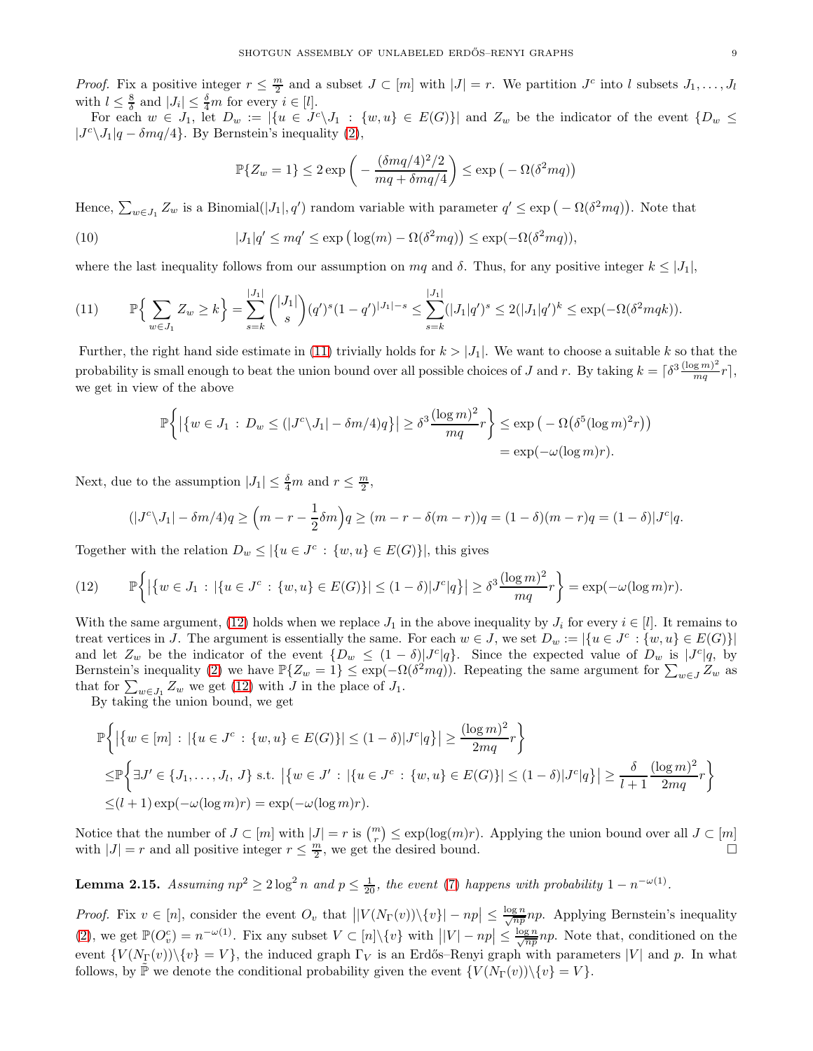*Proof.* Fix a positive integer $r \le \frac{m}{2}$ and a subset $J \subset [m]$ with $|J| = r$. We partition $J^c$ into $l$ subsets $J_1, \dots, J_l$ with $l \le \frac{8}{\delta}$ and $|J_i| \le \frac{\delta}{4} m$ for every $i \in [l]$.

For each $w \in J_1$, let $D_w := |\{u \in J^c \backslash J_1 \,:\, \{w,u\} \in E(G)\}|$ and $Z_w$ be the indicator of the event $\{D_w \le |J^c \backslash J_1| q - \delta m q/4\}$. By Bernstein's inequality (2),

$$\mathbb{P}\{Z_w = 1\} \le 2 \exp\Big( - \frac{(\delta m q/4)^2/2}{mq + \delta m q/4} \Big) \le \exp\big( - \Omega(\delta^2 m q)\big)$$

Hence, $\sum_{w \in J_1} Z_w$ is a Binomial$(|J_1|, q')$ random variable with parameter $q' \le \exp\big(-\Omega(\delta^2 mq)\big)$. Note that

$$|J_1| q' \le m q' \le \exp\big(\log(m) - \Omega(\delta^2 mq)\big) \le \exp(-\Omega(\delta^2 mq)), \tag{10}$$

where the last inequality follows from our assumption on $mq$ and $\delta$. Thus, for any positive integer $k \le |J_1|$,

$$\mathbb{P}\Big\{ \sum_{w \in J_1} Z_w \ge k \Big\} = \sum_{s=k}^{|J_1|} \binom{|J_1|}{s} (q')^s (1-q')^{|J_1|-s} \le \sum_{s=k}^{|J_1|} (|J_1| q')^s \le 2(|J_1|q')^k \le \exp(-\Omega(\delta^2 mqk)). \tag{11}$$

Further, the right hand side estimate in (11) trivially holds for $k > |J_1|$. We want to choose a suitable $k$ so that the probability is small enough to beat the union bound over all possible choices of $J$ and $r$. By taking $k = \lceil \delta^3 \frac{(\log m)^2}{mq} r \rceil$, we get in view of the above

$$\begin{aligned}
\mathbb{P}\Big\{ \big|\{w \in J_1 \,:\, D_w \le (|J^c \backslash J_1| - \delta m/4) q\}\big| \ge \delta^3 \frac{(\log m)^2}{mq} r \Big\} &\le \exp\big(-\Omega\big(\delta^5 (\log m)^2 r\big)\big) \\
&= \exp(-\omega(\log m) r).
\end{aligned}$$

Next, due to the assumption $|J_1| \le \frac{\delta}{4} m$ and $r \le \frac{m}{2}$,

$$(|J^c \backslash J_1| - \delta m/4) q \ge \Big(m - r - \frac{1}{2}\delta m\Big) q \ge (m - r - \delta(m-r)) q = (1-\delta)(m-r)q = (1-\delta)|J^c| q.$$

Together with the relation $D_w \le |\{u \in J^c \,:\, \{w,u\} \in E(G)\}|$, this gives

$$\mathbb{P}\Big\{ \big|\{w \in J_1 \,:\, |\{u \in J^c \,:\, \{w,u\} \in E(G)\}| \le (1-\delta)|J^c| q\}\big| \ge \delta^3 \frac{(\log m)^2}{mq} r \Big\} = \exp(-\omega(\log m) r). \tag{12}$$

With the same argument, (12) holds when we replace $J_1$ in the above inequality by $J_i$ for every $i \in [l]$. It remains to treat vertices in $J$. The argument is essentially the same. For each $w \in J$, we set $D_w := |\{u \in J^c : \{w,u\} \in E(G)\}|$ and let $Z_w$ be the indicator of the event $\{D_w \le (1-\delta)|J^c| q\}$. Since the expected value of $D_w$ is $|J^c|q$, by Bernstein's inequality (2) we have $\mathbb{P}\{Z_w = 1\} \le \exp(-\Omega(\delta^2 mq))$. Repeating the same argument for $\sum_{w \in J} Z_w$ as that for $\sum_{w \in J_1} Z_w$ we get (12) with $J$ in the place of $J_1$.

By taking the union bound, we get

$$\begin{aligned}
&\mathbb{P}\Big\{ \big|\{w \in [m] \,:\, |\{u \in J^c \,:\, \{w,u\} \in E(G)\}| \le (1-\delta)|J^c| q\}\big| \ge \frac{(\log m)^2}{2mq} r \Big\} \\
\le &\mathbb{P}\Big\{ \exists J' \in \{J_1, \dots, J_l,\, J\} \text{ s.t. } \big|\{w \in J' \,:\, |\{u \in J^c \,:\, \{w,u\} \in E(G)\}| \le (1-\delta)|J^c| q\}\big| \ge \frac{\delta}{l+1} \frac{(\log m)^2}{2mq} r \Big\} \\
\le &(l+1)\exp(-\omega(\log m) r) = \exp(-\omega(\log m) r).
\end{aligned}$$

Notice that the number of $J \subset [m]$ with $|J| = r$ is $\binom{m}{r} \le \exp(\log(m) r)$. Applying the union bound over all $J \subset [m]$ with $|J| = r$ and all positive integer $r \le \frac{m}{2}$, we get the desired bound. $\square$

**Lemma 2.15.** *Assuming $np^2 \ge 2\log^2 n$ and $p \le \frac{1}{20}$, the event (7) happens with probability $1 - n^{-\omega(1)}$.*

*Proof.* Fix $v \in [n]$, consider the event $O_v$ that $\big||V(N_\Gamma(v)) \backslash \{v\}| - np\big| \le \frac{\log n}{\sqrt{np}} np$. Applying Bernstein's inequality (2), we get $\mathbb{P}(O_v^c) = n^{-\omega(1)}$. Fix any subset $V \subset [n] \backslash \{v\}$ with $\big||V| - np\big| \le \frac{\log n}{\sqrt{np}} np$. Note that, conditioned on the event $\{V(N_\Gamma(v)) \backslash \{v\} = V\}$, the induced graph $\Gamma_V$ is an Erdős–Renyi graph with parameters $|V|$ and $p$. In what follows, by $\tilde{\mathbb{P}}$ we denote the conditional probability given the event $\{V(N_\Gamma(v)) \backslash \{v\} = V\}$.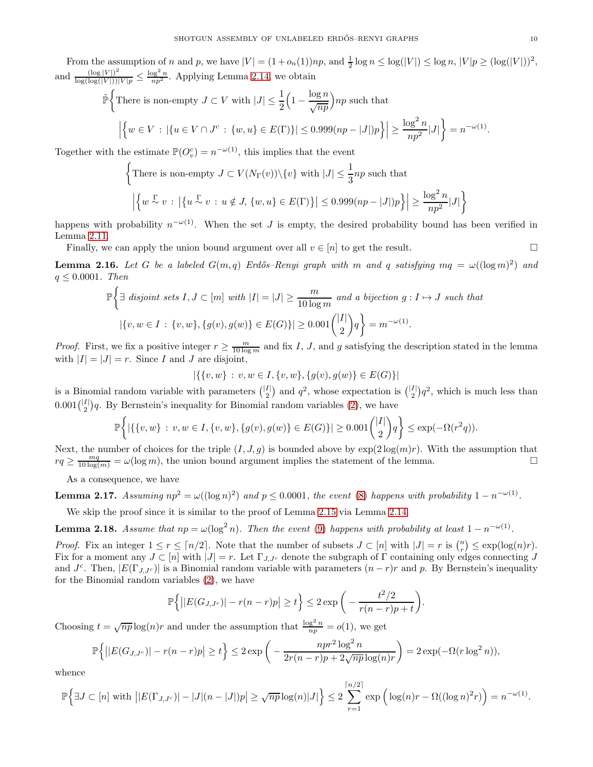From the assumption of $n$ and $p$, we have $|V| = (1+o_n(1))np$, and $\frac{1}{2}\log n \le \log(|V|) \le \log n$, $|V|p \ge (\log(|V|))^2$, and $\frac{(\log|V|)^2}{\log(\log(|V|))|V|p} \le \frac{\log^2 n}{np^2}$. Applying Lemma 2.14, we obtain

$$\tilde{\mathbb{P}}\bigg\{\text{There is non-empty } J \subset V \text{ with } |J| \le \frac{1}{2}\Big(1 - \frac{\log n}{\sqrt{np}}\Big)np \text{ such that}$$
$$\Big|\Big\{w \in V \,:\, |\{u \in V \cap J^c \,:\, \{w,u\} \in E(\Gamma)\}| \le 0.999(np - |J|)p\Big\}\Big| \ge \frac{\log^2 n}{np^2}|J|\bigg\} = n^{-\omega(1)}.$$

Together with the estimate $\mathbb{P}(O_v^c) = n^{-\omega(1)}$, this implies that the event

$$\bigg\{\text{There is non-empty } J \subset V(N_\Gamma(v))\backslash\{v\} \text{ with } |J| \le \frac{1}{3}np \text{ such that}$$
$$\Big|\Big\{w \overset{\Gamma}{\sim} v \,:\, \big|\{u \overset{\Gamma}{\sim} v \,:\, u \notin J, \{w,u\} \in E(\Gamma)\}\big| \le 0.999(np - |J|)p\Big\}\Big| \ge \frac{\log^2 n}{np^2}|J|\bigg\}$$

happens with probability $n^{-\omega(1)}$. When the set $J$ is empty, the desired probability bound has been verified in Lemma 2.11.

Finally, we can apply the union bound argument over all $v \in [n]$ to get the result. □

**Lemma 2.16.** *Let $G$ be a labeled $G(m,q)$ Erdős–Renyi graph with $m$ and $q$ satisfying $mq = \omega((\log m)^2)$ and $q \le 0.0001$. Then*

$$\mathbb{P}\bigg\{\exists \text{ disjoint sets } I, J \subset [m] \text{ with } |I| = |J| \ge \frac{m}{10\log m} \text{ and a bijection } g : I \mapsto J \text{ such that}$$
$$|\{v, w \in I \,:\, \{v,w\}, \{g(v), g(w)\} \in E(G)\}| \ge 0.001\binom{|I|}{2}q\bigg\} = m^{-\omega(1)}.$$

*Proof.* First, we fix a positive integer $r \ge \frac{m}{10\log m}$ and fix $I$, $J$, and $g$ satisfying the description stated in the lemma with $|I| = |J| = r$. Since $I$ and $J$ are disjoint,

$$|\{\{v,w\} \,:\, v, w \in I, \{v,w\}, \{g(v), g(w)\} \in E(G)\}|$$

is a Binomial random variable with parameters $\binom{|I|}{2}$ and $q^2$, whose expectation is $\binom{|I|}{2}q^2$, which is much less than $0.001\binom{|I|}{2}q$. By Bernstein's inequality for Binomial random variables (2), we have

$$\mathbb{P}\bigg\{|\{\{v,w\} \,:\, v, w \in I, \{v,w\}, \{g(v), g(w)\} \in E(G)\}| \ge 0.001\binom{|I|}{2}q\bigg\} \le \exp(-\Omega(r^2 q)).$$

Next, the number of choices for the triple $(I, J, g)$ is bounded above by $\exp(2\log(m)r)$. With the assumption that $rq \ge \frac{mq}{10\log(m)} = \omega(\log m)$, the union bound argument implies the statement of the lemma. □

As a consequence, we have

**Lemma 2.17.** *Assuming $np^2 = \omega((\log n)^2)$ and $p \le 0.0001$, the event (8) happens with probability $1 - n^{-\omega(1)}$.*

We skip the proof since it is similar to the proof of Lemma 2.15 via Lemma 2.14.

**Lemma 2.18.** *Assume that $np = \omega(\log^2 n)$. Then the event (9) happens with probability at least $1 - n^{-\omega(1)}$.*

*Proof.* Fix an integer $1 \le r \le \lceil n/2 \rceil$. Note that the number of subsets $J \subset [n]$ with $|J| = r$ is $\binom{n}{r} \le \exp(\log(n)r)$. Fix for a moment any $J \subset [n]$ with $|J| = r$. Let $\Gamma_{J,J^c}$ denote the subgraph of $\Gamma$ containing only edges connecting $J$ and $J^c$. Then, $|E(\Gamma_{J,J^c})|$ is a Binomial random variable with parameters $(n-r)r$ and $p$. By Bernstein's inequality for the Binomial random variables (2), we have

$$\mathbb{P}\Big\{\big||E(G_{J,J^c})| - r(n-r)p\big| \ge t\Big\} \le 2\exp\bigg(-\frac{t^2/2}{r(n-r)p + t}\bigg).$$

Choosing $t = \sqrt{np}\log(n)r$ and under the assumption that $\frac{\log^2 n}{np} = o(1)$, we get

$$\mathbb{P}\Big\{\big||E(G_{J,J^c})| - r(n-r)p\big| \ge t\Big\} \le 2\exp\bigg(-\frac{npr^2\log^2 n}{2r(n-r)p + 2\sqrt{np}\log(n)r}\bigg) = 2\exp(-\Omega(r\log^2 n)),$$

whence

$$\mathbb{P}\Big\{\exists J \subset [n] \text{ with } \big||E(\Gamma_{J,J^c})| - |J|(n-|J|)p\big| \ge \sqrt{np}\log(n)|J|\Big\} \le 2\sum_{r=1}^{\lceil n/2 \rceil}\exp\Big(\log(n)r - \Omega((\log n)^2 r)\Big) = n^{-\omega(1)}.$$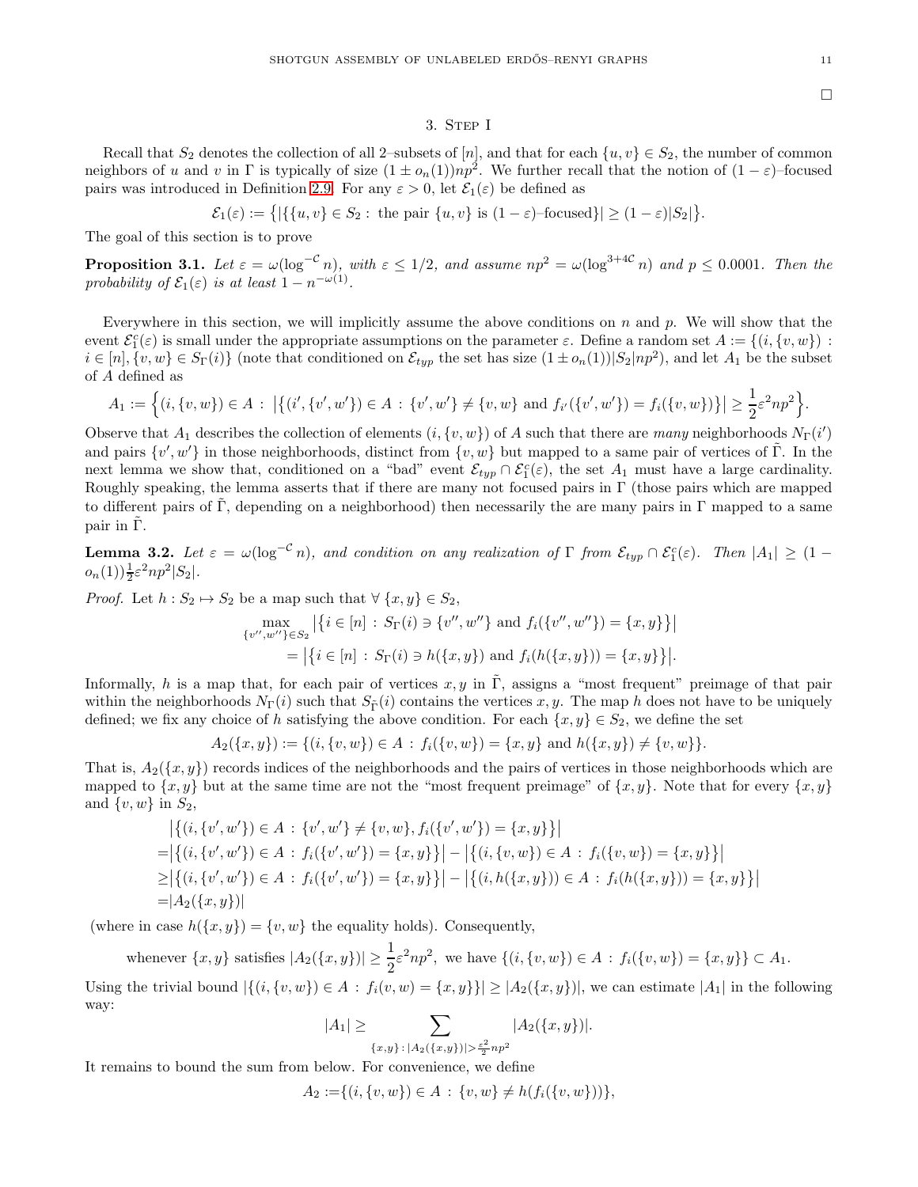□

## 3. Step I

Recall that $S_2$ denotes the collection of all 2–subsets of $[n]$, and that for each $\{u,v\} \in S_2$, the number of common neighbors of $u$ and $v$ in $\Gamma$ is typically of size $(1 \pm o_n(1))np^2$. We further recall that the notion of $(1-\varepsilon)$–focused pairs was introduced in Definition 2.9. For any $\varepsilon > 0$, let $\mathcal{E}_1(\varepsilon)$ be defined as

$$\mathcal{E}_1(\varepsilon) := \big\{ |\{\{u,v\} \in S_2 : \text{ the pair } \{u,v\} \text{ is } (1-\varepsilon)\text{–focused}\}| \geq (1-\varepsilon)|S_2| \big\}.$$

The goal of this section is to prove

**Proposition 3.1.** *Let $\varepsilon = \omega(\log^{-\mathcal{C}} n)$, with $\varepsilon \leq 1/2$, and assume $np^2 = \omega(\log^{3+4\mathcal{C}} n)$ and $p \leq 0.0001$. Then the probability of $\mathcal{E}_1(\varepsilon)$ is at least $1 - n^{-\omega(1)}$.*

Everywhere in this section, we will implicitly assume the above conditions on $n$ and $p$. We will show that the event $\mathcal{E}_1^c(\varepsilon)$ is small under the appropriate assumptions on the parameter $\varepsilon$. Define a random set $A := \{(i,\{v,w\}) : i \in [n], \{v,w\} \in S_\Gamma(i)\}$ (note that conditioned on $\mathcal{E}_{typ}$ the set has size $(1 \pm o_n(1))|S_2|np^2$), and let $A_1$ be the subset of $A$ defined as

$$A_1 := \Big\{ (i,\{v,w\}) \in A : \big|\big\{(i',\{v',w'\}) \in A : \{v',w'\} \neq \{v,w\} \text{ and } f_{i'}(\{v',w'\}) = f_i(\{v,w\})\big\}\big| \geq \frac{1}{2}\varepsilon^2 np^2 \Big\}.$$

Observe that $A_1$ describes the collection of elements $(i,\{v,w\})$ of $A$ such that there are *many* neighborhoods $N_\Gamma(i')$ and pairs $\{v',w'\}$ in those neighborhoods, distinct from $\{v,w\}$ but mapped to a same pair of vertices of $\tilde{\Gamma}$. In the next lemma we show that, conditioned on a "bad" event $\mathcal{E}_{typ} \cap \mathcal{E}_1^c(\varepsilon)$, the set $A_1$ must have a large cardinality. Roughly speaking, the lemma asserts that if there are many not focused pairs in $\Gamma$ (those pairs which are mapped to different pairs of $\tilde{\Gamma}$, depending on a neighborhood) then necessarily the are many pairs in $\Gamma$ mapped to a same pair in $\tilde{\Gamma}$.

**Lemma 3.2.** *Let $\varepsilon = \omega(\log^{-\mathcal{C}} n)$, and condition on any realization of $\Gamma$ from $\mathcal{E}_{typ} \cap \mathcal{E}_1^c(\varepsilon)$. Then $|A_1| \geq (1 - o_n(1))\frac{1}{2}\varepsilon^2 np^2 |S_2|$.*

*Proof.* Let $h : S_2 \mapsto S_2$ be a map that $\forall \{x,y\} \in S_2$,

$$\begin{aligned}
&\max_{\{v'',w''\} \in S_2} \big|\big\{ i \in [n] : S_\Gamma(i) \ni \{v'',w''\} \text{ and } f_i(\{v'',w''\}) = \{x,y\} \big\}\big| \\
&\qquad = \big|\big\{ i \in [n] : S_\Gamma(i) \ni h(\{x,y\}) \text{ and } f_i(h(\{x,y\})) = \{x,y\} \big\}\big|.
\end{aligned}$$

Informally, $h$ is a map that, for each pair of vertices $x,y$ in $\tilde{\Gamma}$, assigns a "most frequent" preimage of that pair within the neighborhoods $N_\Gamma(i)$ such that $S_{\tilde{\Gamma}}(i)$ contains the vertices $x,y$. The map $h$ does not have to be uniquely defined; we fix any choice of $h$ satisfying the above condition. For each $\{x,y\} \in S_2$, we define the set

$$A_2(\{x,y\}) := \{(i,\{v,w\}) \in A : f_i(\{v,w\}) = \{x,y\} \text{ and } h(\{x,y\}) \neq \{v,w\}\}.$$

That is, $A_2(\{x,y\})$ records indices of the neighborhoods and the pairs of vertices in those neighborhoods which are mapped to $\{x,y\}$ but at the same time are not the "most frequent preimage" of $\{x,y\}$. Note that for every $\{x,y\}$ and $\{v,w\}$ in $S_2$,

$$\begin{aligned}
&\big|\big\{(i,\{v',w'\}) \in A : \{v',w'\} \neq \{v,w\}, f_i(\{v',w'\}) = \{x,y\}\big\}\big| \\
=&\big|\big\{(i,\{v',w'\}) \in A : f_i(\{v',w'\}) = \{x,y\}\big\}\big| - \big|\big\{(i,\{v,w\}) \in A : f_i(\{v,w\}) = \{x,y\}\big\}\big| \\
\geq&\big|\big\{(i,\{v',w'\}) \in A : f_i(\{v',w'\}) = \{x,y\}\big\}\big| - \big|\big\{(i,h(\{x,y\})) \in A : f_i(h(\{x,y\})) = \{x,y\}\big\}\big| \\
=&|A_2(\{x,y\})|
\end{aligned}$$

(where in case $h(\{x,y\}) = \{v,w\}$ the equality holds). Consequently,

$$\text{whenever } \{x,y\} \text{ satisfies } |A_2(\{x,y\})| \geq \frac{1}{2}\varepsilon^2 np^2, \text{ we have } \{(i,\{v,w\}) \in A : f_i(\{v,w\}) = \{x,y\}\} \subset A_1.$$

Using the trivial bound $|\{(i,\{v,w\}) \in A : f_i(v,w) = \{x,y\}\}| \geq |A_2(\{x,y\})|$, we can estimate $|A_1|$ in the following way:

$$|A_1| \geq \sum_{\{x,y\} : |A_2(\{x,y\})| > \frac{\varepsilon^2}{2}np^2} |A_2(\{x,y\})|.$$

It remains to bound the sum from below. For convenience, we define

$$A_2 := \{(i,\{v,w\}) \in A : \{v,w\} \neq h(f_i(\{v,w\}))\},$$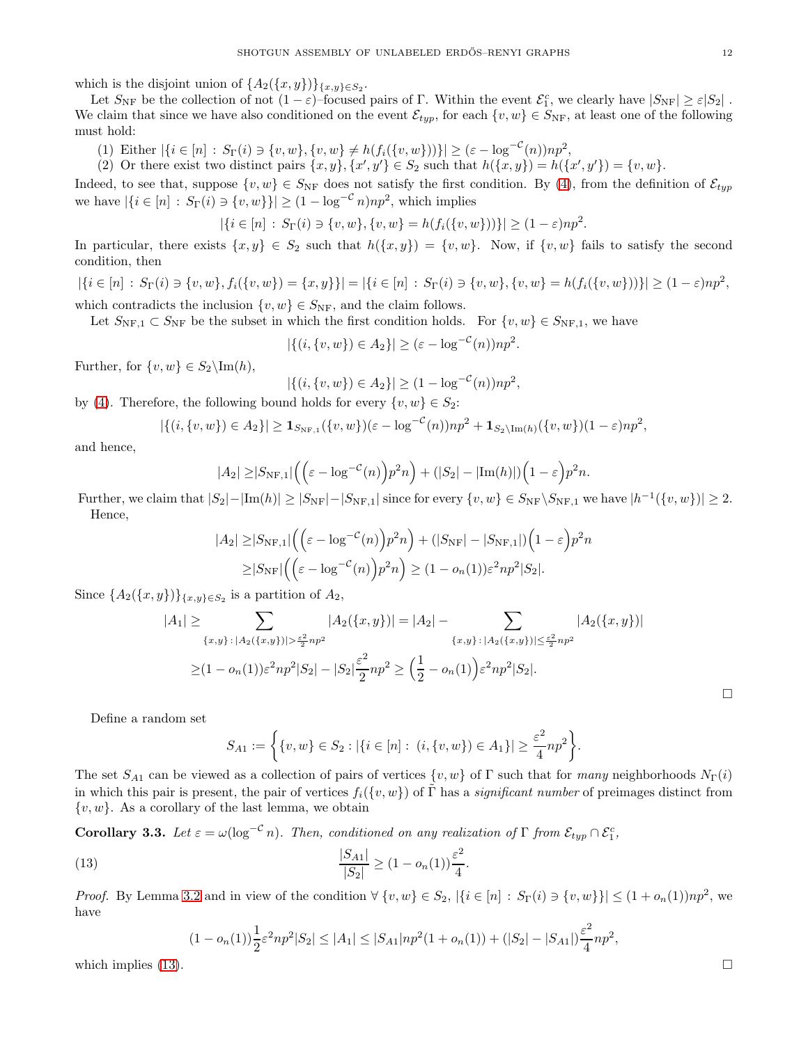which is the disjoint union of $\{A_2(\{x,y\})\}_{\{x,y\}\in S_2}$.

Let $S_{\rm NF}$ be the collection of not $(1-\varepsilon)$–focused pairs of $\Gamma$. Within the event $\mathcal{E}_1^c$, we clearly have $|S_{\rm NF}| \geq \varepsilon |S_2|$ . We claim that since we have also conditioned on the event $\mathcal{E}_{typ}$, for each $\{v,w\} \in S_{\rm NF}$, at least one of the following must hold:

(1) Either $|\{i \in [n] \,:\, S_\Gamma(i) \ni \{v,w\}, \{v,w\} \neq h(f_i(\{v,w\}))\}| \geq (\varepsilon - \log^{-\mathcal{C}}(n))np^2$,

(2) Or there exist two distinct pairs $\{x,y\}, \{x',y'\} \in S_2$ such that $h(\{x,y\}) = h(\{x',y'\}) = \{v,w\}$.

Indeed, to see that, suppose $\{v,w\} \in S_{\rm NF}$ does not satisfy the first condition. By (4), from the definition of $\mathcal{E}_{typ}$ we have $|\{i \in [n] \,:\, S_\Gamma(i) \ni \{v,w\}\}| \geq (1 - \log^{-\mathcal{C}} n)np^2$, which implies

$$|\{i \in [n] \,:\, S_\Gamma(i) \ni \{v,w\}, \{v,w\} = h(f_i(\{v,w\}))\}| \geq (1-\varepsilon)np^2.$$

In particular, there exists $\{x,y\} \in S_2$ such that $h(\{x,y\}) = \{v,w\}$. Now, if $\{v,w\}$ fails to satisfy the second condition, then

$$|\{i \in [n] \,:\, S_\Gamma(i) \ni \{v,w\}, f_i(\{v,w\}) = \{x,y\}\}| = |\{i \in [n] \,:\, S_\Gamma(i) \ni \{v,w\}, \{v,w\} = h(f_i(\{v,w\}))\}| \geq (1-\varepsilon)np^2,$$

which contradicts the inclusion $\{v,w\} \in S_{\rm NF}$, and the claim follows.

Let $S_{{\rm NF},1} \subset S_{\rm NF}$ be the subset in which the first condition holds. For $\{v,w\} \in S_{{\rm NF},1}$, we have

$$|\{(i,\{v,w\}) \in A_2\}| \geq (\varepsilon - \log^{-\mathcal{C}}(n))np^2.$$

Further, for $\{v,w\} \in S_2 \backslash {\rm Im}(h)$,

$$|\{(i,\{v,w\}) \in A_2\}| \geq (1 - \log^{-\mathcal{C}}(n))np^2,$$

by (4). Therefore, the following bound holds for every $\{v,w\} \in S_2$:

$$|\{(i,\{v,w\}) \in A_2\}| \geq \mathbf{1}_{S_{{\rm NF},1}}(\{v,w\})(\varepsilon - \log^{-\mathcal{C}}(n))np^2 + \mathbf{1}_{S_2\backslash {\rm Im}(h)}(\{v,w\})(1-\varepsilon)np^2,$$

and hence,

$$|A_2| \geq |S_{{\rm NF},1}|\Big(\Big(\varepsilon - \log^{-\mathcal{C}}(n)\Big)p^2 n\Big) + (|S_2| - |{\rm Im}(h)|)\Big(1-\varepsilon\Big)p^2 n.$$

Further, we claim that $|S_2| - |{\rm Im}(h)| \geq |S_{\rm NF}| - |S_{{\rm NF},1}|$ since for every $\{v,w\} \in S_{\rm NF} \backslash S_{{\rm NF},1}$ we have $|h^{-1}(\{v,w\})| \geq 2$.

Hence,

$$\begin{aligned}
|A_2| \geq& |S_{{\rm NF},1}|\Big(\Big(\varepsilon - \log^{-\mathcal{C}}(n)\Big)p^2 n\Big) + (|S_{\rm NF}| - |S_{{\rm NF},1}|)\Big(1-\varepsilon\Big)p^2 n \\
\geq& |S_{\rm NF}|\Big(\Big(\varepsilon - \log^{-\mathcal{C}}(n)\Big)p^2 n\Big) \geq (1 - o_n(1))\varepsilon^2 np^2 |S_2|.
\end{aligned}$$

Since $\{A_2(\{x,y\})\}_{\{x,y\}\in S_2}$ is a partition of $A_2$,

$$\begin{aligned}
|A_1| \geq& \sum_{\{x,y\}\,:\,|A_2(\{x,y\})| > \frac{\varepsilon^2}{2}np^2} |A_2(\{x,y\})| = |A_2| - \sum_{\{x,y\}\,:\,|A_2(\{x,y\})| \leq \frac{\varepsilon^2}{2}np^2} |A_2(\{x,y\})| \\
\geq& (1 - o_n(1))\varepsilon^2 np^2 |S_2| - |S_2|\frac{\varepsilon^2}{2}np^2 \geq \Big(\frac{1}{2} - o_n(1)\Big)\varepsilon^2 np^2 |S_2|.
\end{aligned}$$

$\square$

Define a random set

$$S_{A1} := \Big\{\{v,w\} \in S_2 : |\{i \in [n] :\ (i,\{v,w\}) \in A_1\}| \geq \frac{\varepsilon^2}{4}np^2\Big\}.$$

The set $S_{A1}$ can be viewed as a collection of pairs of vertices $\{v,w\}$ of $\Gamma$ such that for *many* neighborhoods $N_\Gamma(i)$ in which this pair is present, the pair of vertices $f_i(\{v,w\})$ of $\tilde{\Gamma}$ has a *significant number* of preimages distinct from $\{v,w\}$. As a corollary of the last lemma, we obtain

**Corollary 3.3.** *Let $\varepsilon = \omega(\log^{-\mathcal{C}} n)$. Then, conditioned on any realization of $\Gamma$ from $\mathcal{E}_{typ} \cap \mathcal{E}_1^c$,*

$$\frac{|S_{A1}|}{|S_2|} \geq (1 - o_n(1))\frac{\varepsilon^2}{4}. \tag{13}$$

*Proof.* By Lemma 3.2 and in view of the condition $\forall\, \{v,w\} \in S_2$, $|\{i \in [n] \,:\, S_\Gamma(i) \ni \{v,w\}\}| \leq (1 + o_n(1))np^2$, we have

$$(1 - o_n(1))\frac{1}{2}\varepsilon^2 np^2 |S_2| \leq |A_1| \leq |S_{A1}|np^2(1 + o_n(1)) + (|S_2| - |S_{A1}|)\frac{\varepsilon^2}{4}np^2,$$

which implies (13). $\square$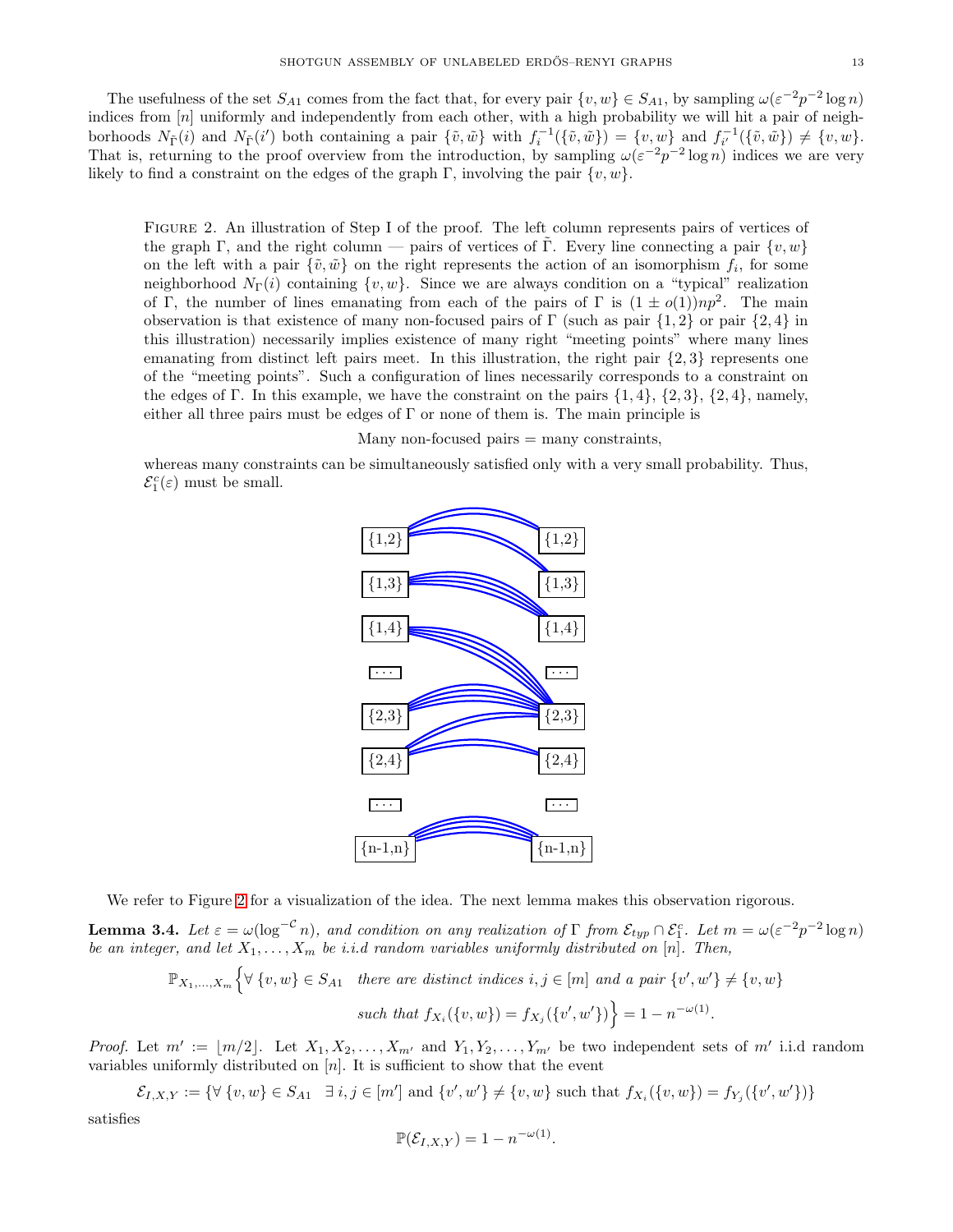The usefulness of the set $S_{A1}$ comes from the fact that, for every pair $\{v,w\} \in S_{A1}$, by sampling $\omega(\varepsilon^{-2}p^{-2}\log n)$ indices from $[n]$ uniformly and independently from each other, with a high probability we will hit a pair of neighborhoods $N_{\tilde{\Gamma}}(i)$ and $N_{\tilde{\Gamma}}(i')$ both containing a pair $\{\tilde{v},\tilde{w}\}$ with $f_i^{-1}(\{\tilde{v},\tilde{w}\}) = \{v,w\}$ and $f_{i'}^{-1}(\{\tilde{v},\tilde{w}\}) \neq \{v,w\}$. That is, returning to the proof overview from the introduction, by sampling $\omega(\varepsilon^{-2}p^{-2}\log n)$ indices we are very likely to find a constraint on the edges of the graph $\Gamma$, involving the pair $\{v,w\}$.

Figure 2. An illustration of Step I of the proof. The left column represents pairs of vertices of the graph $\Gamma$, and the right column — pairs of vertices of $\tilde{\Gamma}$. Every line connecting a pair $\{v,w\}$ on the left with a pair $\{\tilde{v},\tilde{w}\}$ on the right represents the action of an isomorphism $f_i$, for some neighborhood $N_\Gamma(i)$ containing $\{v,w\}$. Since we are always condition on a "typical" realization of $\Gamma$, the number of lines emanating from each of the pairs of $\Gamma$ is $(1 \pm o(1))np^2$. The main observation is that existence of many non-focused pairs of $\Gamma$ (such as pair $\{1,2\}$ or pair $\{2,4\}$ in this illustration) necessarily implies existence of many right "meeting points" where many lines emanating from distinct left pairs meet. In this illustration, the right pair $\{2,3\}$ represents one of the "meeting points". Such a configuration of lines necessarily corresponds to a constraint on the edges of $\Gamma$. In this example, we have the constraint on the pairs $\{1,4\}$, $\{2,3\}$, $\{2,4\}$, namely, either all three pairs must be edges of $\Gamma$ or none of them is. The main principle is

Many non-focused pairs = many constraints,

whereas many constraints can be simultaneously satisfied only with a very small probability. Thus, $\mathcal{E}_1^c(\varepsilon)$ must be small.

We refer to Figure 2 for a visualization of the idea. The next lemma makes this observation rigorous.

**Lemma 3.4.** *Let $\varepsilon = \omega(\log^{-\mathcal{C}} n)$, and condition on any realization of $\Gamma$ from $\mathcal{E}_{typ} \cap \mathcal{E}_1^c$. Let $m = \omega(\varepsilon^{-2}p^{-2}\log n)$ be an integer, and let $X_1, \ldots, X_m$ be i.i.d random variables uniformly distributed on $[n]$. Then,*

$$\mathbb{P}_{X_1,\ldots,X_m}\Big\{\forall\ \{v,w\} \in S_{A1} \quad \text{there are distinct indices } i,j \in [m] \text{ and a pair } \{v',w'\} \neq \{v,w\}$$
$$\text{such that } f_{X_i}(\{v,w\}) = f_{X_j}(\{v',w'\})\Big\} = 1 - n^{-\omega(1)}.$$

*Proof.* Let $m' := \lfloor m/2 \rfloor$. Let $X_1, X_2, \ldots, X_{m'}$ and $Y_1, Y_2, \ldots, Y_{m'}$ be two independent sets of $m'$ i.i.d random variables uniformly distributed on $[n]$. It is sufficient to show that the event

$$\mathcal{E}_{I,X,Y} := \{\forall\ \{v,w\} \in S_{A1} \quad \exists\ i,j \in [m'] \text{ and } \{v',w'\} \neq \{v,w\} \text{ such that } f_{X_i}(\{v,w\}) = f_{Y_j}(\{v',w'\})\}$$

satisfies

$$\mathbb{P}(\mathcal{E}_{I,X,Y}) = 1 - n^{-\omega(1)}.$$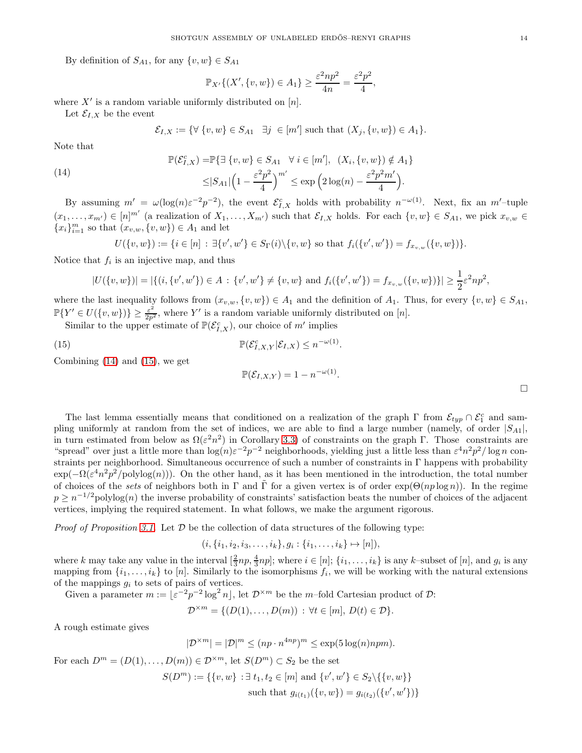By definition of $S_{A1}$, for any $\{v,w\} \in S_{A1}$

$$\mathbb{P}_{X'}\{(X', \{v,w\}) \in A_1\} \geq \frac{\varepsilon^2 np^2}{4n} = \frac{\varepsilon^2 p^2}{4},$$

where $X'$ is a random variable uniformly distributed on $[n]$.

Let $\mathcal{E}_{I,X}$ be the event

$$\mathcal{E}_{I,X} := \{\forall\ \{v,w\} \in S_{A1} \quad \exists j\ \in [m'] \text{ such that } (X_j, \{v,w\}) \in A_1\}.$$

Note that

$$\begin{aligned}
\mathbb{P}(\mathcal{E}_{I,X}^c) =& \mathbb{P}\{\exists\ \{v,w\} \in S_{A1} \quad \forall\ i \in [m'],\ \ (X_i, \{v,w\}) \notin A_1\} \\
\leq& |S_{A1}|\Big(1 - \frac{\varepsilon^2 p^2}{4}\Big)^{m'} \leq \exp\Big(2\log(n) - \frac{\varepsilon^2 p^2 m'}{4}\Big).
\end{aligned} \tag{14}$$

By assuming $m' = \omega(\log(n)\varepsilon^{-2}p^{-2})$, the event $\mathcal{E}_{I,X}^c$ holds with probability $n^{-\omega(1)}$. Next, fix an $m'$–tuple $(x_1, \dots, x_{m'}) \in [n]^{m'}$ (a realization of $X_1, \dots, X_{m'}$) such that $\mathcal{E}_{I,X}$ holds. For each $\{v,w\} \in S_{A1}$, we pick $x_{v,w} \in \{x_i\}_{i=1}^m$ so that $(x_{v,w}, \{v,w\}) \in A_1$ and let

$$U(\{v,w\}) := \{i \in [n] \,:\, \exists \{v',w'\} \in S_\Gamma(i)\backslash\{v,w\} \text{ so that } f_i(\{v',w'\}) = f_{x_{v,w}}(\{v,w\})\}.$$

Notice that $f_i$ is an injective map, and thus

$$|U(\{v,w\})| = |\{(i, \{v',w'\}) \in A \,:\, \{v',w'\} \neq \{v,w\} \text{ and } f_i(\{v',w'\}) = f_{x_{v,w}}(\{v,w\})\}| \geq \frac{1}{2}\varepsilon^2 np^2,$$

where the last inequality follows from $(x_{v,w}, \{v,w\}) \in A_1$ and the definition of $A_1$. Thus, for every $\{v,w\} \in S_{A1}$, $\mathbb{P}\{Y' \in U(\{v,w\})\} \geq \frac{\varepsilon^2}{2p^2}$, where $Y'$ is a random variable uniformly distributed on $[n]$.

Similar to the upper estimate of $\mathbb{P}(\mathcal{E}_{I,X}^c)$, our choice of $m'$ implies

$$\mathbb{P}(\mathcal{E}_{I,X,Y}^c | \mathcal{E}_{I,X}) \leq n^{-\omega(1)}. \tag{15}$$

Combining (14) and (15), we get

$$\mathbb{P}(\mathcal{E}_{I,X,Y}) = 1 - n^{-\omega(1)}.$$

□

The last lemma essentially means that conditioned on a realization of the graph $\Gamma$ from $\mathcal{E}_{typ} \cap \mathcal{E}_1^c$ and sampling uniformly at random from the set of indices, we are able to find a large number (namely, of order $|S_{A1}|$, in turn estimated from below as $\Omega(\varepsilon^2 n^2)$ in Corollary 3.3) of constraints on the graph $\Gamma$. Those constraints are "spread" over just a little more than $\log(n)\varepsilon^{-2}p^{-2}$ neighborhoods, yielding just a little less than $\varepsilon^4 n^2 p^2/\log n$ constraints per neighborhood. Simultaneous occurrence of such a number of constraints in $\Gamma$ happens with probability $\exp(-\Omega(\varepsilon^4 n^2 p^2/\text{polylog}(n)))$. On the other hand, as it has been mentioned in the introduction, the total number of choices of the *sets* of neighbors both in $\Gamma$ and $\tilde{\Gamma}$ for a given vertex is of order $\exp(\Theta(np\log n))$. In the regime $p \geq n^{-1/2}\text{polylog}(n)$ the inverse probability of constraints' satisfaction beats the number of choices of the adjacent vertices, implying the required statement. In what follows, we make the argument rigorous.

*Proof of Proposition 3.1.* Let $\mathcal{D}$ be the collection of data structures of the following type:

$$(i, \{i_1, i_2, i_3, \dots, i_k\}, g_i : \{i_1, \dots, i_k\} \mapsto [n]),$$

where $k$ may take any value in the interval $[\frac{2}{3}np, \frac{4}{3}np]$; where $i \in [n]$; $\{i_1, \dots, i_k\}$ is any $k$–subset of $[n]$, and $g_i$ is any mapping from $\{i_1, \dots, i_k\}$ to $[n]$. Similarly to the isomorphisms $f_i$, we will be working with the natural extensions of the mappings $g_i$ to sets of pairs of vertices.

Given a parameter $m := \lfloor \varepsilon^{-2}p^{-2}\log^2 n \rfloor$, let $\mathcal{D}^{\times m}$ be the $m$–fold Cartesian product of $\mathcal{D}$:

$$\mathcal{D}^{\times m} = \{(D(1), \dots, D(m)) \,:\, \forall t \in [m],\ D(t) \in \mathcal{D}\}.$$

A rough estimate gives

$$|\mathcal{D}^{\times m}| = |\mathcal{D}|^m \leq (np \cdot n^{4np})^m \leq \exp(5\log(n)npm).$$

For each $D^m = (D(1), \dots, D(m)) \in \mathcal{D}^{\times m}$, let $S(D^m) \subset S_2$ be the set

$$\begin{aligned}
S(D^m) := \{\{v,w\} \,:& \exists\ t_1, t_2 \in [m] \text{ and } \{v',w'\} \in S_2\backslash\{\{v,w\}\} \\
&\text{such that } g_{i(t_1)}(\{v,w\}) = g_{i(t_2)}(\{v',w'\})\}
\end{aligned}$$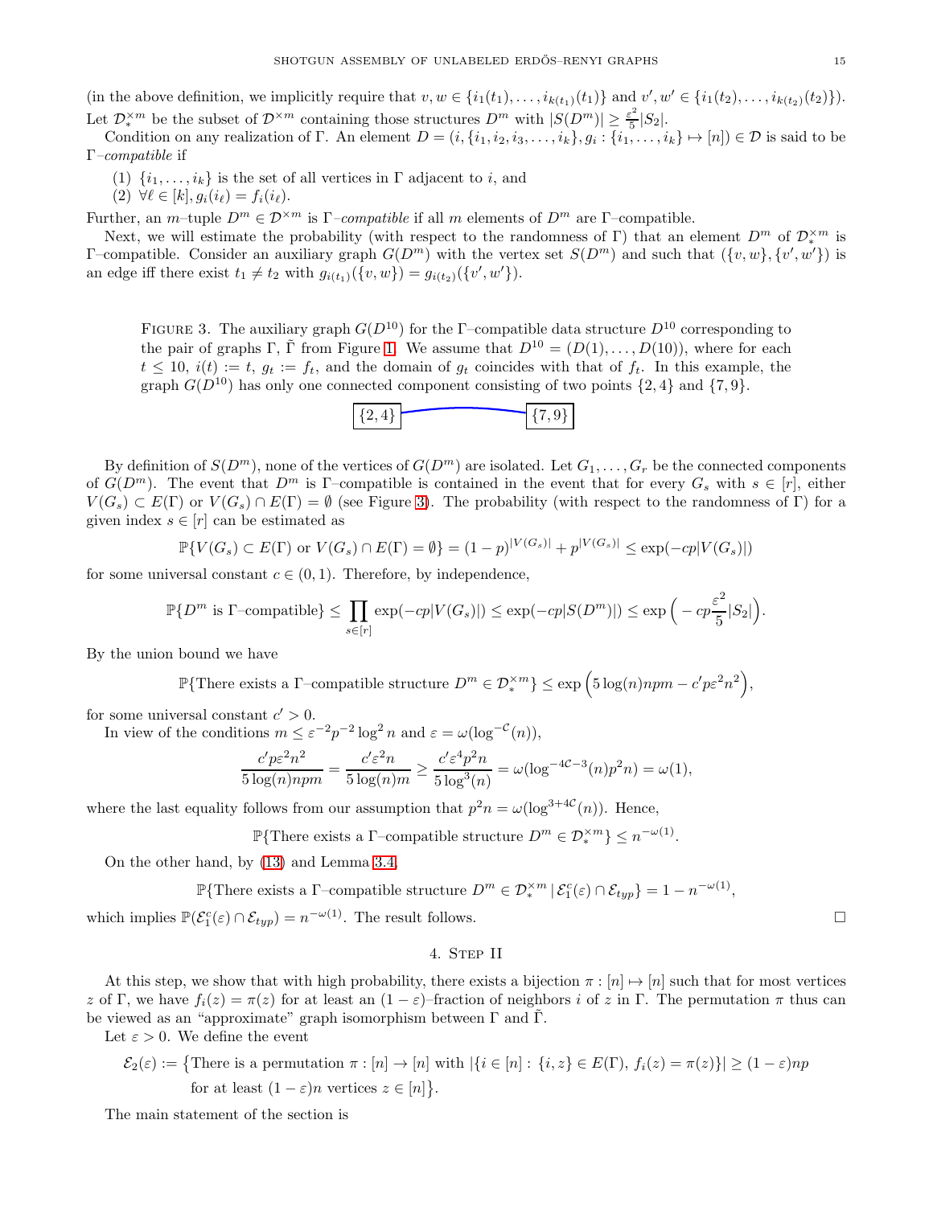(in the above definition, we implicitly require that $v, w \in \{i_1(t_1), \dots, i_{k(t_1)}(t_1)\}$ and $v', w' \in \{i_1(t_2), \dots, i_{k(t_2)}(t_2)\}$). Let $\mathcal{D}_*^{\times m}$ be the subset of $\mathcal{D}^{\times m}$ containing those structures $D^m$ with $|S(D^m)| \geq \frac{\varepsilon^2}{5}|S_2|$.

Condition on any realization of $\Gamma$. An element $D = (i, \{i_1, i_2, i_3, \dots, i_k\}, g_i : \{i_1, \dots, i_k\} \mapsto [n]) \in \mathcal{D}$ is said to be $\Gamma$*–compatible* if

1. $\{i_1, \dots, i_k\}$ is the set of all vertices in $\Gamma$ adjacent to $i$, and
2. $\forall \ell \in [k], g_i(i_\ell) = f_i(i_\ell)$.

Further, an $m$–tuple $D^m \in \mathcal{D}^{\times m}$ is $\Gamma$*–compatible* if all $m$ elements of $D^m$ are $\Gamma$–compatible.

Next, we will estimate the probability (with respect to the randomness of $\Gamma$) that an element $D^m$ of $\mathcal{D}_*^{\times m}$ is $\Gamma$–compatible. Consider an auxiliary graph $G(D^m)$ with the vertex set $S(D^m)$ and such that $(\{v, w\}, \{v', w'\})$ is an edge iff there exist $t_1 \neq t_2$ with $g_{i(t_1)}(\{v, w\}) = g_{i(t_2)}(\{v', w'\})$.

FIGURE 3. The auxiliary graph $G(D^{10})$ for the $\Gamma$–compatible data structure $D^{10}$ corresponding to the pair of graphs $\Gamma$, $\tilde{\Gamma}$ from Figure 1. We assume that $D^{10} = (D(1), \dots, D(10))$, where for each $t \leq 10$, $i(t) := t$, $g_t := f_t$, and the domain of $g_t$ coincides with that of $f_t$. In this example, the graph $G(D^{10})$ has only one connected component consisting of two points $\{2, 4\}$ and $\{7, 9\}$.

$\{2,4\}$ —— $\{7,9\}$

By definition of $S(D^m)$, none of the vertices of $G(D^m)$ are isolated. Let $G_1, \dots, G_r$ be the connected components of $G(D^m)$. The event that $D^m$ is $\Gamma$–compatible is contained in the event that for every $G_s$ with $s \in [r]$, either $V(G_s) \subset E(\Gamma)$ or $V(G_s) \cap E(\Gamma) = \emptyset$ (see Figure 3). The probability (with respect to the randomness of $\Gamma$) for a given index $s \in [r]$ can be estimated as

$$\mathbb{P}\{V(G_s) \subset E(\Gamma) \text{ or } V(G_s) \cap E(\Gamma) = \emptyset\} = (1-p)^{|V(G_s)|} + p^{|V(G_s)|} \leq \exp(-cp|V(G_s)|)$$

for some universal constant $c \in (0, 1)$. Therefore, by independence,

$$\mathbb{P}\{D^m \text{ is } \Gamma\text{–compatible}\} \leq \prod_{s \in [r]} \exp(-cp|V(G_s)|) \leq \exp(-cp|S(D^m)|) \leq \exp\Big(-cp\frac{\varepsilon^2}{5}|S_2|\Big).$$

By the union bound we have

$$\mathbb{P}\{\text{There exists a } \Gamma\text{–compatible structure } D^m \in \mathcal{D}_*^{\times m}\} \leq \exp\Big(5\log(n)npm - c'p\varepsilon^2 n^2\Big),$$

for some universal constant $c' > 0$.

In view of the conditions $m \leq \varepsilon^{-2}p^{-2}\log^2 n$ and $\varepsilon = \omega(\log^{-\mathcal{C}}(n))$,

$$\frac{c'p\varepsilon^2 n^2}{5\log(n)npm} = \frac{c'\varepsilon^2 n}{5\log(n)m} \geq \frac{c'\varepsilon^4 p^2 n}{5\log^3(n)} = \omega(\log^{-4\mathcal{C}-3}(n)p^2 n) = \omega(1),$$

where the last equality follows from our assumption that $p^2 n = \omega(\log^{3+4\mathcal{C}}(n))$. Hence,

$$\mathbb{P}\{\text{There exists a } \Gamma\text{–compatible structure } D^m \in \mathcal{D}_*^{\times m}\} \leq n^{-\omega(1)}.$$

On the other hand, by (13) and Lemma 3.4,

$$\mathbb{P}\{\text{There exists a } \Gamma\text{–compatible structure } D^m \in \mathcal{D}_*^{\times m} \,|\, \mathcal{E}_1^c(\varepsilon) \cap \mathcal{E}_{typ}\} = 1 - n^{-\omega(1)},$$

which implies $\mathbb{P}(\mathcal{E}_1^c(\varepsilon) \cap \mathcal{E}_{typ}) = n^{-\omega(1)}$. The result follows. $\square$

## 4. Step II

At this step, we show that with high probability, there exists a bijection $\pi : [n] \mapsto [n]$ such that for most vertices $z$ of $\Gamma$, we have $f_i(z) = \pi(z)$ for at least an $(1-\varepsilon)$–fraction of neighbors $i$ of $z$ in $\Gamma$. The permutation $\pi$ thus can be viewed as an "approximate" graph isomorphism between $\Gamma$ and $\tilde{\Gamma}$.

Let $\varepsilon > 0$. We define the event

$$\begin{aligned}\mathcal{E}_2(\varepsilon) := \big\{&\text{There is a permutation } \pi : [n] \to [n] \text{ with } |\{i \in [n] : \{i, z\} \in E(\Gamma),\, f_i(z) = \pi(z)\}| \geq (1-\varepsilon)np \\ &\text{for at least } (1-\varepsilon)n \text{ vertices } z \in [n]\big\}.\end{aligned}$$

The main statement of the section is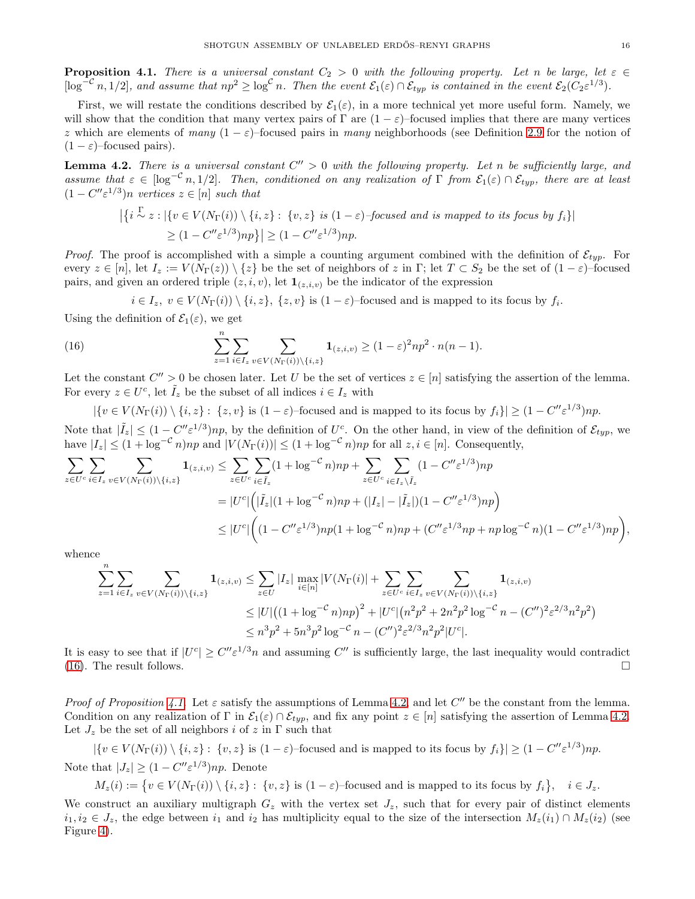**Proposition 4.1.** *There is a universal constant $C_2 > 0$ with the following property. Let $n$ be large, let $\varepsilon \in [\log^{-\mathcal{C}} n, 1/2]$, and assume that $np^2 \geq \log^{\mathcal{C}} n$. Then the event $\mathcal{E}_1(\varepsilon) \cap \mathcal{E}_{typ}$ is contained in the event $\mathcal{E}_2(C_2 \varepsilon^{1/3})$.*

First, we will restate the conditions described by $\mathcal{E}_1(\varepsilon)$, in a more technical yet more useful form. Namely, we will show that the condition that many vertex pairs of $\Gamma$ are $(1-\varepsilon)$–focused implies that there are many vertices $z$ which are elements of *many* $(1-\varepsilon)$–focused pairs in *many* neighborhoods (see Definition 2.9 for the notion of $(1-\varepsilon)$–focused pairs).

**Lemma 4.2.** *There is a universal constant $C'' > 0$ with the following property. Let $n$ be sufficiently large, and assume that $\varepsilon \in [\log^{-\mathcal{C}} n, 1/2]$. Then, conditioned on any realization of $\Gamma$ from $\mathcal{E}_1(\varepsilon) \cap \mathcal{E}_{typ}$, there are at least $(1 - C''\varepsilon^{1/3})n$ vertices $z \in [n]$ such that*

$$
\begin{aligned}
\big|\{ i \overset{\Gamma}{\sim} z : &|\{v \in V(N_\Gamma(i)) \setminus \{i,z\} : \ \{v,z\} \text{ is } (1-\varepsilon)\text{–focused and is mapped to its focus by } f_i\}| \\
&\geq (1 - C''\varepsilon^{1/3})np\}\big| \geq (1 - C''\varepsilon^{1/3})np.
\end{aligned}
$$

*Proof.* The proof is accomplished with a simple a counting argument combined with the definition of $\mathcal{E}_{typ}$. For every $z \in [n]$, let $I_z := V(N_\Gamma(z)) \setminus \{z\}$ be the set of neighbors of $z$ in $\Gamma$; let $T \subset S_2$ be the set of $(1-\varepsilon)$–focused pairs, and given an ordered triple $(z,i,v)$, let $\mathbf{1}_{(z,i,v)}$ be the indicator of the expression

$$
i \in I_z, \ v \in V(N_\Gamma(i)) \setminus \{i,z\}, \ \{z,v\} \text{ is } (1-\varepsilon)\text{–focused and is mapped to its focus by } f_i.
$$

Using the definition of $\mathcal{E}_1(\varepsilon)$, we get

$$
\sum_{z=1}^{n} \sum_{i \in I_z} \sum_{v \in V(N_\Gamma(i)) \setminus \{i,z\}} \mathbf{1}_{(z,i,v)} \geq (1-\varepsilon)^2 np^2 \cdot n(n-1). \tag{16}
$$

Let the constant $C'' > 0$ be chosen later. Let $U$ be the set of vertices $z \in [n]$ satisfying the assertion of the lemma. For every $z \in U^c$, let $\tilde{I}_z$ be the subset of all indices $i \in I_z$ with

$$
|\{v \in V(N_\Gamma(i)) \setminus \{i,z\} : \ \{z,v\} \text{ is } (1-\varepsilon)\text{–focused and is mapped to its focus by } f_i\}| \geq (1 - C''\varepsilon^{1/3})np.
$$

Note that $|\tilde{I}_z| \leq (1 - C''\varepsilon^{1/3})np$, by the definition of $U^c$. On the other hand, in view of the definition of $\mathcal{E}_{typ}$, we have $|I_z| \leq (1 + \log^{-\mathcal{C}} n)np$ and $|V(N_\Gamma(i))| \leq (1 + \log^{-\mathcal{C}} n)np$ for all $z, i \in [n]$. Consequently,

$$
\begin{aligned}
\sum_{z \in U^c} \sum_{i \in I_z} \sum_{v \in V(N_\Gamma(i)) \setminus \{i,z\}} \mathbf{1}_{(z,i,v)} &\leq \sum_{z \in U^c} \sum_{i \in \tilde{I}_z} (1 + \log^{-\mathcal{C}} n)np + \sum_{z \in U^c} \sum_{i \in I_z \setminus \tilde{I}_z} (1 - C''\varepsilon^{1/3})np \\
&= |U^c| \Big( |\tilde{I}_z|(1 + \log^{-\mathcal{C}} n)np + (|I_z| - |\tilde{I}_z|)(1 - C''\varepsilon^{1/3})np \Big) \\
&\leq |U^c| \bigg( (1 - C''\varepsilon^{1/3})np(1 + \log^{-\mathcal{C}} n)np + (C''\varepsilon^{1/3}np + np\log^{-\mathcal{C}} n)(1 - C''\varepsilon^{1/3})np \bigg),
\end{aligned}
$$

whence

$$
\begin{aligned}
\sum_{z=1}^{n} \sum_{i \in I_z} \sum_{v \in V(N_\Gamma(i)) \setminus \{i,z\}} \mathbf{1}_{(z,i,v)} &\leq \sum_{z \in U} |I_z| \max_{i \in [n]} |V(N_\Gamma(i)| + \sum_{z \in U^c} \sum_{i \in I_z} \sum_{v \in V(N_\Gamma(i)) \setminus \{i,z\}} \mathbf{1}_{(z,i,v)} \\
&\leq |U| \big( (1 + \log^{-\mathcal{C}} n)np \big)^2 + |U^c| \big( n^2p^2 + 2n^2p^2 \log^{-\mathcal{C}} n - (C'')^2 \varepsilon^{2/3} n^2p^2 \big) \\
&\leq n^3p^2 + 5n^3p^2 \log^{-\mathcal{C}} n - (C'')^2 \varepsilon^{2/3} n^2p^2 |U^c|.
\end{aligned}
$$

It is easy to see that if $|U^c| \geq C''\varepsilon^{1/3} n$ and assuming $C''$ is sufficiently large, the last inequality would contradict (16). The result follows. $\square$

*Proof of Proposition 4.1.* Let $\varepsilon$ satisfy the assumptions of Lemma 4.2, and let $C''$ be the constant from the lemma. Condition on any realization of $\Gamma$ in $\mathcal{E}_1(\varepsilon) \cap \mathcal{E}_{typ}$, and fix any point $z \in [n]$ satisfying the assertion of Lemma 4.2. Let $J_z$ be the set of all neighbors $i$ of $z$ in $\Gamma$ such that

$$
|\{v \in V(N_\Gamma(i)) \setminus \{i,z\} : \ \{v,z\} \text{ is } (1-\varepsilon)\text{–focused and is mapped to its focus by } f_i\}| \geq (1 - C''\varepsilon^{1/3})np.
$$

Note that $|J_z| \geq (1 - C''\varepsilon^{1/3})np$. Denote

$$
M_z(i) := \big\{ v \in V(N_\Gamma(i)) \setminus \{i,z\} : \ \{v,z\} \text{ is } (1-\varepsilon)\text{–focused and is mapped to its focus by } f_i \big\}, \quad i \in J_z.
$$

We construct an auxiliary multigraph $G_z$ with the vertex set $J_z$, such that for every pair of distinct elements $i_1, i_2 \in J_z$, the edge between $i_1$ and $i_2$ has multiplicity equal to the size of the intersection $M_z(i_1) \cap M_z(i_2)$ (see Figure 4).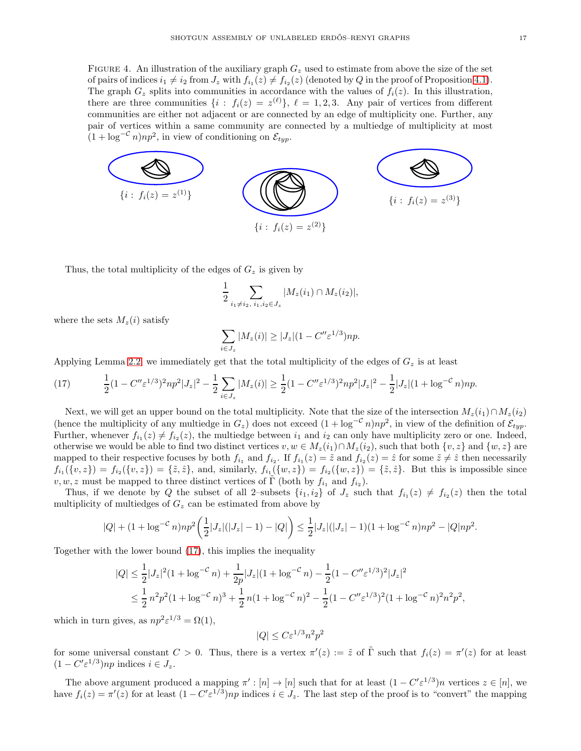Figure 4. An illustration of the auxiliary graph $G_z$ used to estimate from above the size of the set of pairs of indices $i_1 \neq i_2$ from $J_z$ with $f_{i_1}(z) \neq f_{i_2}(z)$ (denoted by $Q$ in the proof of Proposition 4.1). The graph $G_z$ splits into communities in accordance with the values of $f_i(z)$. In this illustration, there are three communities $\{i:\ f_i(z) = z^{(\ell)}\}$, $\ell = 1,2,3$. Any pair of vertices from different communities are either not adjacent or are connected by an edge of multiplicity one. Further, any pair of vertices within a same community are connected by a multiedge of multiplicity at most $(1+\log^{-\mathcal{C}} n)np^2$, in view of conditioning on $\mathcal{E}_{typ}$.

$\{i:\ f_i(z) = z^{(1)}\}$ $\{i:\ f_i(z) = z^{(2)}\}$ $\{i:\ f_i(z) = z^{(3)}\}$

Thus, the total multiplicity of the edges of $G_z$ is given by

$$\frac{1}{2}\sum_{i_1\neq i_2,\ i_1,i_2\in J_z} |M_z(i_1)\cap M_z(i_2)|,$$

where the sets $M_z(i)$ satisfy

$$\sum_{i\in J_z} |M_z(i)| \geq |J_z|(1-C''\varepsilon^{1/3})np.$$

Applying Lemma 2.2 we immediately get that the total multiplicity of the edges of $G_z$ is at least

$$\frac{1}{2}(1-C''\varepsilon^{1/3})^2 np^2|J_z|^2 - \frac{1}{2}\sum_{i\in J_z}|M_z(i)| \geq \frac{1}{2}(1-C''\varepsilon^{1/3})^2np^2|J_z|^2 - \frac{1}{2}|J_z|(1+\log^{-\mathcal{C}} n)np. \tag{17}$$

Next, we will get an upper bound on the total multiplicity. Note that the size of the intersection $M_z(i_1)\cap M_z(i_2)$ (hence the multiplicity of any multiedge in $G_z$) does not exceed $(1+\log^{-\mathcal{C}} n)np^2$, in view of the definition of $\mathcal{E}_{typ}$. Further, whenever $f_{i_1}(z)\neq f_{i_2}(z)$, the multiedge between $i_1$ and $i_2$ can only have multiplicity zero or one. Indeed, otherwise we would be able to find two distinct vertices $v,w\in M_z(i_1)\cap M_z(i_2)$, such that both $\{v,z\}$ and $\{w,z\}$ are mapped to their respective focuses by both $f_{i_1}$ and $f_{i_2}$. If $f_{i_1}(z)=\tilde z$ and $f_{i_2}(z)=\hat z$ for some $\tilde z\neq\hat z$ then necessarily $f_{i_1}(\{v,z\}) = f_{i_2}(\{v,z\}) = \{\tilde z,\hat z\}$, and, similarly, $f_{i_1}(\{w,z\}) = f_{i_2}(\{w,z\}) = \{\tilde z,\hat z\}$. But this is impossible since $v,w,z$ must be mapped to three distinct vertices of $\tilde\Gamma$ (both by $f_{i_1}$ and $f_{i_2}$).

Thus, if we denote by $Q$ the subset of all 2–subsets $\{i_1,i_2\}$ of $J_z$ such that $f_{i_1}(z)\neq f_{i_2}(z)$ then the total multiplicity of multiedges of $G_z$ can be estimated from above by

$$|Q| + (1+\log^{-\mathcal{C}} n)np^2\bigg(\frac{1}{2}|J_z|(|J_z|-1)-|Q|\bigg) \leq \frac{1}{2}|J_z|(|J_z|-1)(1+\log^{-\mathcal{C}} n)np^2 - |Q|np^2.$$

Together with the lower bound (17), this implies the inequality

$$\begin{aligned}
|Q| &\leq \frac{1}{2}|J_z|^2(1+\log^{-\mathcal{C}} n) + \frac{1}{2p}|J_z|(1+\log^{-\mathcal{C}} n) - \frac{1}{2}(1-C''\varepsilon^{1/3})^2|J_z|^2\\
&\leq \frac{1}{2}\,n^2p^2(1+\log^{-\mathcal{C}} n)^3 + \frac{1}{2}\,n(1+\log^{-\mathcal{C}} n)^2 - \frac{1}{2}(1-C''\varepsilon^{1/3})^2(1+\log^{-\mathcal{C}} n)^2n^2p^2,
\end{aligned}$$

which in turn gives, as $np^2\varepsilon^{1/3}=\Omega(1)$,

$$|Q|\leq C\varepsilon^{1/3}n^2p^2$$

for some universal constant $C>0$. Thus, there is a vertex $\pi'(z) := \tilde z$ of $\tilde\Gamma$ such that $f_i(z)=\pi'(z)$ for at least $(1-C'\varepsilon^{1/3})np$ indices $i\in J_z$.

The above argument produced a mapping $\pi' : [n]\to[n]$ such that for at least $(1-C'\varepsilon^{1/3})n$ vertices $z\in[n]$, we have $f_i(z)=\pi'(z)$ for at least $(1-C'\varepsilon^{1/3})np$ indices $i\in J_z$. The last step of the proof is to "convert" the mapping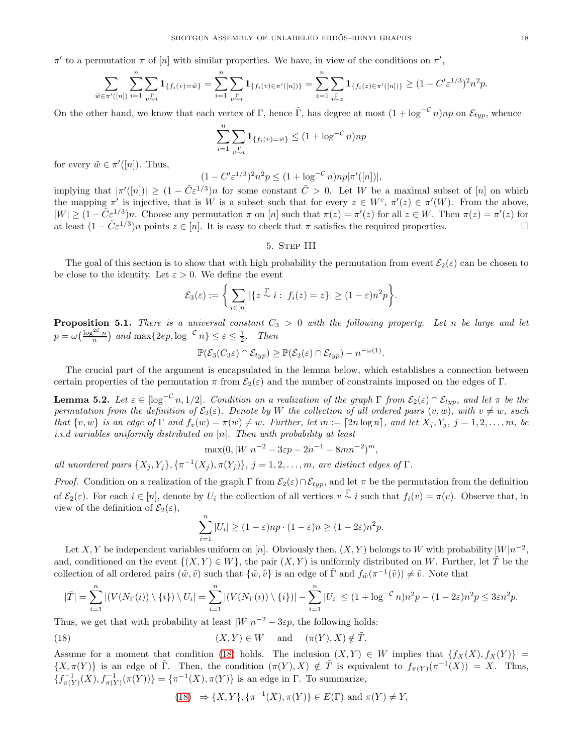$\pi'$ to a permutation $\pi$ of $[n]$ with similar properties. We have, in view of the conditions on $\pi'$,

$$\sum_{\tilde{w}\in\pi'([n])}\sum_{i=1}^{n}\sum_{v\overset{\Gamma}{\sim}i}\mathbf{1}_{\{f_i(v)=\tilde{w}\}}=\sum_{i=1}^{n}\sum_{v\overset{\Gamma}{\sim}i}\mathbf{1}_{\{f_i(v)\in\pi'([n])\}}=\sum_{z=1}^{n}\sum_{i\overset{\Gamma}{\sim}z}\mathbf{1}_{\{f_i(z)\in\pi'([n])\}}\geq(1-C'\varepsilon^{1/3})^2n^2p.$$

On the other hand, we know that each vertex of $\Gamma$, hence $\tilde{\Gamma}$, has degree at most $(1+\log^{-\mathcal{C}}n)np$ on $\mathcal{E}_{typ}$, whence

$$\sum_{i=1}^{n}\sum_{v\overset{\Gamma}{\sim}i}\mathbf{1}_{\{f_i(v)=\tilde{w}\}}\leq(1+\log^{-\mathcal{C}}n)np$$

for every $\tilde{w}\in\pi'([n])$. Thus,

$$(1-C'\varepsilon^{1/3})^2n^2p\leq(1+\log^{-\mathcal{C}}n)np|\pi'([n])|,$$

implying that $|\pi'([n])|\geq(1-\tilde{C}\varepsilon^{1/3})n$ for some constant $\tilde{C}>0$. Let $W$ be a maximal subset of $[n]$ on which the mapping $\pi'$ is injective, that is $W$ is a subset such that for every $z\in W^c$, $\pi'(z)\in\pi'(W)$. From the above, $|W|\geq(1-\tilde{C}\varepsilon^{1/3})n$. Choose any permutation $\pi$ on $[n]$ such that $\pi(z)=\pi'(z)$ for all $z\in W$. Then $\pi(z)=\pi'(z)$ for at least $(1-\tilde{C}\varepsilon^{1/3})n$ points $z\in[n]$. It is easy to check that $\pi$ satisfies the required properties. □

## 5. Step III

The goal of this section is to show that with high probability the permutation from event $\mathcal{E}_2(\varepsilon)$ can be chosen to be close to the identity. Let $\varepsilon>0$. We define the event

$$\mathcal{E}_3(\varepsilon):=\Big\{\sum_{i\in[n]}|\{z\overset{\Gamma}{\sim}i:\ f_i(z)=z\}|\geq(1-\varepsilon)n^2p\Big\}.$$

**Proposition 5.1.** *There is a universal constant $C_3>0$ with the following property. Let $n$ be large and let $p=\omega\big(\frac{\log^{2\mathcal{C}}n}{n}\big)$ and $\max\{2ep,\log^{-\mathcal{C}}n\}\leq\varepsilon\leq\frac{1}{2}$. Then*

$$\mathbb{P}(\mathcal{E}_3(C_3\varepsilon)\cap\mathcal{E}_{typ})\geq\mathbb{P}(\mathcal{E}_2(\varepsilon)\cap\mathcal{E}_{typ})-n^{-\omega(1)}.$$

The crucial part of the argument is encapsulated in the lemma below, which establishes a connection between certain properties of the permutation $\pi$ from $\mathcal{E}_2(\varepsilon)$ and the number of constraints imposed on the edges of $\Gamma$.

**Lemma 5.2.** *Let $\varepsilon\in[\log^{-\mathcal{C}}n,1/2]$. Condition on a realization of the graph $\Gamma$ from $\mathcal{E}_2(\varepsilon)\cap\mathcal{E}_{typ}$, and let $\pi$ be the permutation from the definition of $\mathcal{E}_2(\varepsilon)$. Denote by $W$ the collection of all ordered pairs $(v,w)$, with $v\neq w$, such that $\{v,w\}$ is an edge of $\Gamma$ and $f_v(w)=\pi(w)\neq w$. Further, let $m:=\lceil 2n\log n\rceil$, and let $X_j,Y_j$, $j=1,2,\dots,m$, be i.i.d variables uniformly distributed on $[n]$. Then with probability at least*

$$\max(0,|W|n^{-2}-3\varepsilon p-2n^{-1}-8mn^{-2})^m,$$

*all unordered pairs $\{X_j,Y_j\},\{\pi^{-1}(X_j),\pi(Y_j)\}$, $j=1,2,\dots,m$, are distinct edges of $\Gamma$.*

*Proof.* Condition on a realization of the graph $\Gamma$ from $\mathcal{E}_2(\varepsilon)\cap\mathcal{E}_{typ}$, and let $\pi$ be the permutation from the definition of $\mathcal{E}_2(\varepsilon)$. For each $i\in[n]$, denote by $U_i$ the collection of all vertices $v\overset{\Gamma}{\sim}i$ such that $f_i(v)=\pi(v)$. Observe that, in view of the definition of $\mathcal{E}_2(\varepsilon)$,

$$\sum_{i=1}^{n}|U_i|\geq(1-\varepsilon)np\cdot(1-\varepsilon)n\geq(1-2\varepsilon)n^2p.$$

Let $X,Y$ be independent variables uniform on $[n]$. Obviously then, $(X,Y)$ belongs to $W$ with probability $|W|n^{-2}$, and, conditioned on the event $\{(X,Y)\in W\}$, the pair $(X,Y)$ is uniformly distributed on $W$. Further, let $\tilde{T}$ be the collection of all ordered pairs $(\tilde{w},\tilde{v})$ such that $\{\tilde{w},\tilde{v}\}$ is an edge of $\tilde{\Gamma}$ and $f_{\tilde{w}}(\pi^{-1}(\tilde{v}))\neq\tilde{v}$. Note that

$$|\tilde{T}|=\sum_{i=1}^{n}|(V(N_\Gamma(i))\setminus\{i\})\setminus U_i|=\sum_{i=1}^{n}|(V(N_\Gamma(i))\setminus\{i\})|-\sum_{i=1}^{n}|U_i|\leq(1+\log^{-\mathcal{C}}n)n^2p-(1-2\varepsilon)n^2p\leq 3\varepsilon n^2p.$$

Thus, we get that with probability at least $|W|n^{-2}-3\varepsilon p$, the following holds:

$$(X,Y)\in W\quad\text{ and }\quad(\pi(Y),X)\notin\tilde{T}.\tag{18}$$

Assume for a moment that condition (18) holds. The inclusion $(X,Y)\in W$ implies that $\{f_X(X),f_X(Y)\}=\{X,\pi(Y)\}$ is an edge of $\tilde{\Gamma}$. Then, the condition $(\pi(Y),X)\notin\tilde{T}$ is equivalent to $f_{\pi(Y)}(\pi^{-1}(X))=X$. Thus, $\{f^{-1}_{\pi(Y)}(X),f^{-1}_{\pi(Y)}(\pi(Y))\}=\{\pi^{-1}(X),\pi(Y)\}$ is an edge in $\Gamma$. To summarize,

$$(18)\ \Rightarrow\{X,Y\},\{\pi^{-1}(X),\pi(Y)\}\in E(\Gamma)\text{ and }\pi(Y)\neq Y,$$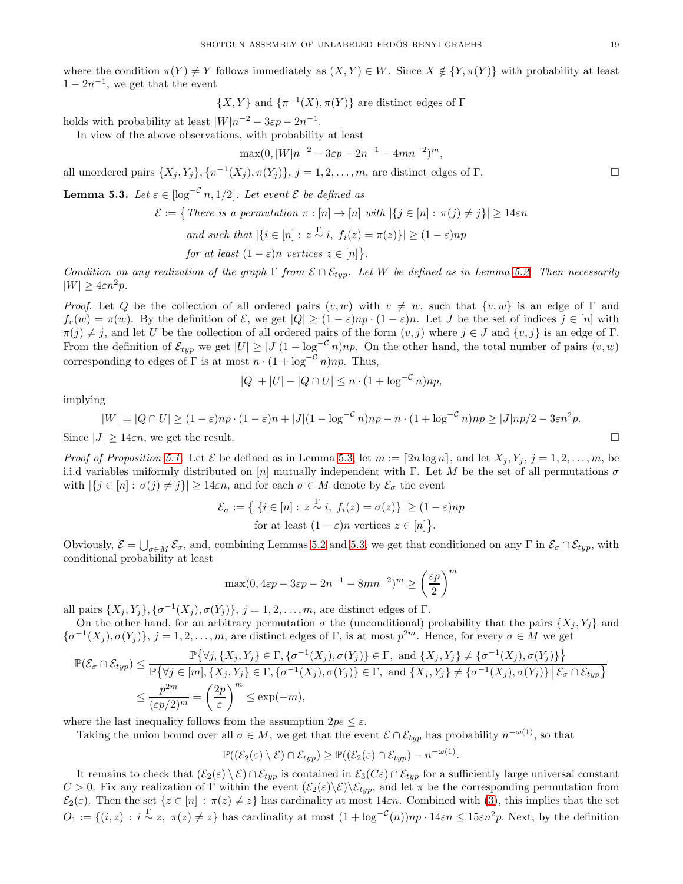where the condition $\pi(Y) \neq Y$ follows immediately as $(X,Y) \in W$. Since $X \notin \{Y, \pi(Y)\}$ with probability at least $1 - 2n^{-1}$, we get that the event

$$\{X,Y\} \text{ and } \{\pi^{-1}(X), \pi(Y)\} \text{ are distinct edges of } \Gamma$$

holds with probability at least $|W|n^{-2} - 3\varepsilon p - 2n^{-1}$.

In view of the above observations, with probability at least

$$\max(0, |W|n^{-2} - 3\varepsilon p - 2n^{-1} - 4mn^{-2})^m,$$

all unordered pairs $\{X_j, Y_j\}, \{\pi^{-1}(X_j), \pi(Y_j)\}$, $j = 1, 2, \dots, m$, are distinct edges of $\Gamma$. □

**Lemma 5.3.** *Let $\varepsilon \in [\log^{-\mathcal{C}} n, 1/2]$. Let event $\mathcal{E}$ be defined as*

$$\begin{aligned}\mathcal{E} := \big\{ &\text{There is a permutation } \pi : [n] \to [n] \text{ with } |\{j \in [n] : \pi(j) \neq j\}| \geq 14\varepsilon n \\ &\text{and such that } |\{i \in [n] : z \overset{\Gamma}{\sim} i,\ f_i(z) = \pi(z)\}| \geq (1-\varepsilon)np \\ &\text{for at least } (1-\varepsilon)n \text{ vertices } z \in [n]\big\}.\end{aligned}$$

*Condition on any realization of the graph $\Gamma$ from $\mathcal{E} \cap \mathcal{E}_{typ}$. Let $W$ be defined as in Lemma 5.2. Then necessarily $|W| \geq 4\varepsilon n^2 p$.*

*Proof.* Let $Q$ be the collection of all ordered pairs $(v, w)$ with $v \neq w$, such that $\{v, w\}$ is an edge of $\Gamma$ and $f_v(w) = \pi(w)$. By the definition of $\mathcal{E}$, we get $|Q| \geq (1-\varepsilon)np \cdot (1-\varepsilon)n$. Let $J$ be the set of indices $j \in [n]$ with $\pi(j) \neq j$, and let $U$ be the collection of all ordered pairs of the form $(v, j)$ where $j \in J$ and $\{v, j\}$ is an edge of $\Gamma$. From the definition of $\mathcal{E}_{typ}$ we get $|U| \geq |J|(1 - \log^{-\mathcal{C}} n)np$. On the other hand, the total number of pairs $(v, w)$ corresponding to edges of $\Gamma$ is at most $n \cdot (1 + \log^{-\mathcal{C}} n)np$. Thus,

$$|Q| + |U| - |Q \cap U| \leq n \cdot (1 + \log^{-\mathcal{C}} n)np,$$

implying

$$|W| = |Q \cap U| \geq (1-\varepsilon)np \cdot (1-\varepsilon)n + |J|(1 - \log^{-\mathcal{C}} n)np - n \cdot (1 + \log^{-\mathcal{C}} n)np \geq |J|np/2 - 3\varepsilon n^2 p.$$

Since $|J| \geq 14\varepsilon n$, we get the result. □

*Proof of Proposition 5.1.* Let $\mathcal{E}$ be defined as in Lemma 5.3, let $m := \lceil 2n \log n \rceil$, and let $X_j, Y_j$, $j = 1, 2, \dots, m$, be i.i.d variables uniformly distributed on $[n]$ mutually independent with $\Gamma$. Let $M$ be the set of all permutations $\sigma$ with $|\{j \in [n] : \sigma(j) \neq j\}| \geq 14\varepsilon n$, and for each $\sigma \in M$ denote by $\mathcal{E}_\sigma$ the event

$$\begin{aligned}\mathcal{E}_\sigma := \big\{ &|\{i \in [n] : z \overset{\Gamma}{\sim} i,\ f_i(z) = \sigma(z)\}| \geq (1-\varepsilon)np \\ &\text{for at least } (1-\varepsilon)n \text{ vertices } z \in [n]\big\}.\end{aligned}$$

Obviously, $\mathcal{E} = \bigcup_{\sigma \in M} \mathcal{E}_\sigma$, and, combining Lemmas 5.2 and 5.3, we get that conditioned on any $\Gamma$ in $\mathcal{E}_\sigma \cap \mathcal{E}_{typ}$, with conditional probability at least

$$\max(0, 4\varepsilon p - 3\varepsilon p - 2n^{-1} - 8mn^{-2})^m \geq \left(\frac{\varepsilon p}{2}\right)^m$$

all pairs $\{X_j, Y_j\}, \{\sigma^{-1}(X_j), \sigma(Y_j)\}$, $j = 1, 2, \dots, m$, are distinct edges of $\Gamma$.

On the other hand, for an arbitrary permutation $\sigma$ the (unconditional) probability that the pairs $\{X_j, Y_j\}$ and $\{\sigma^{-1}(X_j), \sigma(Y_j)\}$, $j = 1, 2, \dots, m$, are distinct edges of $\Gamma$, is at most $p^{2m}$. Hence, for every $\sigma \in M$ we get

$$\begin{aligned}\mathbb{P}(\mathcal{E}_\sigma \cap \mathcal{E}_{typ}) &\leq \frac{\mathbb{P}\big\{\forall j, \{X_j, Y_j\} \in \Gamma, \{\sigma^{-1}(X_j), \sigma(Y_j)\} \in \Gamma, \text{ and } \{X_j, Y_j\} \neq \{\sigma^{-1}(X_j), \sigma(Y_j)\}\big\}}{\mathbb{P}\big\{\forall j \in [m], \{X_j, Y_j\} \in \Gamma, \{\sigma^{-1}(X_j), \sigma(Y_j)\} \in \Gamma, \text{ and } \{X_j, Y_j\} \neq \{\sigma^{-1}(X_j), \sigma(Y_j)\} \,\big|\, \mathcal{E}_\sigma \cap \mathcal{E}_{typ}\big\}} \\ &\leq \frac{p^{2m}}{(\varepsilon p/2)^m} = \left(\frac{2p}{\varepsilon}\right)^m \leq \exp(-m),\end{aligned}$$

where the last inequality follows from the assumption $2pe \leq \varepsilon$.

Taking the union bound over all $\sigma \in M$, we get that the event $\mathcal{E} \cap \mathcal{E}_{typ}$ has probability $n^{-\omega(1)}$, so that

$$\mathbb{P}((\mathcal{E}_2(\varepsilon) \setminus \mathcal{E}) \cap \mathcal{E}_{typ}) \geq \mathbb{P}((\mathcal{E}_2(\varepsilon) \cap \mathcal{E}_{typ}) - n^{-\omega(1)}.$$

It remains to check that $(\mathcal{E}_2(\varepsilon) \setminus \mathcal{E}) \cap \mathcal{E}_{typ}$ is contained in $\mathcal{E}_3(C\varepsilon) \cap \mathcal{E}_{typ}$ for a sufficiently large universal constant $C > 0$. Fix any realization of $\Gamma$ within the event $(\mathcal{E}_2(\varepsilon) \setminus \mathcal{E}) \setminus \mathcal{E}_{typ}$, and let $\pi$ be the corresponding permutation from $\mathcal{E}_2(\varepsilon)$. Then the set $\{z \in [n] : \pi(z) \neq z\}$ has cardinality at most $14\varepsilon n$. Combined with (3), this implies that the set $O_1 := \{(i, z) : i \overset{\Gamma}{\sim} z,\ \pi(z) \neq z\}$ has cardinality at most $(1 + \log^{-\mathcal{C}}(n))np \cdot 14\varepsilon n \leq 15\varepsilon n^2 p$. Next, by the definition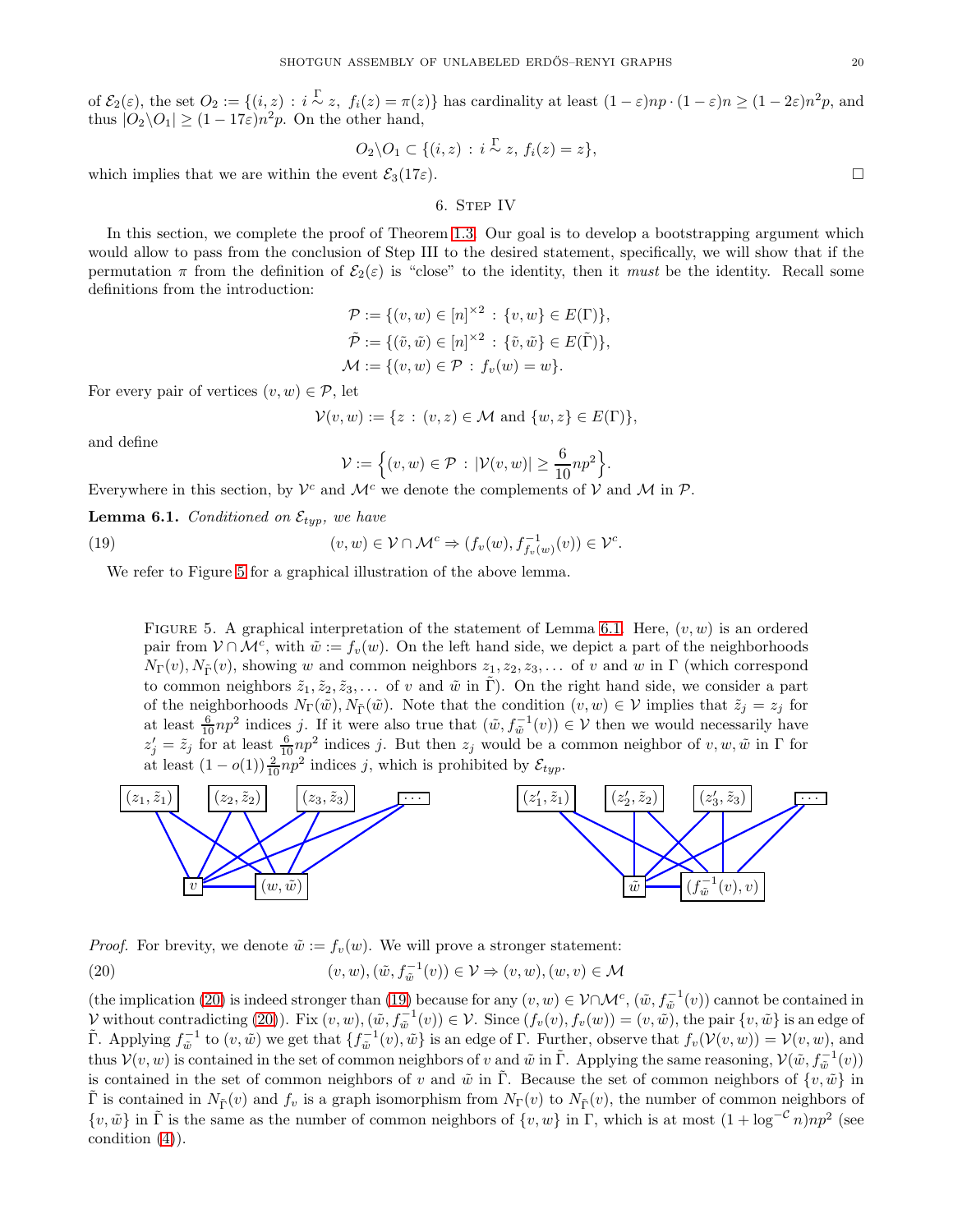of $\mathcal{E}_2(\varepsilon)$, the set $O_2 := \{(i,z) : i \overset{\Gamma}{\sim} z,\ f_i(z) = \pi(z)\}$ has cardinality at least $(1-\varepsilon)np \cdot (1-\varepsilon)n \geq (1-2\varepsilon)n^2p$, and thus $|O_2 \backslash O_1| \geq (1-17\varepsilon)n^2p$. On the other hand,

$$O_2 \backslash O_1 \subset \{(i,z) : i \overset{\Gamma}{\sim} z,\ f_i(z) = z\},$$

which implies that we are within the event $\mathcal{E}_3(17\varepsilon)$. □

## 6. Step IV

In this section, we complete the proof of Theorem 1.3. Our goal is to develop a bootstrapping argument which would allow to pass from the conclusion of Step III to the desired statement, specifically, we will show that if the permutation $\pi$ from the definition of $\mathcal{E}_2(\varepsilon)$ is "close" to the identity, then it *must* be the identity. Recall some definitions from the introduction:

$$\mathcal{P} := \{(v,w) \in [n]^{\times 2} : \{v,w\} \in E(\Gamma)\},$$
$$\tilde{\mathcal{P}} := \{(\tilde{v},\tilde{w}) \in [n]^{\times 2} : \{\tilde{v},\tilde{w}\} \in E(\tilde{\Gamma})\},$$
$$\mathcal{M} := \{(v,w) \in \mathcal{P} : f_v(w) = w\}.$$

For every pair of vertices $(v,w) \in \mathcal{P}$, let

$$\mathcal{V}(v,w) := \{z : (v,z) \in \mathcal{M} \text{ and } \{w,z\} \in E(\Gamma)\},$$

and define

$$\mathcal{V} := \Big\{(v,w) \in \mathcal{P} : |\mathcal{V}(v,w)| \geq \frac{6}{10}np^2\Big\}.$$

Everywhere in this section, by $\mathcal{V}^c$ and $\mathcal{M}^c$ we denote the complements of $\mathcal{V}$ and $\mathcal{M}$ in $\mathcal{P}$.

**Lemma 6.1.** *Conditioned on $\mathcal{E}_{typ}$, we have*

$$(v,w) \in \mathcal{V} \cap \mathcal{M}^c \Rightarrow (f_v(w), f^{-1}_{f_v(w)}(v)) \in \mathcal{V}^c. \tag{19}$$

We refer to Figure 5 for a graphical illustration of the above lemma.

Figure 5. A graphical interpretation of the statement of Lemma 6.1. Here, $(v,w)$ is an ordered pair from $\mathcal{V} \cap \mathcal{M}^c$, with $\tilde{w} := f_v(w)$. On the left hand side, we depict a part of the neighborhoods $N_\Gamma(v), N_{\tilde{\Gamma}}(v)$, showing $w$ and common neighbors $z_1, z_2, z_3, \dots$ of $v$ and $w$ in $\Gamma$ (which correspond to common neighbors $\tilde{z}_1, \tilde{z}_2, \tilde{z}_3, \dots$ of $v$ and $\tilde{w}$ in $\tilde{\Gamma}$). On the right hand side, we consider a part of the neighborhoods $N_\Gamma(\tilde{w}), N_{\tilde{\Gamma}}(\tilde{w})$. Note that the condition $(v,w) \in \mathcal{V}$ implies that $\tilde{z}_j = z_j$ for at least $\frac{6}{10}np^2$ indices $j$. If it were also true that $(\tilde{w}, f^{-1}_{\tilde{w}}(v)) \in \mathcal{V}$ then we would necessarily have $z'_j = \tilde{z}_j$ for at least $\frac{6}{10}np^2$ indices $j$. But then $z_j$ would be a common neighbor of $v, w, \tilde{w}$ in $\Gamma$ for at least $(1-o(1))\frac{2}{10}np^2$ indices $j$, which is prohibited by $\mathcal{E}_{typ}$.

*Proof.* For brevity, we denote $\tilde{w} := f_v(w)$. We will prove a stronger statement:

$$(v,w), (\tilde{w}, f^{-1}_{\tilde{w}}(v)) \in \mathcal{V} \Rightarrow (v,w), (w,v) \in \mathcal{M} \tag{20}$$

(the implication (20) is indeed stronger than (19) because for any $(v,w) \in \mathcal{V} \cap \mathcal{M}^c$, $(\tilde{w}, f^{-1}_{\tilde{w}}(v))$ cannot be contained in $\mathcal{V}$ without contradicting (20)). Fix $(v,w), (\tilde{w}, f^{-1}_{\tilde{w}}(v)) \in \mathcal{V}$. Since $(f_v(v), f_v(w)) = (v, \tilde{w})$, the pair $\{v, \tilde{w}\}$ is an edge of $\tilde{\Gamma}$. Applying $f^{-1}_{\tilde{w}}$ to $(v, \tilde{w})$ we get that $\{f^{-1}_{\tilde{w}}(v), \tilde{w}\}$ is an edge of $\Gamma$. Further, observe that $f_v(\mathcal{V}(v,w)) = \mathcal{V}(v,w)$, and thus $\mathcal{V}(v,w)$ is contained in the set of common neighbors of $v$ and $\tilde{w}$ in $\tilde{\Gamma}$. Applying the same reasoning, $\mathcal{V}(\tilde{w}, f^{-1}_{\tilde{w}}(v))$ is contained in the set of common neighbors of $v$ and $\tilde{w}$ in $\tilde{\Gamma}$. Because the set of common neighbors of $\{v, \tilde{w}\}$ in $\tilde{\Gamma}$ is contained in $N_{\tilde{\Gamma}}(v)$ and $f_v$ is a graph isomorphism from $N_\Gamma(v)$ to $N_{\tilde{\Gamma}}(v)$, the number of common neighbors of $\{v, \tilde{w}\}$ in $\tilde{\Gamma}$ is the same as the number of common neighbors of $\{v, w\}$ in $\Gamma$, which is at most $(1 + \log^{-\mathcal{C}} n)np^2$ (see condition (4)).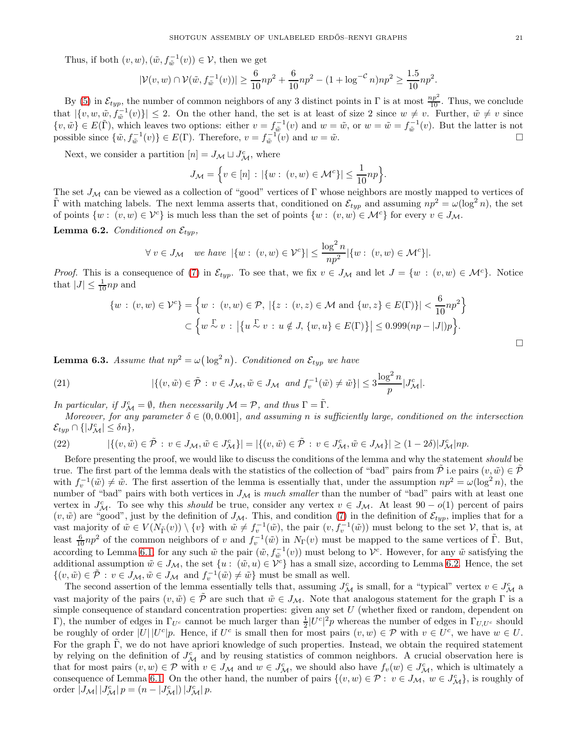Thus, if both $(v,w), (\tilde{w}, f_{\tilde{w}}^{-1}(v)) \in \mathcal{V}$, then we get

$$|\mathcal{V}(v,w) \cap \mathcal{V}(\tilde{w}, f_{\tilde{w}}^{-1}(v))| \geq \frac{6}{10}np^2 + \frac{6}{10}np^2 - (1+\log^{-\mathcal{C}} n)np^2 \geq \frac{1.5}{10}np^2.$$

By (5) in $\mathcal{E}_{typ}$, the number of common neighbors of any 3 distinct points in $\Gamma$ is at most $\frac{np^2}{10}$. Thus, we conclude that $|\{v, w, \tilde{w}, f_{\tilde{w}}^{-1}(v)\}| \leq 2$. On the other hand, the set is at least of size 2 since $w \neq v$. Further, $\tilde{w} \neq v$ since $\{v, \tilde{w}\} \in E(\tilde{\Gamma})$, which leaves two options: either $v = f_{\tilde{w}}^{-1}(v)$ and $w = \tilde{w}$, or $w = \tilde{w} = f_{\tilde{w}}^{-1}(v)$. But the latter is not possible since $\{\tilde{w}, f_{\tilde{w}}^{-1}(v)\} \in E(\Gamma)$. Therefore, $v = f_{\tilde{w}}^{-1}(v)$ and $w = \tilde{w}$. □

Next, we consider a partition $[n] = J_{\mathcal{M}} \sqcup J_{\mathcal{M}}^c$, where

$$J_{\mathcal{M}} = \Big\{ v \in [n] \,:\, |\{w :\, (v,w) \in \mathcal{M}^c\}| \leq \frac{1}{10}np \Big\}.$$

The set $J_{\mathcal{M}}$ can be viewed as a collection of "good" vertices of $\Gamma$ whose neighbors are mostly mapped to vertices of $\tilde{\Gamma}$ with matching labels. The next lemma asserts that, conditioned on $\mathcal{E}_{typ}$ and assuming $np^2 = \omega(\log^2 n)$, the set of points $\{w :\, (v,w) \in \mathcal{V}^c\}$ is much less than the set of points $\{w :\, (v,w) \in \mathcal{M}^c\}$ for every $v \in J_{\mathcal{M}}$.

**Lemma 6.2.** *Conditioned on* $\mathcal{E}_{typ}$*,*

$$\forall\, v \in J_{\mathcal{M}} \quad \text{we have } |\{w :\, (v,w) \in \mathcal{V}^c\}| \leq \frac{\log^2 n}{np^2} |\{w :\, (v,w) \in \mathcal{M}^c\}|.$$

*Proof.* This is a consequence of (7) in $\mathcal{E}_{typ}$. To see that, we fix $v \in J_{\mathcal{M}}$ and let $J = \{w : (v,w) \in \mathcal{M}^c\}$. Notice that $|J| \leq \frac{1}{10}np$ and

$$\begin{aligned}
\{w \,:\, (v,w) \in \mathcal{V}^c\} &= \Big\{ w \,:\, (v,w) \in \mathcal{P},\ |\{z \,:\, (v,z) \in \mathcal{M} \text{ and } \{w,z\} \in E(\Gamma)\}| < \frac{6}{10}np^2 \Big\} \\
&\subset \Big\{ w \overset{\Gamma}{\sim} v \,:\, \big|\{u \overset{\Gamma}{\sim} v \,:\, u \notin J,\, \{w,u\} \in E(\Gamma)\}\big| \leq 0.999(np - |J|)p \Big\}.
\end{aligned}$$

□

**Lemma 6.3.** *Assume that* $np^2 = \omega\big(\log^2 n\big)$*. Conditioned on* $\mathcal{E}_{typ}$ *we have*

$$|\{(v,\tilde{w}) \in \tilde{\mathcal{P}} \,:\, v \in J_{\mathcal{M}}, \tilde{w} \in J_{\mathcal{M}} \text{ and } f_v^{-1}(\tilde{w}) \neq \tilde{w}\}| \leq 3\frac{\log^2 n}{p} |J_{\mathcal{M}}^c|. \tag{21}$$

*In particular, if* $J_{\mathcal{M}}^c = \emptyset$*, then necessarily* $\mathcal{M} = \mathcal{P}$*, and thus* $\Gamma = \tilde{\Gamma}$*.*

*Moreover, for any parameter* $\delta \in (0, 0.001]$*, and assuming* $n$ *is sufficiently large, conditioned on the intersection* $\mathcal{E}_{typ} \cap \{|J_{\mathcal{M}}^c| \leq \delta n\}$*,*

$$|\{(v,\tilde{w}) \in \tilde{\mathcal{P}} \,:\, v \in J_{\mathcal{M}}, \tilde{w} \in J_{\mathcal{M}}^c\}| = |\{(v,\tilde{w}) \in \tilde{\mathcal{P}} \,:\, v \in J_{\mathcal{M}}^c, \tilde{w} \in J_{\mathcal{M}}\}| \geq (1-2\delta)|J_{\mathcal{M}}^c|np. \tag{22}$$

Before presenting the proof, we would like to discuss the conditions of the lemma and why the statement *should* be true. The first part of the lemma deals with the statistics of the collection of "bad" pairs from $\tilde{\mathcal{P}}$ i.e pairs $(v,\tilde{w}) \in \tilde{\mathcal{P}}$ with $f_v^{-1}(\tilde{w}) \neq \tilde{w}$. The first assertion of the lemma is essentially that, under the assumption $np^2 = \omega(\log^2 n)$, the number of "bad" pairs with both vertices in $J_{\mathcal{M}}$ is *much smaller* than the number of "bad" pairs with at least one vertex in $J_{\mathcal{M}}^c$. To see why this *should* be true, consider any vertex $v \in J_{\mathcal{M}}$. At least $90 - o(1)$ percent of pairs $(v,\tilde{w})$ are "good", just by the definition of $J_{\mathcal{M}}$. This, and condition (7) in the definition of $\mathcal{E}_{typ}$, implies that for a vast majority of $\tilde{w} \in V(N_{\tilde{\Gamma}}(v)) \setminus \{v\}$ with $\tilde{w} \neq f_v^{-1}(\tilde{w})$, the pair $(v, f_v^{-1}(\tilde{w}))$ must belong to the set $\mathcal{V}$, that is, at least $\frac{6}{10}np^2$ of the common neighbors of $v$ and $f_v^{-1}(\tilde{w})$ in $N_\Gamma(v)$ must be mapped to the same vertices of $\tilde{\Gamma}$. But, according to Lemma 6.1, for any such $\tilde{w}$ the pair $(\tilde{w}, f_{\tilde{w}}^{-1}(v))$ must belong to $\mathcal{V}^c$. However, for any $\tilde{w}$ satisfying the additional assumption $\tilde{w} \in J_{\mathcal{M}}$, the set $\{u :\, (\tilde{w}, u) \in \mathcal{V}^c\}$ has a small size, according to Lemma 6.2. Hence, the set $\{(v,\tilde{w}) \in \tilde{\mathcal{P}} \,:\, v \in J_{\mathcal{M}}, \tilde{w} \in J_{\mathcal{M}} \text{ and } f_v^{-1}(\tilde{w}) \neq \tilde{w}\}$ must be small as well.

The second assertion of the lemma essentially tells that, assuming $J_{\mathcal{M}}^c$ is small, for a "typical" vertex $v \in J_{\mathcal{M}}^c$ a vast majority of the pairs $(v,\tilde{w}) \in \tilde{\mathcal{P}}$ are such that $\tilde{w} \in J_{\mathcal{M}}$. Note that analogous statement for the graph $\Gamma$ is a simple consequence of standard concentration properties: given any set $U$ (whether fixed or random, dependent on $\Gamma$), the number of edges in $\Gamma_{U^c}$ cannot be much larger than $\frac{1}{2}|U^c|^2 p$ whereas the number of edges in $\Gamma_{U,U^c}$ should be roughly of order $|U|\,|U^c|p$. Hence, if $U^c$ is small then for most pairs $(v,w) \in \mathcal{P}$ with $v \in U^c$, we have $w \in U$. For the graph $\tilde{\Gamma}$, we do not have apriori knowledge of such properties. Instead, we obtain the required statement by relying on the definition of $J_{\mathcal{M}}^c$ and by reusing statistics of common neighbors. A crucial observation here is that for most pairs $(v,w) \in \mathcal{P}$ with $v \in J_{\mathcal{M}}$ and $w \in J_{\mathcal{M}}^c$, we should also have $f_v(w) \in J_{\mathcal{M}}^c$, which is ultimately a consequence of Lemma 6.1. On the other hand, the number of pairs $\{(v,w) \in \mathcal{P} :\, v \in J_{\mathcal{M}},\ w \in J_{\mathcal{M}}^c\}$, is roughly of order $|J_{\mathcal{M}}|\,|J_{\mathcal{M}}^c|\,p = (n - |J_{\mathcal{M}}^c|)\,|J_{\mathcal{M}}^c|\,p$.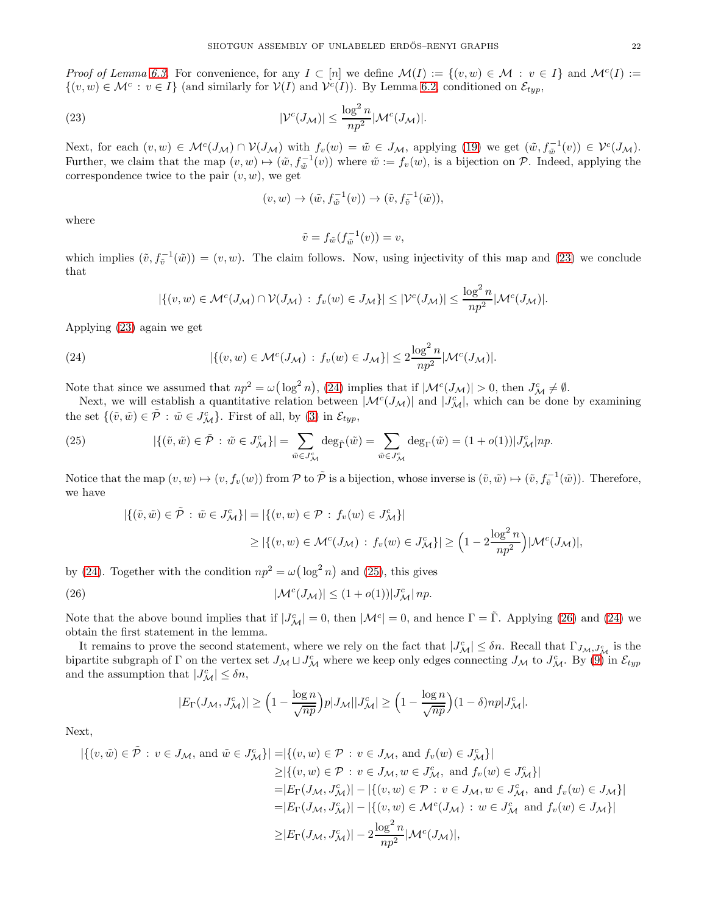*Proof of Lemma 6.3.* For convenience, for any $I \subset [n]$ we define $\mathcal{M}(I) := \{(v,w) \in \mathcal{M} : v \in I\}$ and $\mathcal{M}^c(I) := \{(v,w) \in \mathcal{M}^c : v \in I\}$ (and similarly for $\mathcal{V}(I)$ and $\mathcal{V}^c(I)$). By Lemma 6.2, conditioned on $\mathcal{E}_{typ}$,

$$|\mathcal{V}^c(J_{\mathcal{M}})| \leq \frac{\log^2 n}{np^2} |\mathcal{M}^c(J_{\mathcal{M}})|. \tag{23}$$

Next, for each $(v,w) \in \mathcal{M}^c(J_{\mathcal{M}}) \cap \mathcal{V}(J_{\mathcal{M}})$ with $f_v(w) = \tilde{w} \in J_{\mathcal{M}}$, applying (19) we get $(\tilde{w}, f_{\tilde{w}}^{-1}(v)) \in \mathcal{V}^c(J_{\mathcal{M}})$. Further, we claim that the map $(v,w) \mapsto (\tilde{w}, f_{\tilde{w}}^{-1}(v))$ where $\tilde{w} := f_v(w)$, is a bijection on $\mathcal{P}$. Indeed, applying the correspondence twice to the pair $(v,w)$, we get

$$(v,w) \to (\tilde{w}, f_{\tilde{w}}^{-1}(v)) \to (\tilde{v}, f_{\tilde{v}}^{-1}(\tilde{w})),$$

where

$$\tilde{v} = f_{\tilde{w}}(f_{\tilde{w}}^{-1}(v)) = v,$$

which implies $(\tilde{v}, f_{\tilde{v}}^{-1}(\tilde{w})) = (v,w)$. The claim follows. Now, using injectivity of this map and (23) we conclude that

$$|\{(v,w) \in \mathcal{M}^c(J_{\mathcal{M}}) \cap \mathcal{V}(J_{\mathcal{M}}) : f_v(w) \in J_{\mathcal{M}}\}| \leq |\mathcal{V}^c(J_{\mathcal{M}})| \leq \frac{\log^2 n}{np^2} |\mathcal{M}^c(J_{\mathcal{M}})|.$$

Applying (23) again we get

$$|\{(v,w) \in \mathcal{M}^c(J_{\mathcal{M}}) : f_v(w) \in J_{\mathcal{M}}\}| \leq 2\frac{\log^2 n}{np^2} |\mathcal{M}^c(J_{\mathcal{M}})|. \tag{24}$$

Note that since we assumed that $np^2 = \omega\big(\log^2 n\big)$, (24) implies that if $|\mathcal{M}^c(J_{\mathcal{M}})| > 0$, then $J_{\mathcal{M}}^c \neq \emptyset$.

Next, we will establish a quantitative relation between $|\mathcal{M}^c(J_{\mathcal{M}})|$ and $|J_{\mathcal{M}}^c|$, which can be done by examining the set $\{(\tilde{v}, \tilde{w}) \in \tilde{\mathcal{P}} : \tilde{w} \in J_{\mathcal{M}}^c\}$. First of all, by (3) in $\mathcal{E}_{typ}$,

$$|\{(\tilde{v}, \tilde{w}) \in \tilde{\mathcal{P}} : \tilde{w} \in J_{\mathcal{M}}^c\}| = \sum_{\tilde{w} \in J_{\mathcal{M}}^c} \deg_{\tilde{\Gamma}}(\tilde{w}) = \sum_{\tilde{w} \in J_{\mathcal{M}}^c} \deg_{\Gamma}(\tilde{w}) = (1+o(1))|J_{\mathcal{M}}^c| np. \tag{25}$$

Notice that the map $(v,w) \mapsto (v, f_v(w))$ from $\mathcal{P}$ to $\tilde{\mathcal{P}}$ is a bijection, whose inverse is $(\tilde{v}, \tilde{w}) \mapsto (\tilde{v}, f_{\tilde{v}}^{-1}(\tilde{w}))$. Therefore, we have

$$\begin{aligned}
|\{(\tilde{v}, \tilde{w}) \in \tilde{\mathcal{P}} : \tilde{w} \in J_{\mathcal{M}}^c\}| &= |\{(v,w) \in \mathcal{P} : f_v(w) \in J_{\mathcal{M}}^c\}| \\
&\geq |\{(v,w) \in \mathcal{M}^c(J_{\mathcal{M}}) : f_v(w) \in J_{\mathcal{M}}^c\}| \geq \Big(1 - 2\frac{\log^2 n}{np^2}\Big)|\mathcal{M}^c(J_{\mathcal{M}})|,
\end{aligned}$$

by (24). Together with the condition $np^2 = \omega\big(\log^2 n\big)$ and (25), this gives

$$|\mathcal{M}^c(J_{\mathcal{M}})| \leq (1+o(1))|J_{\mathcal{M}}^c| np. \tag{26}$$

Note that the above bound implies that if $|J_{\mathcal{M}}^c| = 0$, then $|\mathcal{M}^c| = 0$, and hence $\Gamma = \tilde{\Gamma}$. Applying (26) and (24) we obtain the first statement in the lemma.

It remains to prove the second statement, where we rely on the fact that $|J_{\mathcal{M}}^c| \leq \delta n$. Recall that $\Gamma_{J_{\mathcal{M}}, J_{\mathcal{M}}^c}$ is the bipartite subgraph of $\Gamma$ on the vertex set $J_{\mathcal{M}} \sqcup J_{\mathcal{M}}^c$ where we keep only edges connecting $J_{\mathcal{M}}$ to $J_{\mathcal{M}}^c$. By (9) in $\mathcal{E}_{typ}$ and the assumption that $|J_{\mathcal{M}}^c| \leq \delta n$,

$$|E_{\Gamma}(J_{\mathcal{M}}, J_{\mathcal{M}}^c)| \geq \Big(1 - \frac{\log n}{\sqrt{np}}\Big) p |J_{\mathcal{M}}||J_{\mathcal{M}}^c| \geq \Big(1 - \frac{\log n}{\sqrt{np}}\Big)(1-\delta) np |J_{\mathcal{M}}^c|.$$

Next,

$$\begin{aligned}
|\{(v, \tilde{w}) \in \tilde{\mathcal{P}} : v \in J_{\mathcal{M}}, \text{ and } \tilde{w} \in J_{\mathcal{M}}^c\}| =& |\{(v,w) \in \mathcal{P} : v \in J_{\mathcal{M}}, \text{ and } f_v(w) \in J_{\mathcal{M}}^c\}| \\
\geq& |\{(v,w) \in \mathcal{P} : v \in J_{\mathcal{M}}, w \in J_{\mathcal{M}}^c, \text{ and } f_v(w) \in J_{\mathcal{M}}^c\}| \\
=& |E_{\Gamma}(J_{\mathcal{M}}, J_{\mathcal{M}}^c)| - |\{(v,w) \in \mathcal{P} : v \in J_{\mathcal{M}}, w \in J_{\mathcal{M}}^c, \text{ and } f_v(w) \in J_{\mathcal{M}}\}| \\
=& |E_{\Gamma}(J_{\mathcal{M}}, J_{\mathcal{M}}^c)| - |\{(v,w) \in \mathcal{M}^c(J_{\mathcal{M}}) : w \in J_{\mathcal{M}}^c \text{ and } f_v(w) \in J_{\mathcal{M}}\}| \\
\geq& |E_{\Gamma}(J_{\mathcal{M}}, J_{\mathcal{M}}^c)| - 2\frac{\log^2 n}{np^2}|\mathcal{M}^c(J_{\mathcal{M}})|,
\end{aligned}$$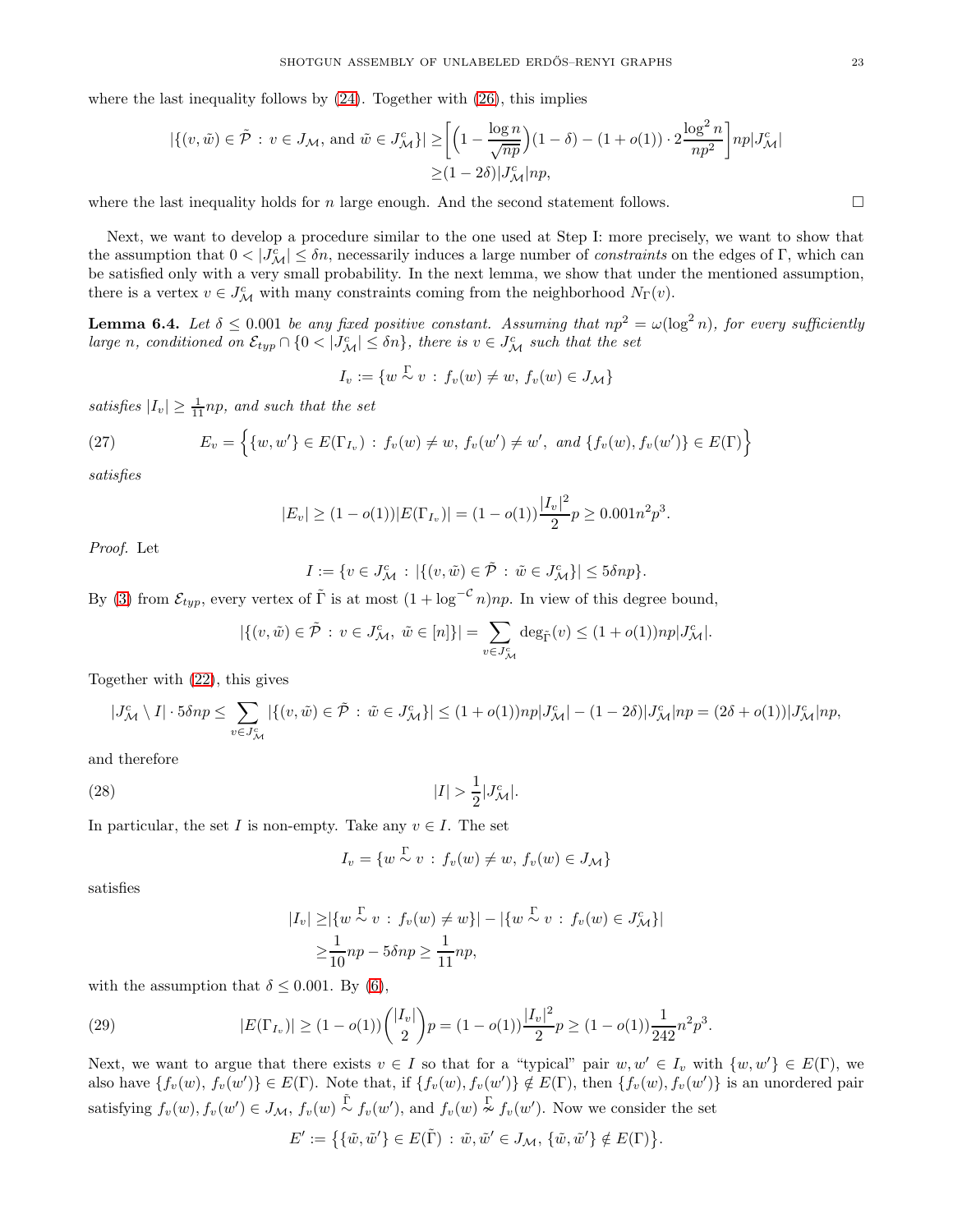where the last inequality follows by (24). Together with (26), this implies

$$|\{(v,\tilde{w}) \in \tilde{\mathcal{P}} \,:\, v \in J_{\mathcal{M}}, \text{ and } \tilde{w} \in J_{\mathcal{M}}^c\}| \geq \bigg[\Big(1 - \frac{\log n}{\sqrt{np}}\Big)(1-\delta) - (1+o(1)) \cdot 2\frac{\log^2 n}{np^2}\bigg] np |J_{\mathcal{M}}^c| \geq (1-2\delta)|J_{\mathcal{M}}^c| np,$$

where the last inequality holds for $n$ large enough. And the second statement follows. $\square$

Next, we want to develop a procedure similar to the one used at Step I: more precisely, we want to show that the assumption that $0 < |J_{\mathcal{M}}^c| \leq \delta n$, necessarily induces a large number of *constraints* on the edges of $\Gamma$, which can be satisfied only with a very small probability. In the next lemma, we show that under the mentioned assumption, there is a vertex $v \in J_{\mathcal{M}}^c$ with many constraints coming from the neighborhood $N_\Gamma(v)$.

**Lemma 6.4.** *Let $\delta \leq 0.001$ be any fixed positive constant. Assuming that $np^2 = \omega(\log^2 n)$, for every sufficiently large $n$, conditioned on $\mathcal{E}_{typ} \cap \{0 < |J_{\mathcal{M}}^c| \leq \delta n\}$, there is $v \in J_{\mathcal{M}}^c$ such that the set*

$$I_v := \{w \overset{\Gamma}{\sim} v \,:\, f_v(w) \neq w,\, f_v(w) \in J_{\mathcal{M}}\}$$

*satisfies $|I_v| \geq \frac{1}{11}np$, and such that the set*

$$E_v = \Big\{\{w,w'\} \in E(\Gamma_{I_v}) \,:\, f_v(w) \neq w,\, f_v(w') \neq w', \text{ and } \{f_v(w), f_v(w')\} \in E(\Gamma)\Big\} \tag{27}$$

*satisfies*

$$|E_v| \geq (1-o(1))|E(\Gamma_{I_v})| = (1-o(1))\frac{|I_v|^2}{2}p \geq 0.001 n^2 p^3.$$

*Proof.* Let

$$I := \{v \in J_{\mathcal{M}}^c \,:\, |\{(v,\tilde{w}) \in \tilde{\mathcal{P}} \,:\, \tilde{w} \in J_{\mathcal{M}}^c\}| \leq 5\delta np\}.$$

By (3) from $\mathcal{E}_{typ}$, every vertex of $\tilde{\Gamma}$ is at most $(1 + \log^{-\mathcal{C}} n)np$. In view of this degree bound,

$$|\{(v,\tilde{w}) \in \tilde{\mathcal{P}} \,:\, v \in J_{\mathcal{M}}^c,\ \tilde{w} \in [n]\}| = \sum_{v \in J_{\mathcal{M}}^c} \deg_{\tilde{\Gamma}}(v) \leq (1+o(1))np|J_{\mathcal{M}}^c|.$$

Together with (22), this gives

$$|J_{\mathcal{M}}^c \setminus I| \cdot 5\delta np \leq \sum_{v \in J_{\mathcal{M}}^c} |\{(v,\tilde{w}) \in \tilde{\mathcal{P}} \,:\, \tilde{w} \in J_{\mathcal{M}}^c\}| \leq (1+o(1))np|J_{\mathcal{M}}^c| - (1-2\delta)|J_{\mathcal{M}}^c|np = (2\delta + o(1))|J_{\mathcal{M}}^c|np,$$

and therefore

$$|I| > \frac{1}{2}|J_{\mathcal{M}}^c|. \tag{28}$$

In particular, the set $I$ is non-empty. Take any $v \in I$. The set

$$I_v = \{w \overset{\Gamma}{\sim} v \,:\, f_v(w) \neq w,\, f_v(w) \in J_{\mathcal{M}}\}$$

satisfies

$$|I_v| \geq |\{w \overset{\Gamma}{\sim} v \,:\, f_v(w) \neq w\}| - |\{w \overset{\Gamma}{\sim} v \,:\, f_v(w) \in J_{\mathcal{M}}^c\}| \geq \frac{1}{10}np - 5\delta np \geq \frac{1}{11}np,$$

with the assumption that $\delta \leq 0.001$. By (6),

$$|E(\Gamma_{I_v})| \geq (1-o(1))\binom{|I_v|}{2}p = (1-o(1))\frac{|I_v|^2}{2}p \geq (1-o(1))\frac{1}{242}n^2p^3. \tag{29}$$

Next, we want to argue that there exists $v \in I$ so that for a "typical" pair $w, w' \in I_v$ with $\{w,w'\} \in E(\Gamma)$, we also have $\{f_v(w), f_v(w')\} \in E(\Gamma)$. Note that, if $\{f_v(w), f_v(w')\} \notin E(\Gamma)$, then $\{f_v(w), f_v(w')\}$ is an unordered pair satisfying $f_v(w), f_v(w') \in J_{\mathcal{M}}$, $f_v(w) \overset{\tilde{\Gamma}}{\sim} f_v(w')$, and $f_v(w) \overset{\Gamma}{\nsim} f_v(w')$. Now we consider the set

$$E' := \big\{\{\tilde{w},\tilde{w}'\} \in E(\tilde{\Gamma}) \,:\, \tilde{w},\tilde{w}' \in J_{\mathcal{M}},\, \{\tilde{w},\tilde{w}'\} \notin E(\Gamma)\big\}.$$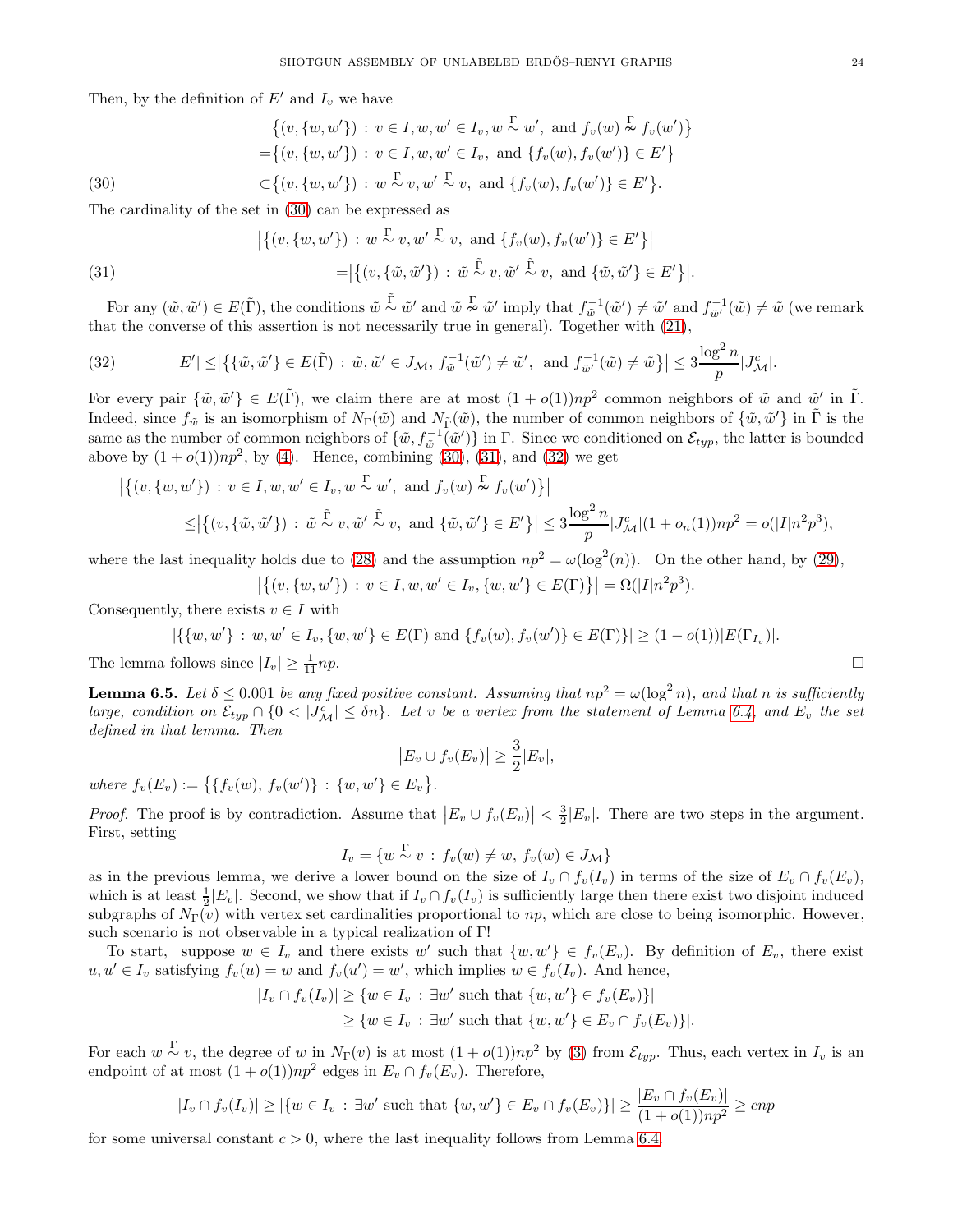Then, by the definition of $E'$ and $I_v$ we have

$$
\begin{aligned}
&\big\{(v,\{w,w'\}) : v \in I, w, w' \in I_v, w \overset{\Gamma}{\sim} w', \text{ and } f_v(w) \overset{\Gamma}{\nsim} f_v(w')\big\} \\
=&\big\{(v,\{w,w'\}) : v \in I, w, w' \in I_v, \text{ and } \{f_v(w), f_v(w')\} \in E'\big\} \\
\subset&\big\{(v,\{w,w'\}) : w \overset{\Gamma}{\sim} v, w' \overset{\Gamma}{\sim} v, \text{ and } \{f_v(w), f_v(w')\} \in E'\big\}. \qquad (30)
\end{aligned}
$$

The cardinality of the set in (30) can be expressed as

$$
\begin{aligned}
&\big|\big\{(v,\{w,w'\}) : w \overset{\tilde\Gamma}{\sim} v, w' \overset{\Gamma}{\sim} v, \text{ and } \{f_v(w), f_v(w')\} \in E'\big\}\big| \\
=&\big|\big\{(v,\{\tilde w,\tilde w'\}) : \tilde w \overset{\tilde\Gamma}{\sim} v, \tilde w' \overset{\tilde\Gamma}{\sim} v, \text{ and } \{\tilde w, \tilde w'\} \in E'\big\}\big|. \qquad (31)
\end{aligned}
$$

For any $(\tilde w, \tilde w') \in E(\tilde\Gamma)$, the conditions $\tilde w \overset{\tilde\Gamma}{\sim} \tilde w'$ and $\tilde w \overset{\Gamma}{\nsim} \tilde w'$ imply that $f_{\tilde w}^{-1}(\tilde w') \neq \tilde w'$ and $f_{\tilde w'}^{-1}(\tilde w) \neq \tilde w$ (we remark that the converse of this assertion is not necessarily true in general). Together with (21),

$$
|E'| \leq \big|\big\{\{\tilde w, \tilde w'\} \in E(\tilde\Gamma) : \tilde w, \tilde w' \in J_{\mathcal M},\, f_{\tilde w}^{-1}(\tilde w') \neq \tilde w',\ \text{ and } f_{\tilde w'}^{-1}(\tilde w) \neq \tilde w\big\}\big| \leq 3\frac{\log^2 n}{p}|J_{\mathcal M}^c|. \qquad (32)
$$

For every pair $\{\tilde w, \tilde w'\} \in E(\tilde\Gamma)$, we claim there are at most $(1+o(1))np^2$ common neighbors of $\tilde w$ and $\tilde w'$ in $\tilde\Gamma$. Indeed, since $f_{\tilde w}$ is an isomorphism of $N_\Gamma(\tilde w)$ and $N_{\tilde\Gamma}(\tilde w)$, the number of common neighbors of $\{\tilde w, \tilde w'\}$ in $\tilde\Gamma$ is the same as the number of common neighbors of $\{\tilde w, f_{\tilde w}^{-1}(\tilde w')\}$ in $\Gamma$. Since we conditioned on $\mathcal{E}_{typ}$, the latter is bounded above by $(1+o(1))np^2$, by (4). Hence, combining (30), (31), and (32) we get

$$
\begin{aligned}
&\big|\big\{(v,\{w,w'\}) : v \in I, w, w' \in I_v, w \overset{\Gamma}{\sim} w', \text{ and } f_v(w) \overset{\Gamma}{\nsim} f_v(w')\big\}\big| \\
\leq&\big|\big\{(v,\{\tilde w,\tilde w'\}) : \tilde w \overset{\tilde\Gamma}{\sim} v, \tilde w' \overset{\tilde\Gamma}{\sim} v, \text{ and } \{\tilde w, \tilde w'\} \in E'\big\}\big| \leq 3\frac{\log^2 n}{p}|J_{\mathcal M}^c|(1+o_n(1))np^2 = o(|I|n^2p^3),
\end{aligned}
$$

where the last inequality holds due to (28) and the assumption $np^2 = \omega(\log^2(n))$. On the other hand, by (29),

$$
\big|\big\{(v,\{w,w'\}) : v \in I, w, w' \in I_v, \{w,w'\} \in E(\Gamma)\big\}\big| = \Omega(|I|n^2p^3).
$$

Consequently, there exists $v \in I$ with

$$
|\{\{w,w'\} : w, w' \in I_v, \{w,w'\} \in E(\Gamma) \text{ and } \{f_v(w), f_v(w')\} \in E(\Gamma)\}| \geq (1-o(1))|E(\Gamma_{I_v})|.
$$

The lemma follows since $|I_v| \geq \frac{1}{11}np$. $\square$

**Lemma 6.5.** *Let $\delta \leq 0.001$ be any fixed positive constant. Assuming that $np^2 = \omega(\log^2 n)$, and that $n$ is sufficiently large, condition on $\mathcal{E}_{typ} \cap \{0 < |J_{\mathcal M}^c| \leq \delta n\}$. Let $v$ be a vertex from the statement of Lemma 6.4, and $E_v$ the set defined in that lemma. Then*

$$
\big|E_v \cup f_v(E_v)\big| \geq \frac{3}{2}|E_v|,
$$

*where $f_v(E_v) := \big\{\{f_v(w),\, f_v(w')\} : \{w,w'\} \in E_v\big\}$.*

*Proof.* The proof is by contradiction. Assume that $\big|E_v \cup f_v(E_v)\big| < \frac{3}{2}|E_v|$. There are two steps in the argument. First, setting

$$
I_v = \{w \overset{\Gamma}{\sim} v : f_v(w) \neq w,\ f_v(w) \in J_{\mathcal M}\}
$$

as in the previous lemma, we derive a lower bound on the size of $I_v \cap f_v(I_v)$ in terms of the size of $E_v \cap f_v(E_v)$, which is at least $\frac{1}{2}|E_v|$. Second, we show that if $I_v \cap f_v(I_v)$ is sufficiently large then there exist two disjoint induced subgraphs of $N_\Gamma(v)$ with vertex set cardinalities proportional to $np$, which are close to being isomorphic. However, such scenario is not observable in a typical realization of $\Gamma$!

To start, suppose $w \in I_v$ and there exists $w'$ such that $\{w,w'\} \in f_v(E_v)$. By definition of $E_v$, there exist $u, u' \in I_v$ satisfying $f_v(u) = w$ and $f_v(u') = w'$, which implies $w \in f_v(I_v)$. And hence,

$$
\begin{aligned}
|I_v \cap f_v(I_v)| \geq& |\{w \in I_v : \exists w' \text{ such that } \{w,w'\} \in f_v(E_v)\}| \\
\geq& |\{w \in I_v : \exists w' \text{ such that } \{w,w'\} \in E_v \cap f_v(E_v)\}|.
\end{aligned}
$$

For each $w \overset{\Gamma}{\sim} v$, the degree of $w$ in $N_\Gamma(v)$ is at most $(1+o(1))np^2$ by (3) from $\mathcal{E}_{typ}$. Thus, each vertex in $I_v$ is an endpoint of at most $(1+o(1))np^2$ edges in $E_v \cap f_v(E_v)$. Therefore,

$$
|I_v \cap f_v(I_v)| \geq |\{w \in I_v : \exists w' \text{ such that } \{w,w'\} \in E_v \cap f_v(E_v)\}| \geq \frac{|E_v \cap f_v(E_v)|}{(1+o(1))np^2} \geq cnp
$$

for some universal constant $c > 0$, where the last inequality follows from Lemma 6.4.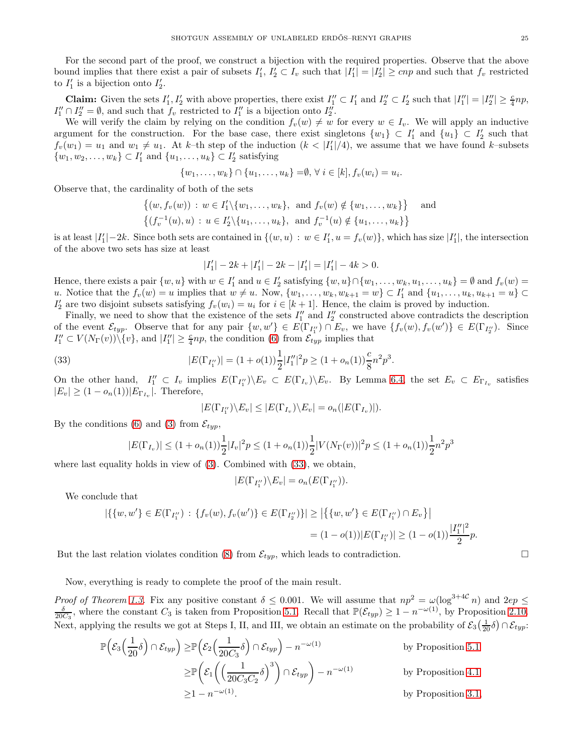For the second part of the proof, we construct a bijection with the required properties. Observe that the above bound implies that there exist a pair of subsets $I_1', I_2' \subset I_v$ such that $|I_1'| = |I_2'| \geq cnp$ and such that $f_v$ restricted to $I_1'$ is a bijection onto $I_2'$.

**Claim:** Given the sets $I_1', I_2'$ with above properties, there exist $I_1'' \subset I_1'$ and $I_2'' \subset I_2'$ such that $|I_1''| = |I_2''| \geq \frac{c}{4}np$, $I_1'' \cap I_2'' = \emptyset$, and such that $f_v$ restricted to $I_1''$ is a bijection onto $I_2''$.

We will verify the claim by relying on the condition $f_v(w) \neq w$ for every $w \in I_v$. We will apply an inductive argument for the construction. For the base case, there exist singletons $\{w_1\} \subset I_1'$ and $\{u_1\} \subset I_2'$ such that $f_v(w_1) = u_1$ and $w_1 \neq u_1$. At $k$–th step of the induction ($k < |I_1'|/4$), we assume that we have found $k$–subsets $\{w_1, w_2, \dots, w_k\} \subset I_1'$ and $\{u_1, \dots, u_k\} \subset I_2'$ satisfying

$$\{w_1, \dots, w_k\} \cap \{u_1, \dots, u_k\} = \emptyset, \forall\, i \in [k], f_v(w_i) = u_i.$$

Observe that, the cardinality of both of the sets

$$\big\{(w, f_v(w)) \,:\, w \in I_1' \backslash \{w_1, \dots, w_k\}, \text{ and } f_v(w) \notin \{w_1, \dots, w_k\}\big\} \quad \text{and}$$
$$\big\{(f_v^{-1}(u), u) \,:\, u \in I_2' \backslash \{u_1, \dots, u_k\}, \text{ and } f_v^{-1}(u) \notin \{u_1, \dots, u_k\}\big\}$$

is at least $|I_1'|-2k$. Since both sets are contained in $\{(w,u) \,:\, w \in I_1', u = f_v(w)\}$, which has size $|I_1'|$, the intersection of the above two sets has size at least

$$|I_1'| - 2k + |I_1'| - 2k - |I_1'| = |I_1'| - 4k > 0.$$

Hence, there exists a pair $\{w, u\}$ with $w \in I_1'$ and $u \in I_2'$ satisfying $\{w, u\} \cap \{w_1, \dots, w_k, u_1, \dots, u_k\} = \emptyset$ and $f_v(w) = u$. Notice that the $f_v(w) = u$ implies that $w \neq u$. Now, $\{w_1, \dots, w_k, w_{k+1} = w\} \subset I_1'$ and $\{u_1, \dots, u_k, u_{k+1} = u\} \subset I_2'$ are two disjoint subsets satisfying $f_v(w_i) = u_i$ for $i \in [k+1]$. Hence, the claim is proved by induction.

Finally, we need to show that the existence of the sets $I_1''$ and $I_2''$ constructed above contradicts the description of the event $\mathcal{E}_{typ}$. Observe that for any pair $\{w, w'\} \in E(\Gamma_{I_1''}) \cap E_v$, we have $\{f_v(w), f_v(w')\} \in E(\Gamma_{I_2''})$. Since $I_1'' \subset V(N_\Gamma(v)) \backslash \{v\}$, and $|I_1''| \geq \frac{c}{4}np$, the condition (6) from $\mathcal{E}_{typ}$ implies that

$$|E(\Gamma_{I_1''})| = (1 + o(1))\frac{1}{2}|I_1''|^2 p \geq (1 + o_n(1))\frac{c}{8}n^2p^3. \tag{33}$$

On the other hand, $I_1'' \subset I_v$ implies $E(\Gamma_{I_1''}) \backslash E_v \subset E(\Gamma_{I_v}) \backslash E_v$. By Lemma 6.4, the set $E_v \subset E_{\Gamma_{I_v}}$ satisfies $|E_v| \geq (1 - o_n(1))|E_{\Gamma_{I_v}}|$. Therefore,

$$|E(\Gamma_{I_1''}) \backslash E_v| \leq |E(\Gamma_{I_v}) \backslash E_v| = o_n(|E(\Gamma_{I_v})|).$$

By the conditions (6) and (3) from $\mathcal{E}_{typ}$,

$$|E(\Gamma_{I_v})| \leq (1 + o_n(1))\frac{1}{2}|I_v|^2 p \leq (1 + o_n(1))\frac{1}{2}|V(N_\Gamma(v))|^2 p \leq (1 + o_n(1))\frac{1}{2}n^2p^3$$

where last equality holds in view of (3). Combined with (33), we obtain,

$$|E(\Gamma_{I_1''}) \backslash E_v| = o_n(E(\Gamma_{I_1''})).$$

We conclude that

$$\begin{aligned}
|\{\{w, w'\} \in E(\Gamma_{I_1''}) \,:\, \{f_v(w), f_v(w')\} \in E(\Gamma_{I_2''})\}| &\geq \big|\{\{w, w'\} \in E(\Gamma_{I_1''}) \cap E_v\}\big| \\
&= (1 - o(1))|E(\Gamma_{I_1''})| \geq (1 - o(1))\frac{|I_1''|^2}{2}p.
\end{aligned}$$

But the last relation violates condition (8) from $\mathcal{E}_{typ}$, which leads to contradiction. □

Now, everything is ready to complete the proof of the main result.

*Proof of Theorem 1.3.* Fix any positive constant $\delta \leq 0.001$. We will assume that $np^2 = \omega(\log^{3+4\mathcal{C}} n)$ and $2ep \leq \frac{\delta}{20C_3}$, where the constant $C_3$ is taken from Proposition 5.1. Recall that $\mathbb{P}(\mathcal{E}_{typ}) \geq 1 - n^{-\omega(1)}$, by Proposition 2.10. Next, applying the results we got at Steps I, II, and III, we obtain an estimate on the probability of $\mathcal{E}_3\big(\frac{1}{20}\delta\big) \cap \mathcal{E}_{typ}$:

$$\begin{aligned}
\mathbb{P}\Big(\mathcal{E}_3\Big(\frac{1}{20}\delta\Big) \cap \mathcal{E}_{typ}\Big) &\geq \mathbb{P}\Big(\mathcal{E}_2\Big(\frac{1}{20C_3}\delta\Big) \cap \mathcal{E}_{typ}\Big) - n^{-\omega(1)} && \text{by Proposition 5.1} \\
&\geq \mathbb{P}\Big(\mathcal{E}_1\Big(\Big(\frac{1}{20C_3C_2}\delta\Big)^3\Big) \cap \mathcal{E}_{typ}\Big) - n^{-\omega(1)} && \text{by Proposition 4.1} \\
&\geq 1 - n^{-\omega(1)}. && \text{by Proposition 3.1.}
\end{aligned}$$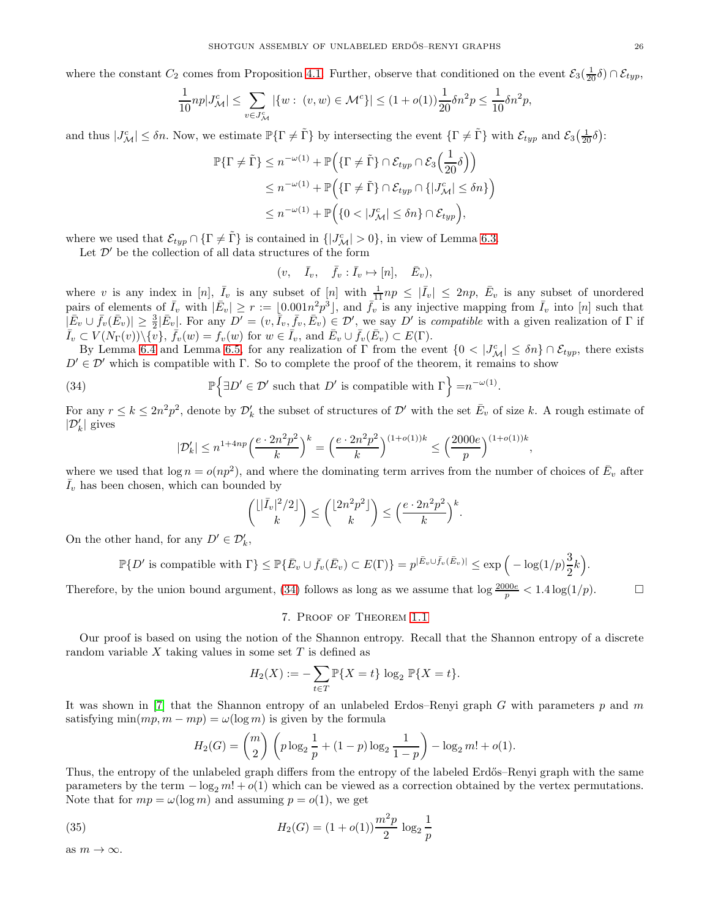where the constant $C_2$ comes from Proposition 4.1. Further, observe that conditioned on the event $\mathcal{E}_3(\frac{1}{20}\delta) \cap \mathcal{E}_{typ}$,

$$\frac{1}{10}np|J_{\mathcal{M}}^c| \le \sum_{v \in J_{\mathcal{M}}^c} |\{w:\ (v,w) \in \mathcal{M}^c\}| \le (1+o(1))\frac{1}{20}\delta n^2 p \le \frac{1}{10}\delta n^2 p,$$

and thus $|J_{\mathcal{M}}^c| \le \delta n$. Now, we estimate $\mathbb{P}\{\Gamma \ne \tilde{\Gamma}\}$ by intersecting the event $\{\Gamma \ne \tilde{\Gamma}\}$ with $\mathcal{E}_{typ}$ and $\mathcal{E}_3(\frac{1}{20}\delta)$:

$$\begin{aligned}
\mathbb{P}\{\Gamma \ne \tilde{\Gamma}\} &\le n^{-\omega(1)} + \mathbb{P}\Big(\{\Gamma \ne \tilde{\Gamma}\} \cap \mathcal{E}_{typ} \cap \mathcal{E}_3\Big(\frac{1}{20}\delta\Big)\Big) \\
&\le n^{-\omega(1)} + \mathbb{P}\Big(\{\Gamma \ne \tilde{\Gamma}\} \cap \mathcal{E}_{typ} \cap \{|J_{\mathcal{M}}^c| \le \delta n\}\Big) \\
&\le n^{-\omega(1)} + \mathbb{P}\Big(\{0 < |J_{\mathcal{M}}^c| \le \delta n\} \cap \mathcal{E}_{typ}\Big),
\end{aligned}$$

where we used that $\mathcal{E}_{typ} \cap \{\Gamma \ne \tilde{\Gamma}\}$ is contained in $\{|J_{\mathcal{M}}^c| > 0\}$, in view of Lemma 6.3.

Let $\mathcal{D}'$ be the collection of all data structures of the form

$$(v, \quad \bar{I}_v, \quad \bar{f}_v : \bar{I}_v \mapsto [n], \quad \bar{E}_v),$$

where $v$ is any index in $[n]$, $\bar{I}_v$ is any subset of $[n]$ with $\frac{1}{11}np \le |\bar{I}_v| \le 2np$, $\bar{E}_v$ is any subset of unordered pairs of elements of $\bar{I}_v$ with $|\bar{E}_v| \ge r := \lfloor 0.001 n^2 p^3 \rfloor$, and $\bar{f}_v$ is any injective mapping from $\bar{I}_v$ into $[n]$ such that $|\bar{E}_v \cup \bar{f}_v(\bar{E}_v)| \ge \frac{3}{2}|\bar{E}_v|$. For any $D' = (v, \bar{I}_v, \bar{f}_v, \bar{E}_v) \in \mathcal{D}'$, we say $D'$ is *compatible* with a given realization of $\Gamma$ if $\bar{I}_v \subset V(N_\Gamma(v))\backslash\{v\}$, $\bar{f}_v(w) = f_v(w)$ for $w \in \bar{I}_v$, and $\bar{E}_v \cup \bar{f}_v(\bar{E}_v) \subset E(\Gamma)$.

By Lemma 6.4 and Lemma 6.5, for any realization of $\Gamma$ from the event $\{0 < |J_{\mathcal{M}}^c| \le \delta n\} \cap \mathcal{E}_{typ}$, there exists $D' \in \mathcal{D}'$ which is compatible with $\Gamma$. So to complete the proof of the theorem, it remains to show

$$\mathbb{P}\Big\{\exists D' \in \mathcal{D}' \text{ such that } D' \text{ is compatible with } \Gamma\Big\} = n^{-\omega(1)}. \tag{34}$$

For any $r \le k \le 2n^2p^2$, denote by $\mathcal{D}'_k$ the subset of structures of $\mathcal{D}'$ with the set $\bar{E}_v$ of size $k$. A rough estimate of $|\mathcal{D}'_k|$ gives

$$|\mathcal{D}'_k| \le n^{1+4np}\Big(\frac{e \cdot 2n^2p^2}{k}\Big)^k = \Big(\frac{e \cdot 2n^2p^2}{k}\Big)^{(1+o(1))k} \le \Big(\frac{2000e}{p}\Big)^{(1+o(1))k},$$

where we used that $\log n = o(np^2)$, and where the dominating term arrives from the number of choices of $\bar{E}_v$ after $\bar{I}_v$ has been chosen, which can bounded by

$$\binom{\lfloor |\bar{I}_v|^2/2 \rfloor}{k} \le \binom{\lfloor 2n^2p^2 \rfloor}{k} \le \Big(\frac{e \cdot 2n^2p^2}{k}\Big)^k.$$

On the other hand, for any $D' \in \mathcal{D}'_k$,

$$\mathbb{P}\{D' \text{ is compatible with } \Gamma\} \le \mathbb{P}\{\bar{E}_v \cup \bar{f}_v(\bar{E}_v) \subset E(\Gamma)\} = p^{|\bar{E}_v \cup \bar{f}_v(\bar{E}_v)|} \le \exp\Big(-\log(1/p)\frac{3}{2}k\Big).$$

Therefore, by the union bound argument, (34) follows as long as we assume that $\log\frac{2000e}{p} < 1.4\log(1/p)$. $\square$

## 7. Proof of Theorem 1.1

Our proof is based on using the notion of the Shannon entropy. Recall that the Shannon entropy of a discrete random variable $X$ taking values in some set $T$ is defined as

$$H_2(X) := -\sum_{t \in T} \mathbb{P}\{X = t\}\,\log_2 \mathbb{P}\{X = t\}.$$

It was shown in [7] that the Shannon entropy of an unlabeled Erdos–Renyi graph $G$ with parameters $p$ and $m$ satisfying $\min(mp, m - mp) = \omega(\log m)$ is given by the formula

$$H_2(G) = \binom{m}{2}\,\Big(p\log_2\frac{1}{p} + (1-p)\log_2\frac{1}{1-p}\Big) - \log_2 m! + o(1).$$

Thus, the entropy of the unlabeled graph differs from the entropy of the labeled Erdős–Renyi graph with the same parameters by the term $-\log_2 m! + o(1)$ which can be viewed as a correction obtained by the vertex permutations. Note that for $mp = \omega(\log m)$ and assuming $p = o(1)$, we get

$$H_2(G) = (1+o(1))\frac{m^2p}{2}\,\log_2\frac{1}{p} \tag{35}$$

as $m \to \infty$.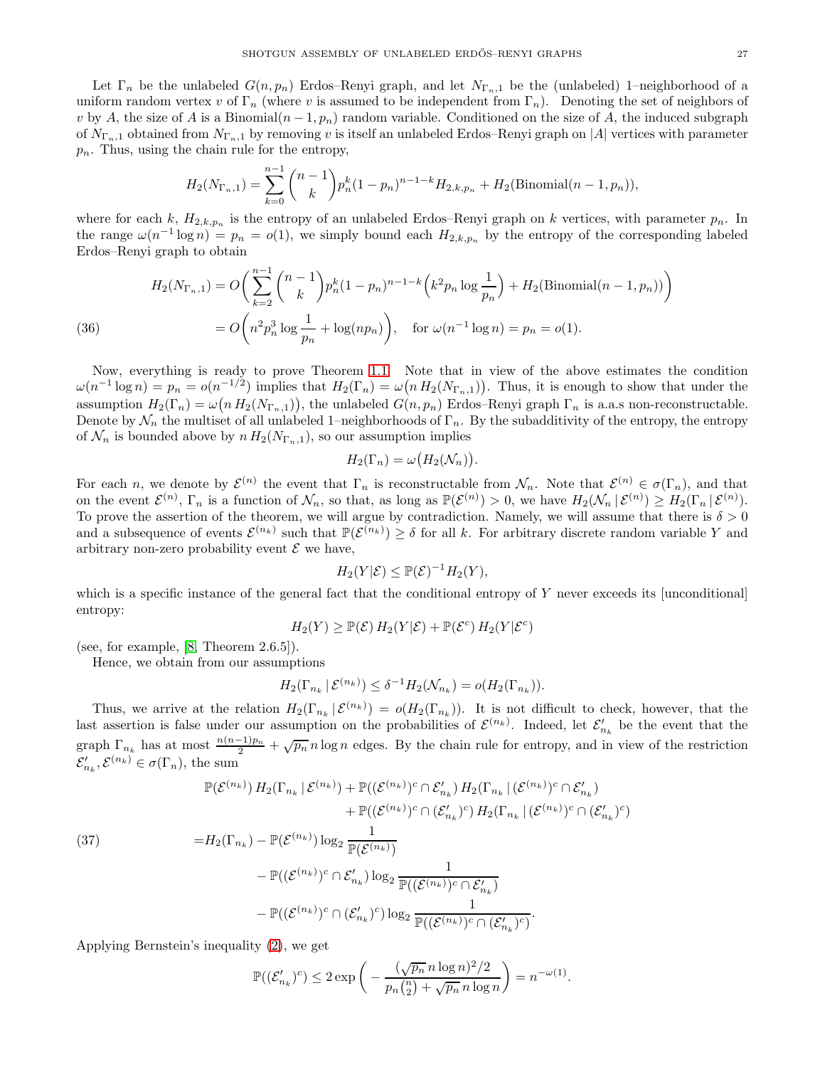Let $\Gamma_n$ be the unlabeled $G(n,p_n)$ Erdos–Renyi graph, and let $N_{\Gamma_n,1}$ be the (unlabeled) 1–neighborhood of a uniform random vertex $v$ of $\Gamma_n$ (where $v$ is assumed to be independent from $\Gamma_n$). Denoting the set of neighbors of $v$ by $A$, the size of $A$ is a Binomial$(n-1,p_n)$ random variable. Conditioned on the size of $A$, the induced subgraph of $N_{\Gamma_n,1}$ obtained from $N_{\Gamma_n,1}$ by removing $v$ is itself an unlabeled Erdos–Renyi graph on $|A|$ vertices with parameter $p_n$. Thus, using the chain rule for the entropy,

$$H_2(N_{\Gamma_n,1}) = \sum_{k=0}^{n-1} \binom{n-1}{k} p_n^k (1-p_n)^{n-1-k} H_{2,k,p_n} + H_2(\text{Binomial}(n-1,p_n)),$$

where for each $k$, $H_{2,k,p_n}$ is the entropy of an unlabeled Erdos–Renyi graph on $k$ vertices, with parameter $p_n$. In the range $\omega(n^{-1}\log n) = p_n = o(1)$, we simply bound each $H_{2,k,p_n}$ by the entropy of the corresponding labeled Erdos–Renyi graph to obtain

$$\begin{aligned} H_2(N_{\Gamma_n,1}) &= O\bigg( \sum_{k=2}^{n-1} \binom{n-1}{k} p_n^k (1-p_n)^{n-1-k} \Big(k^2 p_n \log\frac{1}{p_n}\Big) + H_2(\text{Binomial}(n-1,p_n)) \bigg) \\ &= O\bigg( n^2 p_n^3 \log\frac{1}{p_n} + \log(np_n) \bigg), \quad \text{for } \omega(n^{-1}\log n) = p_n = o(1). \end{aligned} \tag{36}$$

Now, everything is ready to prove Theorem 1.1. Note that in view of the above estimates the condition $\omega(n^{-1}\log n) = p_n = o(n^{-1/2})$ implies that $H_2(\Gamma_n) = \omega\big(n\, H_2(N_{\Gamma_n,1})\big)$. Thus, it is enough to show that under the assumption $H_2(\Gamma_n) = \omega\big(n\, H_2(N_{\Gamma_n,1})\big)$, the unlabeled $G(n,p_n)$ Erdos–Renyi graph $\Gamma_n$ is a.a.s non-reconstructable. Denote by $\mathcal{N}_n$ the multiset of all unlabeled 1–neighborhoods of $\Gamma_n$. By the subadditivity of the entropy, the entropy of $\mathcal{N}_n$ is bounded above by $n\, H_2(N_{\Gamma_n,1})$, so our assumption implies

$$H_2(\Gamma_n) = \omega\big(H_2(\mathcal{N}_n)\big).$$

For each $n$, we denote by $\mathcal{E}^{(n)}$ the event that $\Gamma_n$ is reconstructable from $\mathcal{N}_n$. Note that $\mathcal{E}^{(n)} \in \sigma(\Gamma_n)$, and that on the event $\mathcal{E}^{(n)}$, $\Gamma_n$ is a function of $\mathcal{N}_n$, so that, as long as $\mathbb{P}(\mathcal{E}^{(n)}) > 0$, we have $H_2(\mathcal{N}_n \,|\, \mathcal{E}^{(n)}) \geq H_2(\Gamma_n \,|\, \mathcal{E}^{(n)})$. To prove the assertion of the theorem, we will argue by contradiction. Namely, we will assume that there is $\delta > 0$ and a subsequence of events $\mathcal{E}^{(n_k)}$ such that $\mathbb{P}(\mathcal{E}^{(n_k)}) \geq \delta$ for all $k$. For arbitrary discrete random variable $Y$ and arbitrary non-zero probability event $\mathcal{E}$ we have,

$$H_2(Y|\mathcal{E}) \leq \mathbb{P}(\mathcal{E})^{-1} H_2(Y),$$

which is a specific instance of the general fact that the conditional entropy of $Y$ never exceeds its [unconditional] entropy:

$$H_2(Y) \geq \mathbb{P}(\mathcal{E})\, H_2(Y|\mathcal{E}) + \mathbb{P}(\mathcal{E}^c)\, H_2(Y|\mathcal{E}^c)$$

(see, for example, [8, Theorem 2.6.5]).

Hence, we obtain from our assumptions

$$H_2(\Gamma_{n_k} \,|\, \mathcal{E}^{(n_k)}) \leq \delta^{-1} H_2(\mathcal{N}_{n_k}) = o(H_2(\Gamma_{n_k})).$$

Thus, we arrive at the relation $H_2(\Gamma_{n_k} \,|\, \mathcal{E}^{(n_k)}) = o(H_2(\Gamma_{n_k}))$. It is not difficult to check, however, that the last assertion is false under our assumption on the probabilities of $\mathcal{E}^{(n_k)}$. Indeed, let $\mathcal{E}'_{n_k}$ be the event that the graph $\Gamma_{n_k}$ has at most $\frac{n(n-1)p_n}{2} + \sqrt{p_n}\, n\log n$ edges. By the chain rule for entropy, and in view of the restriction $\mathcal{E}'_{n_k}, \mathcal{E}^{(n_k)} \in \sigma(\Gamma_n)$, the sum

$$\begin{aligned} &\mathbb{P}(\mathcal{E}^{(n_k)})\, H_2(\Gamma_{n_k} \,|\, \mathcal{E}^{(n_k)}) + \mathbb{P}((\mathcal{E}^{(n_k)})^c \cap \mathcal{E}'_{n_k})\, H_2(\Gamma_{n_k} \,|\, (\mathcal{E}^{(n_k)})^c \cap \mathcal{E}'_{n_k}) \\ &\qquad\qquad + \mathbb{P}((\mathcal{E}^{(n_k)})^c \cap (\mathcal{E}'_{n_k})^c)\, H_2(\Gamma_{n_k} \,|\, (\mathcal{E}^{(n_k)})^c \cap (\mathcal{E}'_{n_k})^c) \\ &= H_2(\Gamma_{n_k}) - \mathbb{P}(\mathcal{E}^{(n_k)}) \log_2 \frac{1}{\mathbb{P}(\mathcal{E}^{(n_k)})} \\ &\quad - \mathbb{P}((\mathcal{E}^{(n_k)})^c \cap \mathcal{E}'_{n_k}) \log_2 \frac{1}{\mathbb{P}((\mathcal{E}^{(n_k)})^c \cap \mathcal{E}'_{n_k})} \\ &\quad - \mathbb{P}((\mathcal{E}^{(n_k)})^c \cap (\mathcal{E}'_{n_k})^c) \log_2 \frac{1}{\mathbb{P}((\mathcal{E}^{(n_k)})^c \cap (\mathcal{E}'_{n_k})^c)}. \end{aligned} \tag{37}$$

Applying Bernstein's inequality (2), we get

$$\mathbb{P}((\mathcal{E}'_{n_k})^c) \leq 2\exp\bigg( -\frac{(\sqrt{p_n}\, n\log n)^2/2}{p_n\binom{n}{2} + \sqrt{p_n}\, n\log n} \bigg) = n^{-\omega(1)}.$$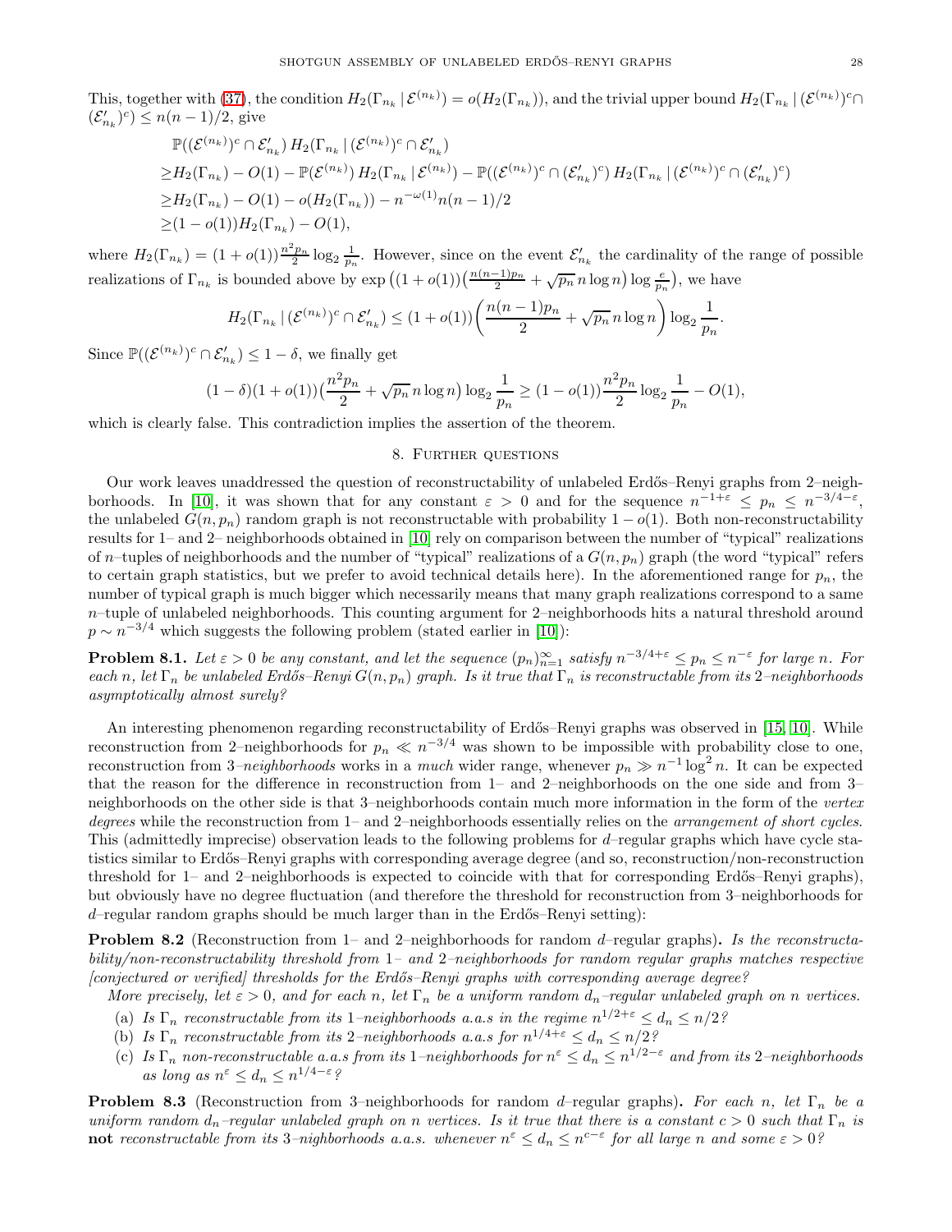This, together with (37), the condition $H_2(\Gamma_{n_k}\,|\,\mathcal{E}^{(n_k)}) = o(H_2(\Gamma_{n_k}))$, and the trivial upper bound $H_2(\Gamma_{n_k}\,|\,(\mathcal{E}^{(n_k)})^c\cap(\mathcal{E}'_{n_k})^c) \le n(n-1)/2$, give

$$
\begin{aligned}
&\mathbb{P}((\mathcal{E}^{(n_k)})^c \cap \mathcal{E}'_{n_k})\, H_2(\Gamma_{n_k}\,|\,(\mathcal{E}^{(n_k)})^c \cap \mathcal{E}'_{n_k})\\
\ge& H_2(\Gamma_{n_k}) - O(1) - \mathbb{P}(\mathcal{E}^{(n_k)})\, H_2(\Gamma_{n_k}\,|\,\mathcal{E}^{(n_k)}) - \mathbb{P}((\mathcal{E}^{(n_k)})^c \cap (\mathcal{E}'_{n_k})^c)\, H_2(\Gamma_{n_k}\,|\,(\mathcal{E}^{(n_k)})^c \cap (\mathcal{E}'_{n_k})^c)\\
\ge& H_2(\Gamma_{n_k}) - O(1) - o(H_2(\Gamma_{n_k})) - n^{-\omega(1)} n(n-1)/2\\
\ge& (1-o(1))H_2(\Gamma_{n_k}) - O(1),
\end{aligned}
$$

where $H_2(\Gamma_{n_k}) = (1+o(1))\frac{n^2 p_n}{2}\log_2\frac{1}{p_n}$. However, since on the event $\mathcal{E}'_{n_k}$ the cardinality of the range of possible realizations of $\Gamma_{n_k}$ is bounded above by $\exp\big((1+o(1))\big(\frac{n(n-1)p_n}{2} + \sqrt{p_n}\,n\log n\big)\log\frac{e}{p_n}\big)$, we have

$$
H_2(\Gamma_{n_k}\,|\,(\mathcal{E}^{(n_k)})^c \cap \mathcal{E}'_{n_k}) \le (1+o(1))\bigg(\frac{n(n-1)p_n}{2} + \sqrt{p_n}\,n\log n\bigg)\log_2\frac{1}{p_n}.
$$

Since $\mathbb{P}((\mathcal{E}^{(n_k)})^c \cap \mathcal{E}'_{n_k}) \le 1-\delta$, we finally get

$$
(1-\delta)(1+o(1))\big(\frac{n^2 p_n}{2} + \sqrt{p_n}\,n\log n\big)\log_2\frac{1}{p_n} \ge (1-o(1))\frac{n^2 p_n}{2}\log_2\frac{1}{p_n} - O(1),
$$

which is clearly false. This contradiction implies the assertion of the theorem.

## 8. Further questions

Our work leaves unaddressed the question of reconstructability of unlabeled Erdős–Renyi graphs from 2–neighborhoods. In [10], it was shown that for any constant $\varepsilon > 0$ and for the sequence $n^{-1+\varepsilon} \le p_n \le n^{-3/4-\varepsilon}$, the unlabeled $G(n,p_n)$ random graph is not reconstructable with probability $1-o(1)$. Both non-reconstructability results for 1– and 2– neighborhoods obtained in [10] rely on comparison between the number of "typical" realizations of $n$–tuples of neighborhoods and the number of "typical" realizations of a $G(n,p_n)$ graph (the word "typical" refers to certain graph statistics, but we prefer to avoid technical details here). In the aforementioned range for $p_n$, the number of typical graph is much bigger which necessarily means that many graph realizations correspond to a same $n$–tuple of unlabeled neighborhoods. This counting argument for 2–neighborhoods hits a natural threshold around $p \sim n^{-3/4}$ which suggests the following problem (stated earlier in [10]):

**Problem 8.1.** *Let $\varepsilon > 0$ be any constant, and let the sequence $(p_n)_{n=1}^\infty$ satisfy $n^{-3/4+\varepsilon} \le p_n \le n^{-\varepsilon}$ for large $n$. For each $n$, let $\Gamma_n$ be unlabeled Erdős–Renyi $G(n,p_n)$ graph. Is it true that $\Gamma_n$ is reconstructable from its 2–neighborhoods asymptotically almost surely?*

An interesting phenomenon regarding reconstructability of Erdős–Renyi graphs was observed in [15, 10]. While reconstruction from 2–neighborhoods for $p_n \ll n^{-3/4}$ was shown to be impossible with probability close to one, reconstruction from 3–*neighborhoods* works in a *much* wider range, whenever $p_n \gg n^{-1}\log^2 n$. It can be expected that the reason for the difference in reconstruction from 1– and 2–neighborhoods on the one side and from 3–neighborhoods on the other side is that 3–neighborhoods contain much more information in the form of the *vertex degrees* while the reconstruction from 1– and 2–neighborhoods essentially relies on the *arrangement of short cycles*. This (admittedly imprecise) observation leads to the following problems for $d$–regular graphs which have cycle statistics similar to Erdős–Renyi graphs with corresponding average degree (and so, reconstruction/non-reconstruction threshold for 1– and 2–neighborhoods is expected to coincide with that for corresponding Erdős–Renyi graphs), but obviously have no degree fluctuation (and therefore the threshold for reconstruction from 3–neighborhoods for $d$–regular random graphs should be much larger than in the Erdős–Renyi setting):

**Problem 8.2** (Reconstruction from 1– and 2–neighborhoods for random $d$–regular graphs)**.** *Is the reconstructability/non-reconstructability threshold from 1– and 2–neighborhoods for random regular graphs matches respective [conjectured or verified] thresholds for the Erdős–Renyi graphs with corresponding average degree?*

*More precisely, let $\varepsilon > 0$, and for each $n$, let $\Gamma_n$ be a uniform random $d_n$–regular unlabeled graph on $n$ vertices.*

- (a) *Is $\Gamma_n$ reconstructable from its 1–neighborhoods a.a.s in the regime $n^{1/2+\varepsilon} \le d_n \le n/2$?*
- (b) *Is $\Gamma_n$ reconstructable from its 2–neighborhoods a.a.s for $n^{1/4+\varepsilon} \le d_n \le n/2$?*
- (c) *Is $\Gamma_n$ non-reconstructable a.a.s from its 1–neighborhoods for $n^{\varepsilon} \le d_n \le n^{1/2-\varepsilon}$ and from its 2–neighborhoods as long as $n^{\varepsilon} \le d_n \le n^{1/4-\varepsilon}$?*

**Problem 8.3** (Reconstruction from 3–neighborhoods for random $d$–regular graphs)**.** *For each $n$, let $\Gamma_n$ be a uniform random $d_n$–regular unlabeled graph on $n$ vertices. Is it true that there is a constant $c > 0$ such that $\Gamma_n$ is* **not** *reconstructable from its 3–nighborhoods a.a.s. whenever $n^{\varepsilon} \le d_n \le n^{c-\varepsilon}$ for all large $n$ and some $\varepsilon > 0$?*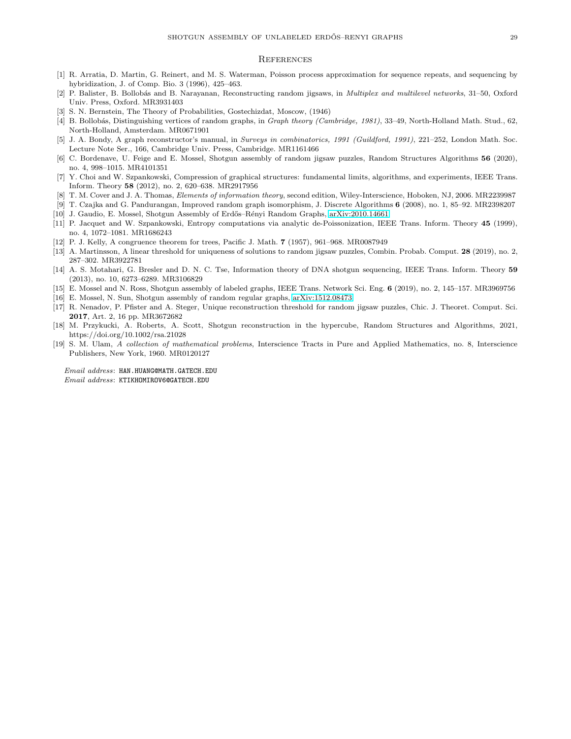## References

[1] R. Arratia, D. Martin, G. Reinert, and M. S. Waterman, Poisson process approximation for sequence repeats, and sequencing by hybridization, J. of Comp. Bio. 3 (1996), 425–463.

[2] P. Balister, B. Bollobás and B. Narayanan, Reconstructing random jigsaws, in *Multiplex and multilevel networks*, 31–50, Oxford Univ. Press, Oxford. MR3931403

[3] S. N. Bernstein, The Theory of Probabilities, Gostechizdat, Moscow, (1946)

[4] B. Bollobás, Distinguishing vertices of random graphs, in *Graph theory (Cambridge, 1981)*, 33–49, North-Holland Math. Stud., 62, North-Holland, Amsterdam. MR0671901

[5] J. A. Bondy, A graph reconstructor's manual, in *Surveys in combinatorics, 1991 (Guildford, 1991)*, 221–252, London Math. Soc. Lecture Note Ser., 166, Cambridge Univ. Press, Cambridge. MR1161466

[6] C. Bordenave, U. Feige and E. Mossel, Shotgun assembly of random jigsaw puzzles, Random Structures Algorithms **56** (2020), no. 4, 998–1015. MR4101351

[7] Y. Choi and W. Szpankowski, Compression of graphical structures: fundamental limits, algorithms, and experiments, IEEE Trans. Inform. Theory **58** (2012), no. 2, 620–638. MR2917956

[8] T. M. Cover and J. A. Thomas, *Elements of information theory*, second edition, Wiley-Interscience, Hoboken, NJ, 2006. MR2239987

[9] T. Czajka and G. Pandurangan, Improved random graph isomorphism, J. Discrete Algorithms **6** (2008), no. 1, 85–92. MR2398207

[10] J. Gaudio, E. Mossel, Shotgun Assembly of Erdős–Rényi Random Graphs, arXiv:2010.14661

[11] P. Jacquet and W. Szpankowski, Entropy computations via analytic de-Poissonization, IEEE Trans. Inform. Theory **45** (1999), no. 4, 1072–1081. MR1686243

[12] P. J. Kelly, A congruence theorem for trees, Pacific J. Math. **7** (1957), 961–968. MR0087949

[13] A. Martinsson, A linear threshold for uniqueness of solutions to random jigsaw puzzles, Combin. Probab. Comput. **28** (2019), no. 2, 287–302. MR3922781

[14] A. S. Motahari, G. Bresler and D. N. C. Tse, Information theory of DNA shotgun sequencing, IEEE Trans. Inform. Theory **59** (2013), no. 10, 6273–6289. MR3106829

[15] E. Mossel and N. Ross, Shotgun assembly of labeled graphs, IEEE Trans. Network Sci. Eng. **6** (2019), no. 2, 145–157. MR3969756

[16] E. Mossel, N. Sun, Shotgun assembly of random regular graphs, arXiv:1512.08473

[17] R. Nenadov, P. Pfister and A. Steger, Unique reconstruction threshold for random jigsaw puzzles, Chic. J. Theoret. Comput. Sci. **2017**, Art. 2, 16 pp. MR3672682

[18] M. Przykucki, A. Roberts, A. Scott, Shotgun reconstruction in the hypercube, Random Structures and Algorithms, 2021, https://doi.org/10.1002/rsa.21028

[19] S. M. Ulam, *A collection of mathematical problems*, Interscience Tracts in Pure and Applied Mathematics, no. 8, Interscience Publishers, New York, 1960. MR0120127

*Email address*: HAN.HUANG@MATH.GATECH.EDU
*Email address*: KTIKHOMIROV6@GATECH.EDU